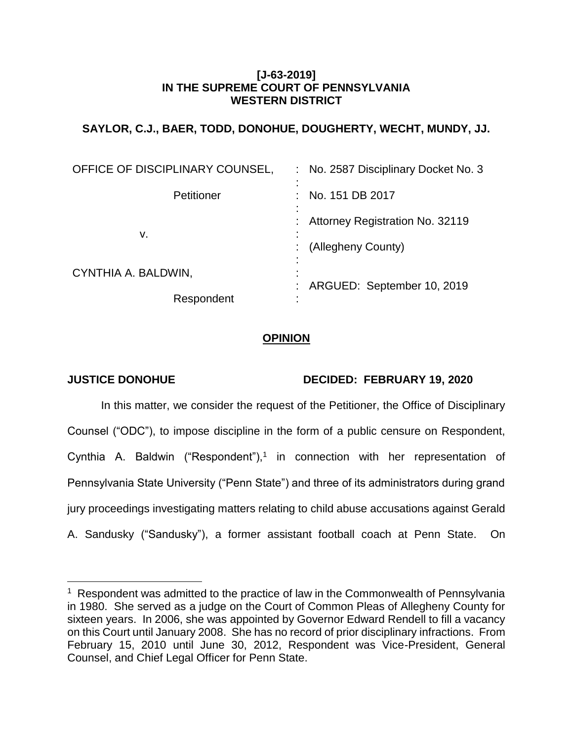**[J-63-2019]**
**IN THE SUPREME COURT OF PENNSYLVANIA**
**WESTERN DISTRICT**

**SAYLOR, C.J., BAER, TODD, DONOHUE, DOUGHERTY, WECHT, MUNDY, JJ.**

| | |
|---|---|
| OFFICE OF DISCIPLINARY COUNSEL, | No. 2587 Disciplinary Docket No. 3 |
| Petitioner | No. 151 DB 2017 |
| v. | Attorney Registration No. 32119 |
| | (Allegheny County) |
| CYNTHIA A. BALDWIN, | ARGUED: September 10, 2019 |
| Respondent | |

## OPINION

**JUSTICE DONOHUE** **DECIDED: FEBRUARY 19, 2020**

In this matter, we consider the request of the Petitioner, the Office of Disciplinary Counsel ("ODC"), to impose discipline in the form of a public censure on Respondent, Cynthia A. Baldwin ("Respondent"),[1] in connection with her representation of Pennsylvania State University ("Penn State") and three of its administrators during grand jury proceedings investigating matters relating to child abuse accusations against Gerald A. Sandusky ("Sandusky"), a former assistant football coach at Penn State. On

[1] Respondent was admitted to the practice of law in the Commonwealth of Pennsylvania in 1980. She served as a judge on the Court of Common Pleas of Allegheny County for sixteen years. In 2006, she was appointed by Governor Edward Rendell to fill a vacancy on this Court until January 2008. She has no record of prior disciplinary infractions. From February 15, 2010 until June 30, 2012, Respondent was Vice-President, General Counsel, and Chief Legal Officer for Penn State.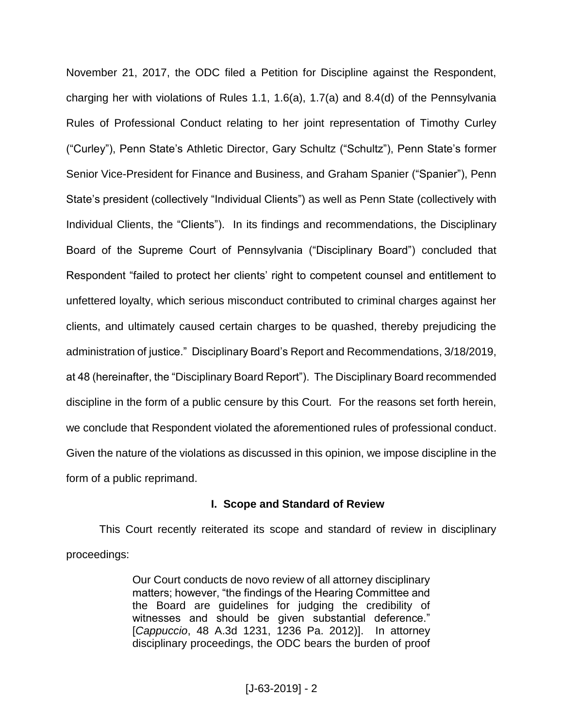November 21, 2017, the ODC filed a Petition for Discipline against the Respondent, charging her with violations of Rules 1.1, 1.6(a), 1.7(a) and 8.4(d) of the Pennsylvania Rules of Professional Conduct relating to her joint representation of Timothy Curley ("Curley"), Penn State's Athletic Director, Gary Schultz ("Schultz"), Penn State's former Senior Vice-President for Finance and Business, and Graham Spanier ("Spanier"), Penn State's president (collectively "Individual Clients") as well as Penn State (collectively with Individual Clients, the "Clients"). In its findings and recommendations, the Disciplinary Board of the Supreme Court of Pennsylvania ("Disciplinary Board") concluded that Respondent "failed to protect her clients' right to competent counsel and entitlement to unfettered loyalty, which serious misconduct contributed to criminal charges against her clients, and ultimately caused certain charges to be quashed, thereby prejudicing the administration of justice." Disciplinary Board's Report and Recommendations, 3/18/2019, at 48 (hereinafter, the "Disciplinary Board Report"). The Disciplinary Board recommended discipline in the form of a public censure by this Court. For the reasons set forth herein, we conclude that Respondent violated the aforementioned rules of professional conduct. Given the nature of the violations as discussed in this opinion, we impose discipline in the form of a public reprimand.

## I. Scope and Standard of Review

This Court recently reiterated its scope and standard of review in disciplinary proceedings:

> Our Court conducts de novo review of all attorney disciplinary matters; however, "the findings of the Hearing Committee and the Board are guidelines for judging the credibility of witnesses and should be given substantial deference." [*Cappuccio*, 48 A.3d 1231, 1236 Pa. 2012)]. In attorney disciplinary proceedings, the ODC bears the burden of proof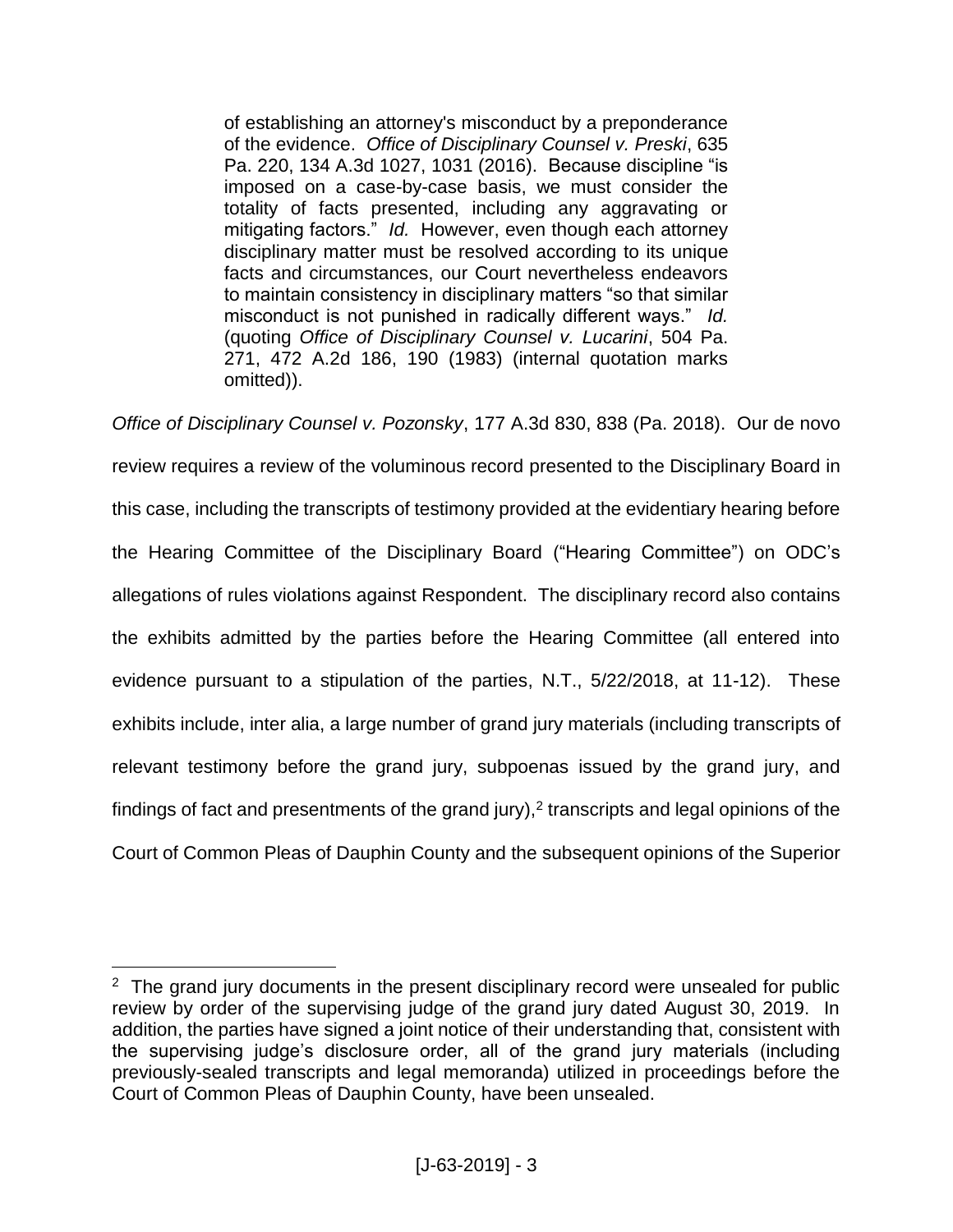> of establishing an attorney's misconduct by a preponderance of the evidence. *Office of Disciplinary Counsel v. Preski*, 635 Pa. 220, 134 A.3d 1027, 1031 (2016). Because discipline "is imposed on a case-by-case basis, we must consider the totality of facts presented, including any aggravating or mitigating factors." *Id.* However, even though each attorney disciplinary matter must be resolved according to its unique facts and circumstances, our Court nevertheless endeavors to maintain consistency in disciplinary matters "so that similar misconduct is not punished in radically different ways." *Id.* (quoting *Office of Disciplinary Counsel v. Lucarini*, 504 Pa. 271, 472 A.2d 186, 190 (1983) (internal quotation marks omitted)).

*Office of Disciplinary Counsel v. Pozonsky*, 177 A.3d 830, 838 (Pa. 2018). Our de novo review requires a review of the voluminous record presented to the Disciplinary Board in this case, including the transcripts of testimony provided at the evidentiary hearing before the Hearing Committee of the Disciplinary Board ("Hearing Committee") on ODC's allegations of rules violations against Respondent. The disciplinary record also contains the exhibits admitted by the parties before the Hearing Committee (all entered into evidence pursuant to a stipulation of the parties, N.T., 5/22/2018, at 11-12). These exhibits include, inter alia, a large number of grand jury materials (including transcripts of relevant testimony before the grand jury, subpoenas issued by the grand jury, and findings of fact and presentments of the grand jury),[2] transcripts and legal opinions of the Court of Common Pleas of Dauphin County and the subsequent opinions of the Superior

---

[2] The grand jury documents in the present disciplinary record were unsealed for public review by order of the supervising judge of the grand jury dated August 30, 2019. In addition, the parties have signed a joint notice of their understanding that, consistent with the supervising judge's disclosure order, all of the grand jury materials (including previously-sealed transcripts and legal memoranda) utilized in proceedings before the Court of Common Pleas of Dauphin County, have been unsealed.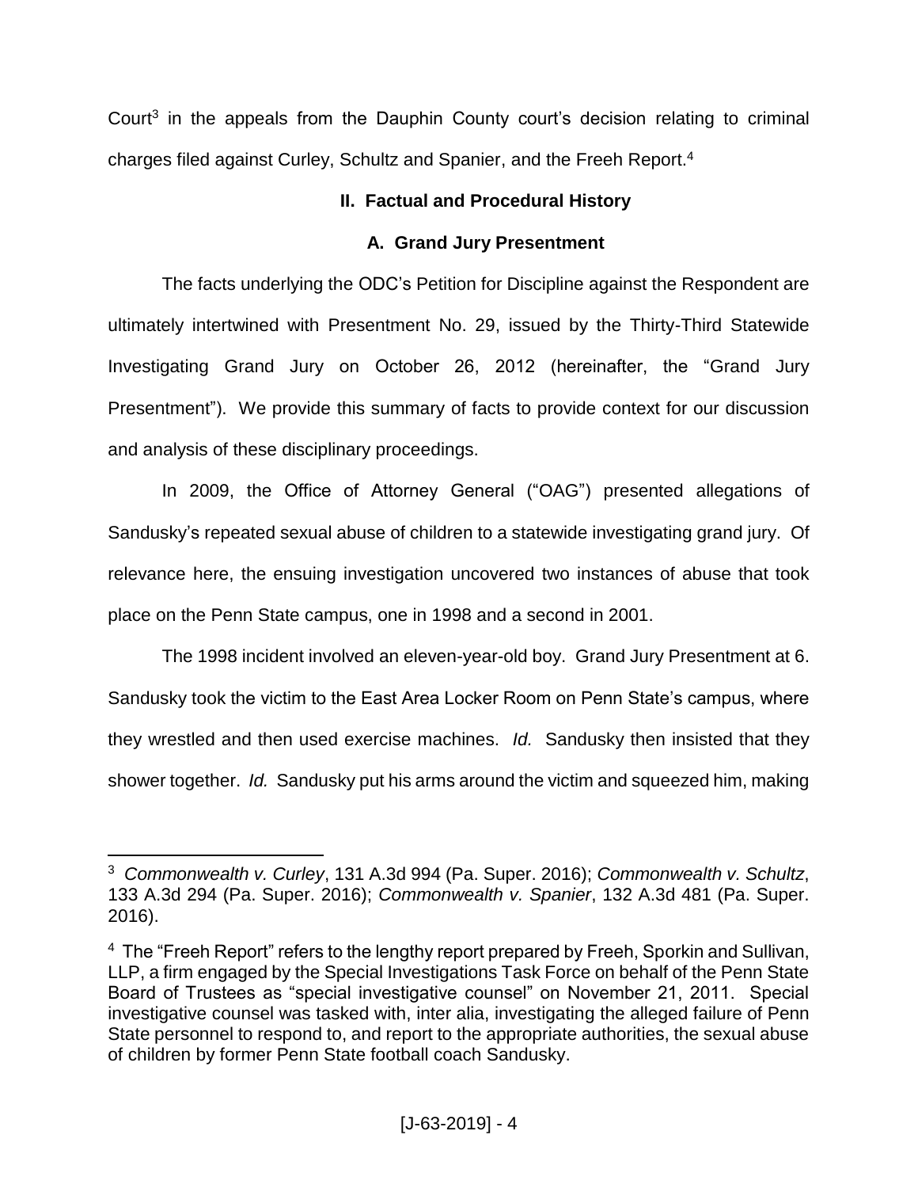Court[3] in the appeals from the Dauphin County court's decision relating to criminal charges filed against Curley, Schultz and Spanier, and the Freeh Report.[4]

## II. Factual and Procedural History

### A. Grand Jury Presentment

The facts underlying the ODC's Petition for Discipline against the Respondent are ultimately intertwined with Presentment No. 29, issued by the Thirty-Third Statewide Investigating Grand Jury on October 26, 2012 (hereinafter, the "Grand Jury Presentment"). We provide this summary of facts to provide context for our discussion and analysis of these disciplinary proceedings.

In 2009, the Office of Attorney General ("OAG") presented allegations of Sandusky's repeated sexual abuse of children to a statewide investigating grand jury. Of relevance here, the ensuing investigation uncovered two instances of abuse that took place on the Penn State campus, one in 1998 and a second in 2001.

The 1998 incident involved an eleven-year-old boy. Grand Jury Presentment at 6. Sandusky took the victim to the East Area Locker Room on Penn State's campus, where they wrestled and then used exercise machines. *Id.* Sandusky then insisted that they shower together. *Id.* Sandusky put his arms around the victim and squeezed him, making

---

[3] *Commonwealth v. Curley*, 131 A.3d 994 (Pa. Super. 2016); *Commonwealth v. Schultz*, 133 A.3d 294 (Pa. Super. 2016); *Commonwealth v. Spanier*, 132 A.3d 481 (Pa. Super. 2016).

[4] The "Freeh Report" refers to the lengthy report prepared by Freeh, Sporkin and Sullivan, LLP, a firm engaged by the Special Investigations Task Force on behalf of the Penn State Board of Trustees as "special investigative counsel" on November 21, 2011. Special investigative counsel was tasked with, inter alia, investigating the alleged failure of Penn State personnel to respond to, and report to the appropriate authorities, the sexual abuse of children by former Penn State football coach Sandusky.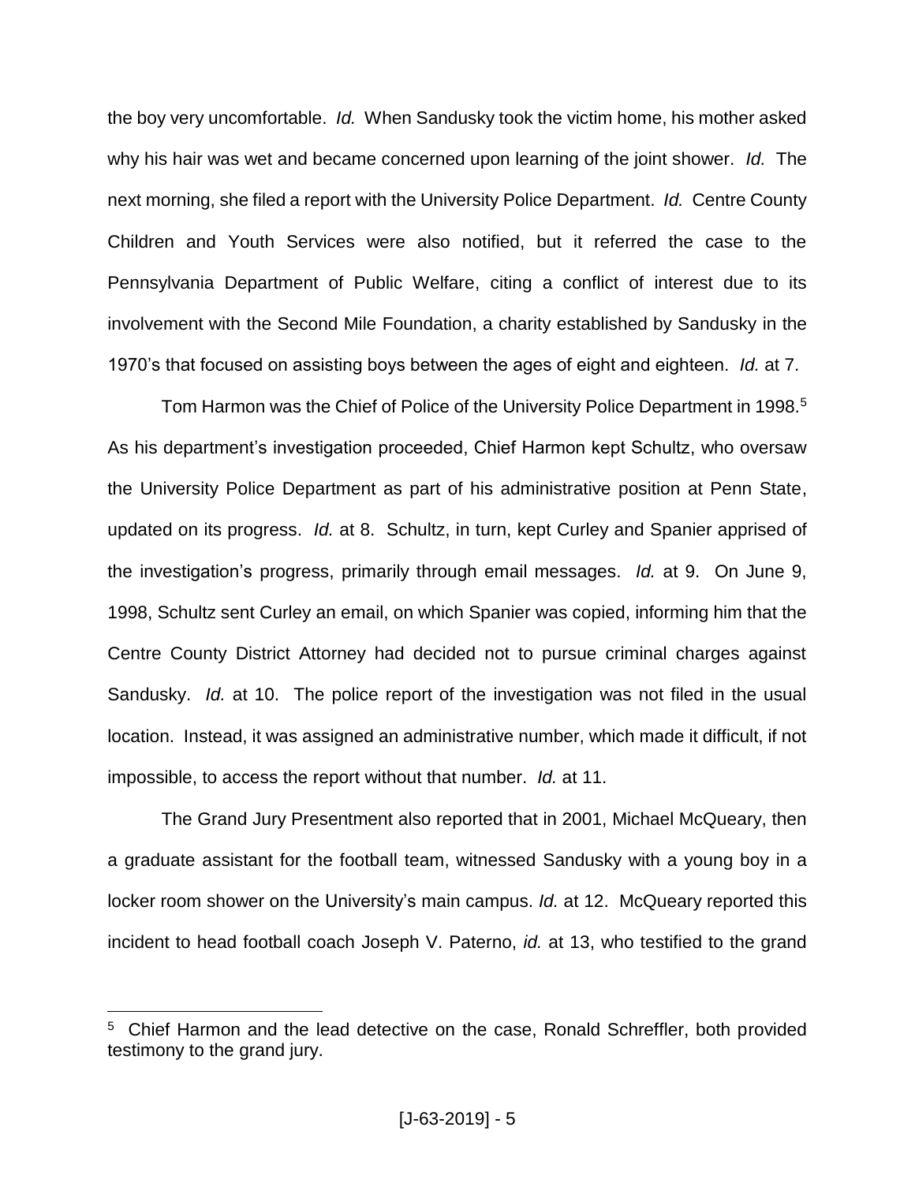the boy very uncomfortable. *Id.* When Sandusky took the victim home, his mother asked why his hair was wet and became concerned upon learning of the joint shower. *Id.* The next morning, she filed a report with the University Police Department. *Id.* Centre County Children and Youth Services were also notified, but it referred the case to the Pennsylvania Department of Public Welfare, citing a conflict of interest due to its involvement with the Second Mile Foundation, a charity established by Sandusky in the 1970's that focused on assisting boys between the ages of eight and eighteen. *Id.* at 7.

Tom Harmon was the Chief of Police of the University Police Department in 1998.[5] As his department's investigation proceeded, Chief Harmon kept Schultz, who oversaw the University Police Department as part of his administrative position at Penn State, updated on its progress. *Id.* at 8. Schultz, in turn, kept Curley and Spanier apprised of the investigation's progress, primarily through email messages. *Id.* at 9. On June 9, 1998, Schultz sent Curley an email, on which Spanier was copied, informing him that the Centre County District Attorney had decided not to pursue criminal charges against Sandusky. *Id.* at 10. The police report of the investigation was not filed in the usual location. Instead, it was assigned an administrative number, which made it difficult, if not impossible, to access the report without that number. *Id.* at 11.

The Grand Jury Presentment also reported that in 2001, Michael McQueary, then a graduate assistant for the football team, witnessed Sandusky with a young boy in a locker room shower on the University's main campus. *Id.* at 12. McQueary reported this incident to head football coach Joseph V. Paterno, *id.* at 13, who testified to the grand

[5] Chief Harmon and the lead detective on the case, Ronald Schreffler, both provided testimony to the grand jury.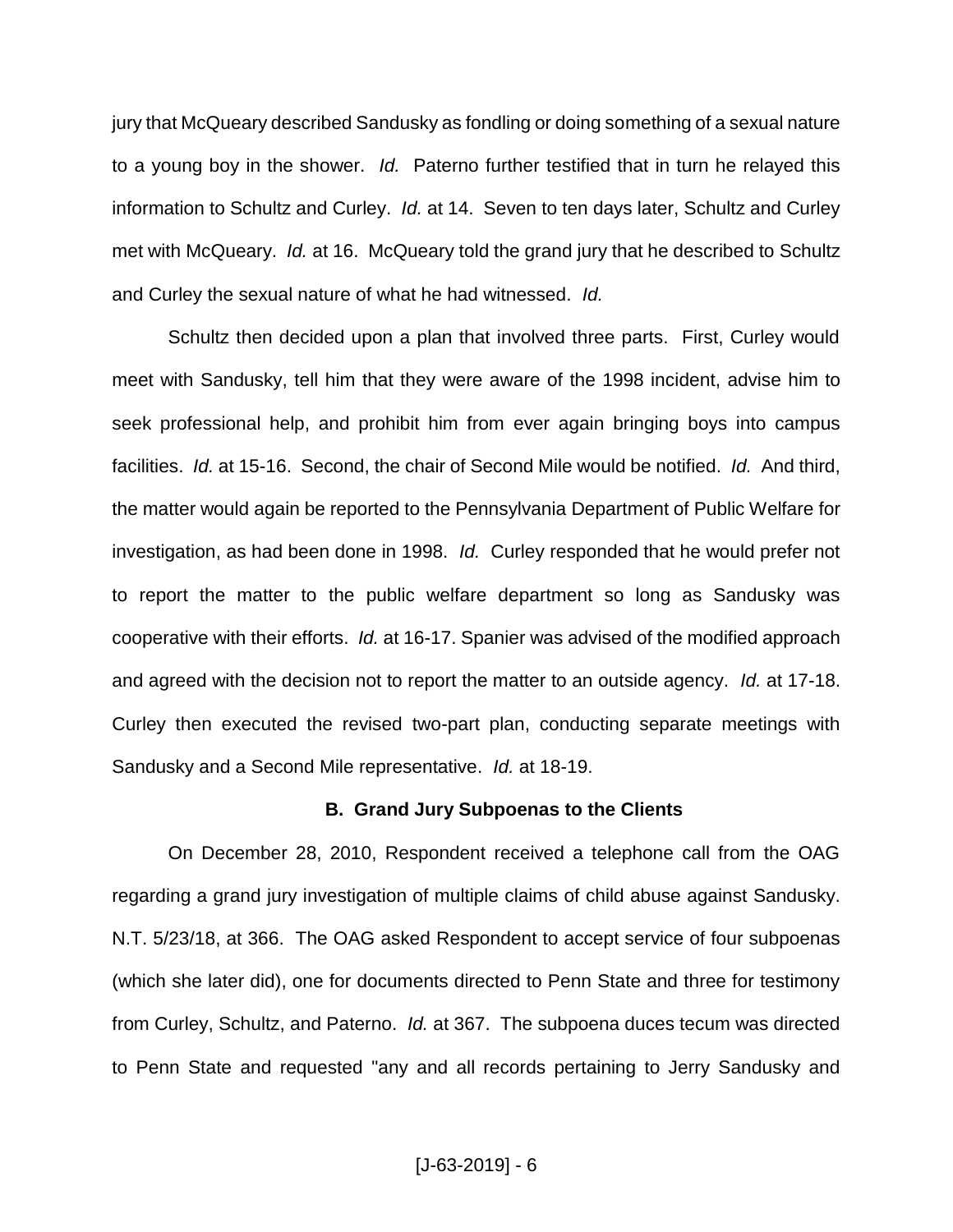jury that McQueary described Sandusky as fondling or doing something of a sexual nature to a young boy in the shower. *Id.* Paterno further testified that in turn he relayed this information to Schultz and Curley. *Id.* at 14. Seven to ten days later, Schultz and Curley met with McQueary. *Id.* at 16. McQueary told the grand jury that he described to Schultz and Curley the sexual nature of what he had witnessed. *Id.*

Schultz then decided upon a plan that involved three parts. First, Curley would meet with Sandusky, tell him that they were aware of the 1998 incident, advise him to seek professional help, and prohibit him from ever again bringing boys into campus facilities. *Id.* at 15-16. Second, the chair of Second Mile would be notified. *Id.* And third, the matter would again be reported to the Pennsylvania Department of Public Welfare for investigation, as had been done in 1998. *Id.* Curley responded that he would prefer not to report the matter to the public welfare department so long as Sandusky was cooperative with their efforts. *Id.* at 16-17. Spanier was advised of the modified approach and agreed with the decision not to report the matter to an outside agency. *Id.* at 17-18. Curley then executed the revised two-part plan, conducting separate meetings with Sandusky and a Second Mile representative. *Id.* at 18-19.

### B. Grand Jury Subpoenas to the Clients

On December 28, 2010, Respondent received a telephone call from the OAG regarding a grand jury investigation of multiple claims of child abuse against Sandusky. N.T. 5/23/18, at 366. The OAG asked Respondent to accept service of four subpoenas (which she later did), one for documents directed to Penn State and three for testimony from Curley, Schultz, and Paterno. *Id.* at 367. The subpoena duces tecum was directed to Penn State and requested "any and all records pertaining to Jerry Sandusky and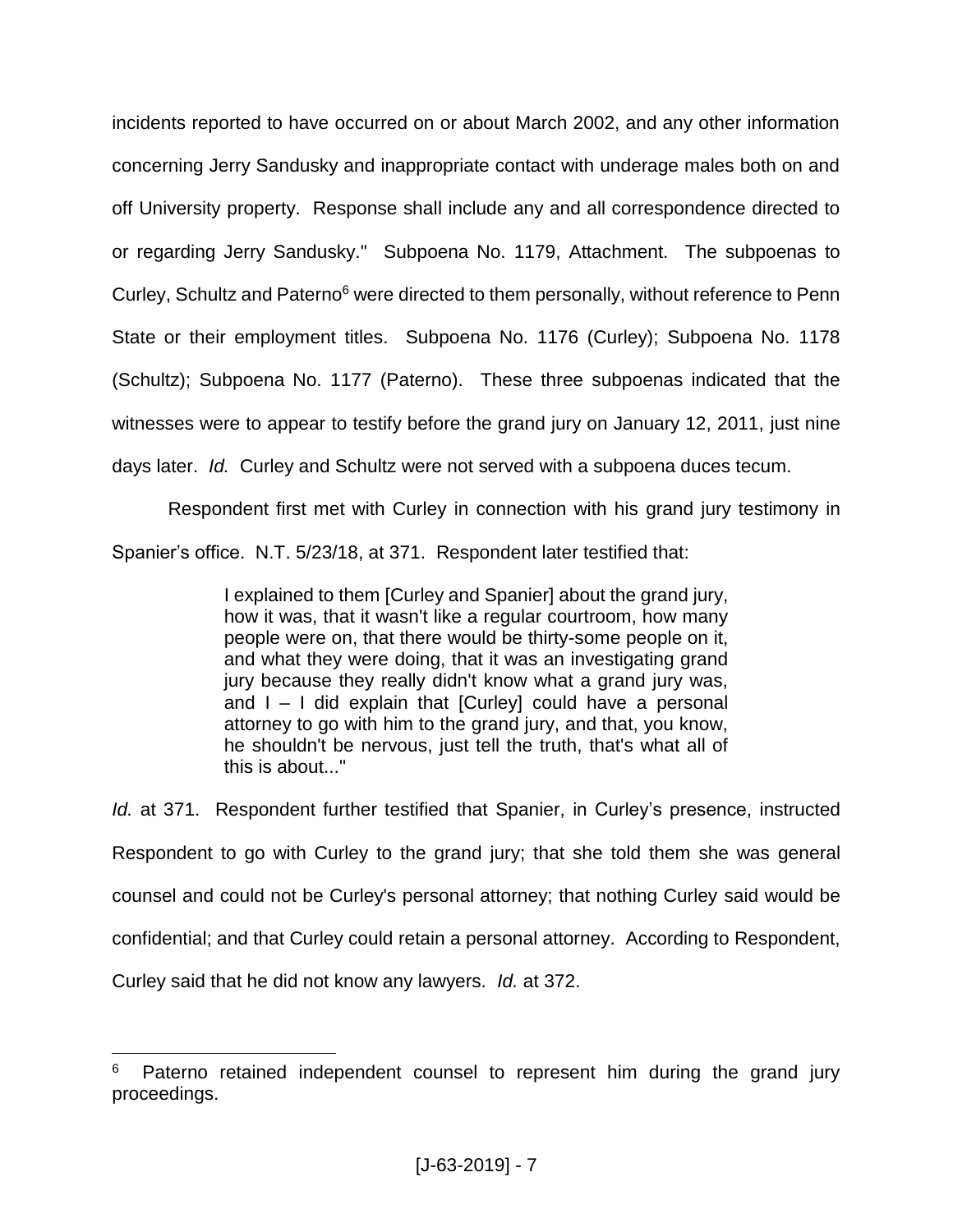incidents reported to have occurred on or about March 2002, and any other information concerning Jerry Sandusky and inappropriate contact with underage males both on and off University property. Response shall include any and all correspondence directed to or regarding Jerry Sandusky." Subpoena No. 1179, Attachment. The subpoenas to Curley, Schultz and Paterno[6] were directed to them personally, without reference to Penn State or their employment titles. Subpoena No. 1176 (Curley); Subpoena No. 1178 (Schultz); Subpoena No. 1177 (Paterno). These three subpoenas indicated that the witnesses were to appear to testify before the grand jury on January 12, 2011, just nine days later. *Id.* Curley and Schultz were not served with a subpoena duces tecum.

Respondent first met with Curley in connection with his grand jury testimony in Spanier's office. N.T. 5/23/18, at 371. Respondent later testified that:

> I explained to them [Curley and Spanier] about the grand jury, how it was, that it wasn't like a regular courtroom, how many people were on, that there would be thirty-some people on it, and what they were doing, that it was an investigating grand jury because they really didn't know what a grand jury was, and I – I did explain that [Curley] could have a personal attorney to go with him to the grand jury, and that, you know, he shouldn't be nervous, just tell the truth, that's what all of this is about..."

*Id.* at 371. Respondent further testified that Spanier, in Curley's presence, instructed Respondent to go with Curley to the grand jury; that she told them she was general counsel and could not be Curley's personal attorney; that nothing Curley said would be confidential; and that Curley could retain a personal attorney. According to Respondent, Curley said that he did not know any lawyers. *Id.* at 372.

---

[6] Paterno retained independent counsel to represent him during the grand jury proceedings.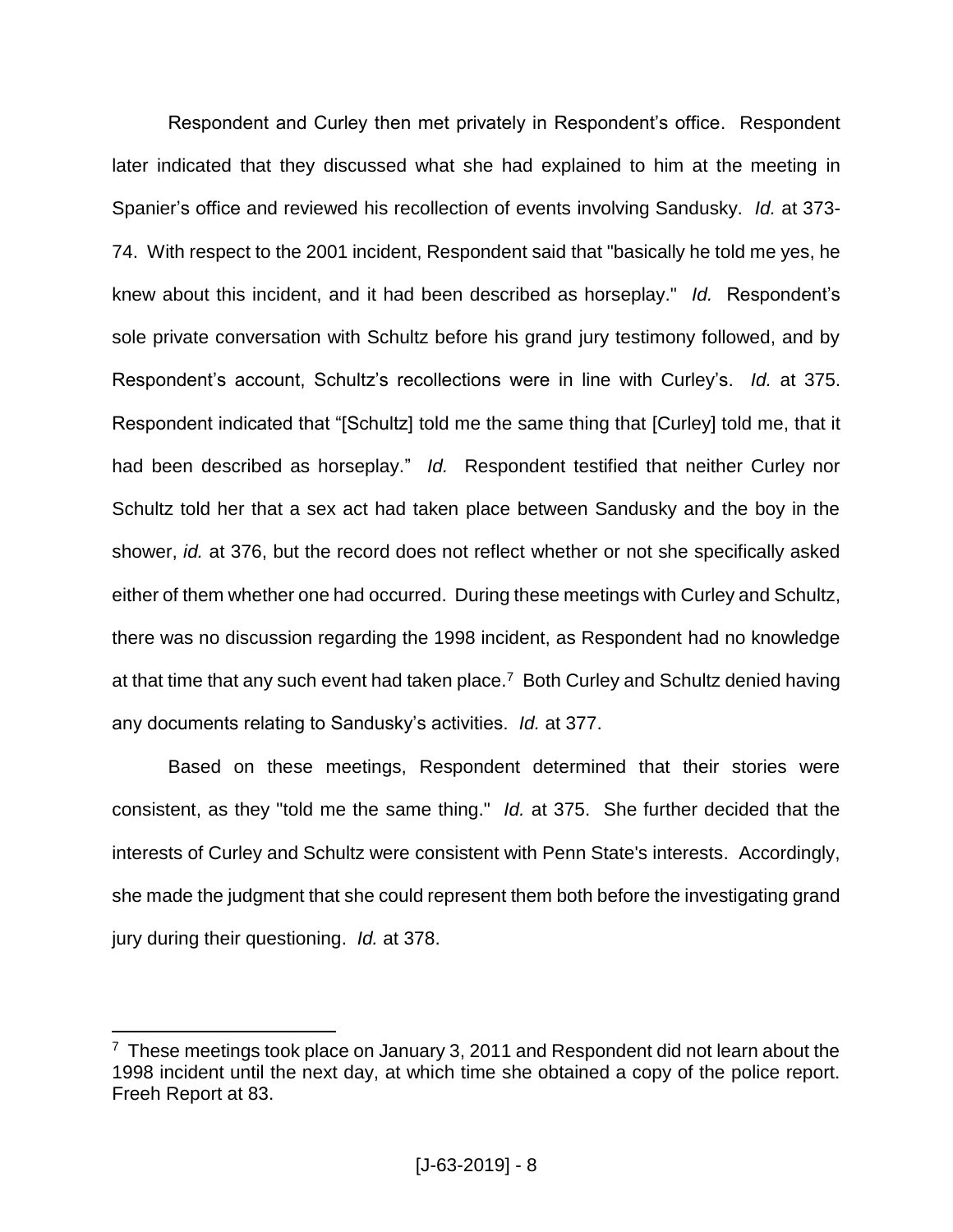Respondent and Curley then met privately in Respondent's office. Respondent later indicated that they discussed what she had explained to him at the meeting in Spanier's office and reviewed his recollection of events involving Sandusky. *Id.* at 373-74. With respect to the 2001 incident, Respondent said that "basically he told me yes, he knew about this incident, and it had been described as horseplay." *Id.* Respondent's sole private conversation with Schultz before his grand jury testimony followed, and by Respondent's account, Schultz's recollections were in line with Curley's. *Id.* at 375. Respondent indicated that "[Schultz] told me the same thing that [Curley] told me, that it had been described as horseplay." *Id.* Respondent testified that neither Curley nor Schultz told her that a sex act had taken place between Sandusky and the boy in the shower, *id.* at 376, but the record does not reflect whether or not she specifically asked either of them whether one had occurred. During these meetings with Curley and Schultz, there was no discussion regarding the 1998 incident, as Respondent had no knowledge at that time that any such event had taken place.[7] Both Curley and Schultz denied having any documents relating to Sandusky's activities. *Id.* at 377.

Based on these meetings, Respondent determined that their stories were consistent, as they "told me the same thing." *Id.* at 375. She further decided that the interests of Curley and Schultz were consistent with Penn State's interests. Accordingly, she made the judgment that she could represent them both before the investigating grand jury during their questioning. *Id.* at 378.

---

[7] These meetings took place on January 3, 2011 and Respondent did not learn about the 1998 incident until the next day, at which time she obtained a copy of the police report. Freeh Report at 83.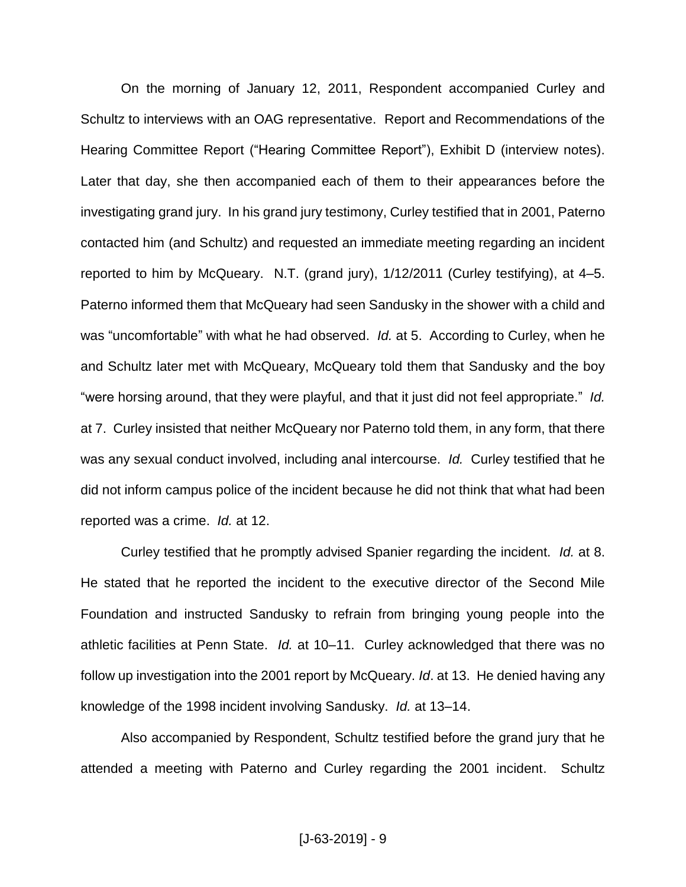On the morning of January 12, 2011, Respondent accompanied Curley and Schultz to interviews with an OAG representative. Report and Recommendations of the Hearing Committee Report ("Hearing Committee Report"), Exhibit D (interview notes). Later that day, she then accompanied each of them to their appearances before the investigating grand jury. In his grand jury testimony, Curley testified that in 2001, Paterno contacted him (and Schultz) and requested an immediate meeting regarding an incident reported to him by McQueary. N.T. (grand jury), 1/12/2011 (Curley testifying), at 4–5. Paterno informed them that McQueary had seen Sandusky in the shower with a child and was "uncomfortable" with what he had observed. *Id.* at 5. According to Curley, when he and Schultz later met with McQueary, McQueary told them that Sandusky and the boy "were horsing around, that they were playful, and that it just did not feel appropriate." *Id.* at 7. Curley insisted that neither McQueary nor Paterno told them, in any form, that there was any sexual conduct involved, including anal intercourse. *Id.* Curley testified that he did not inform campus police of the incident because he did not think that what had been reported was a crime. *Id.* at 12.

Curley testified that he promptly advised Spanier regarding the incident. *Id.* at 8. He stated that he reported the incident to the executive director of the Second Mile Foundation and instructed Sandusky to refrain from bringing young people into the athletic facilities at Penn State. *Id.* at 10–11. Curley acknowledged that there was no follow up investigation into the 2001 report by McQueary. *Id*. at 13. He denied having any knowledge of the 1998 incident involving Sandusky. *Id.* at 13–14.

Also accompanied by Respondent, Schultz testified before the grand jury that he attended a meeting with Paterno and Curley regarding the 2001 incident. Schultz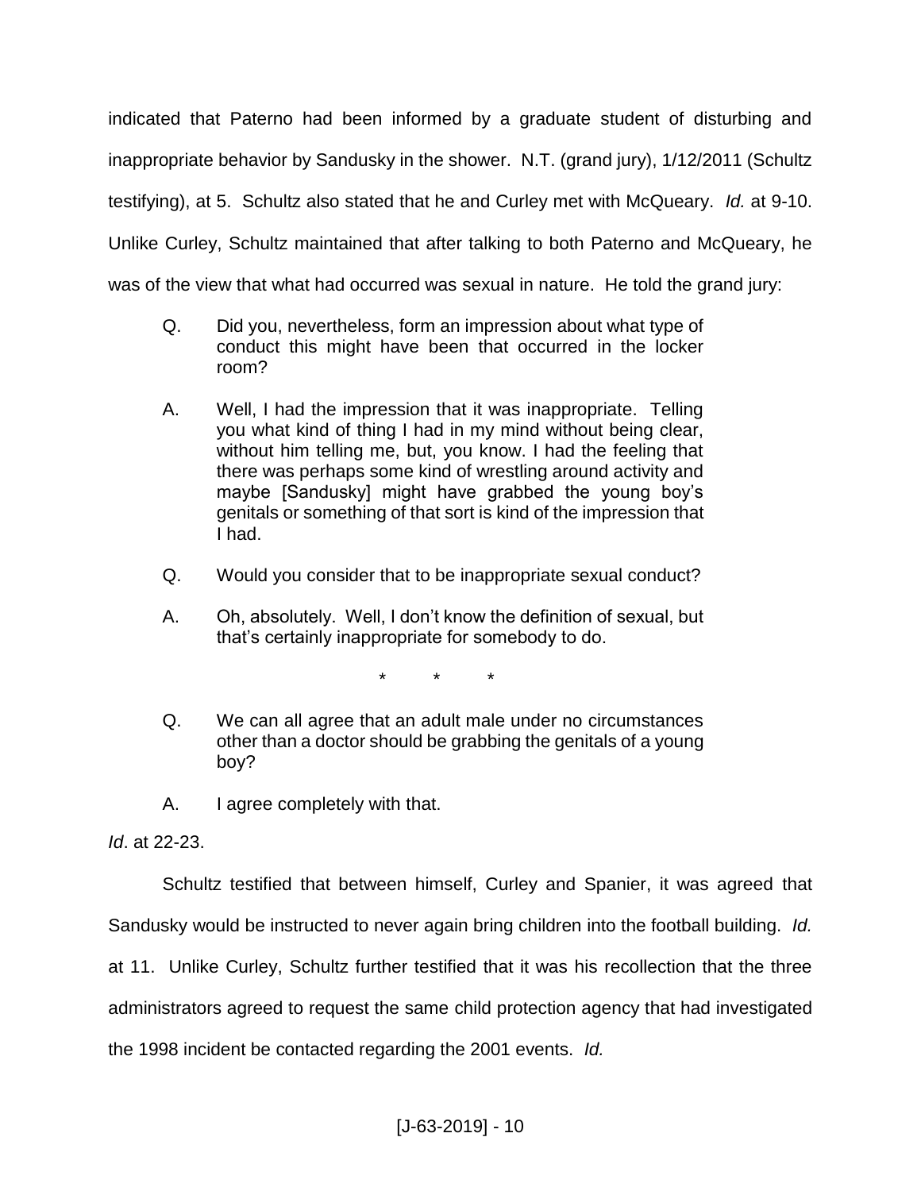indicated that Paterno had been informed by a graduate student of disturbing and inappropriate behavior by Sandusky in the shower. N.T. (grand jury), 1/12/2011 (Schultz testifying), at 5. Schultz also stated that he and Curley met with McQueary. *Id.* at 9-10. Unlike Curley, Schultz maintained that after talking to both Paterno and McQueary, he was of the view that what had occurred was sexual in nature. He told the grand jury:

> Q. Did you, nevertheless, form an impression about what type of conduct this might have been that occurred in the locker room?
>
> A. Well, I had the impression that it was inappropriate. Telling you what kind of thing I had in my mind without being clear, without him telling me, but, you know. I had the feeling that there was perhaps some kind of wrestling around activity and maybe [Sandusky] might have grabbed the young boy's genitals or something of that sort is kind of the impression that I had.
>
> Q. Would you consider that to be inappropriate sexual conduct?
>
> A. Oh, absolutely. Well, I don't know the definition of sexual, but that's certainly inappropriate for somebody to do.
>
> \* \* \*
>
> Q. We can all agree that an adult male under no circumstances other than a doctor should be grabbing the genitals of a young boy?
>
> A. I agree completely with that.

*Id*. at 22-23.

Schultz testified that between himself, Curley and Spanier, it was agreed that Sandusky would be instructed to never again bring children into the football building. *Id.* at 11. Unlike Curley, Schultz further testified that it was his recollection that the three administrators agreed to request the same child protection agency that had investigated the 1998 incident be contacted regarding the 2001 events. *Id.*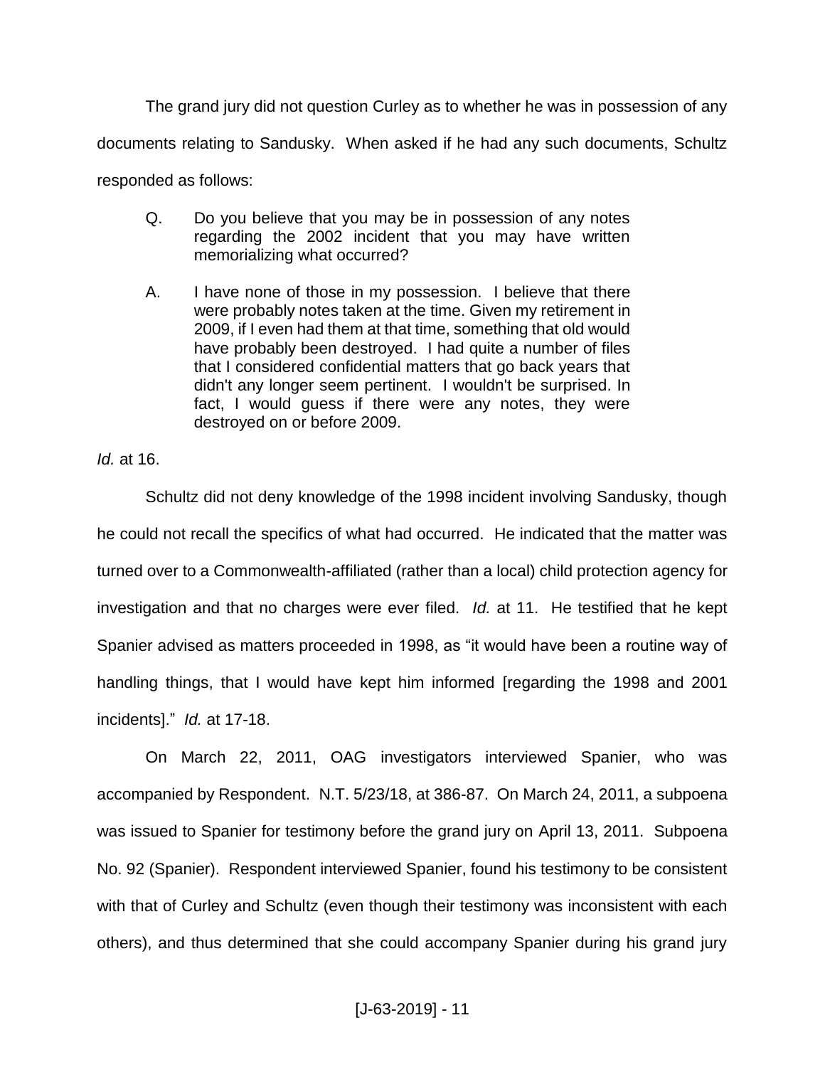The grand jury did not question Curley as to whether he was in possession of any documents relating to Sandusky. When asked if he had any such documents, Schultz responded as follows:

> Q. Do you believe that you may be in possession of any notes regarding the 2002 incident that you may have written memorializing what occurred?
>
> A. I have none of those in my possession. I believe that there were probably notes taken at the time. Given my retirement in 2009, if I even had them at that time, something that old would have probably been destroyed. I had quite a number of files that I considered confidential matters that go back years that didn't any longer seem pertinent. I wouldn't be surprised. In fact, I would guess if there were any notes, they were destroyed on or before 2009.

*Id.* at 16.

Schultz did not deny knowledge of the 1998 incident involving Sandusky, though he could not recall the specifics of what had occurred. He indicated that the matter was turned over to a Commonwealth-affiliated (rather than a local) child protection agency for investigation and that no charges were ever filed. *Id.* at 11. He testified that he kept Spanier advised as matters proceeded in 1998, as "it would have been a routine way of handling things, that I would have kept him informed [regarding the 1998 and 2001 incidents]." *Id.* at 17-18.

On March 22, 2011, OAG investigators interviewed Spanier, who was accompanied by Respondent. N.T. 5/23/18, at 386-87. On March 24, 2011, a subpoena was issued to Spanier for testimony before the grand jury on April 13, 2011. Subpoena No. 92 (Spanier). Respondent interviewed Spanier, found his testimony to be consistent with that of Curley and Schultz (even though their testimony was inconsistent with each others), and thus determined that she could accompany Spanier during his grand jury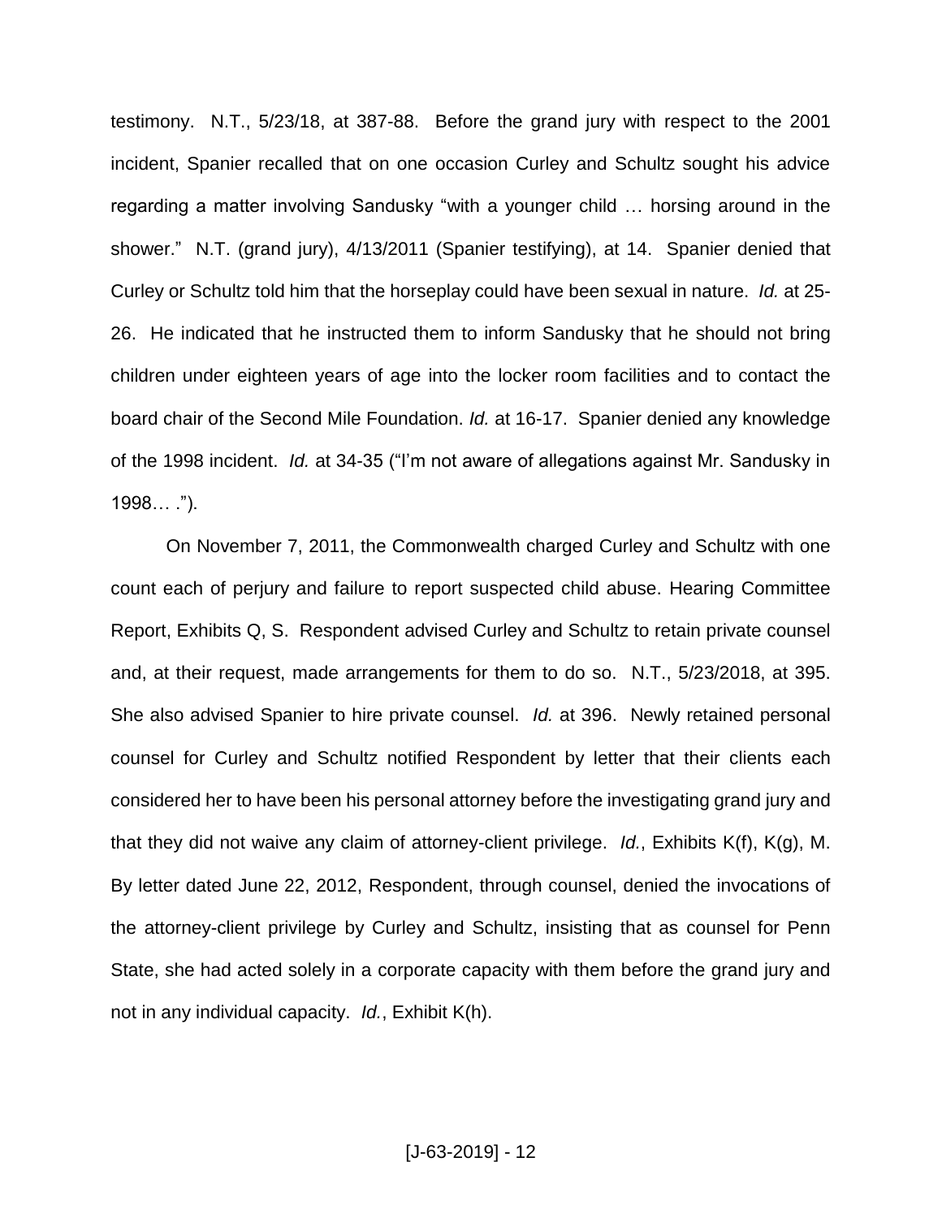testimony. N.T., 5/23/18, at 387-88. Before the grand jury with respect to the 2001 incident, Spanier recalled that on one occasion Curley and Schultz sought his advice regarding a matter involving Sandusky "with a younger child … horsing around in the shower." N.T. (grand jury), 4/13/2011 (Spanier testifying), at 14. Spanier denied that Curley or Schultz told him that the horseplay could have been sexual in nature. *Id.* at 25-26. He indicated that he instructed them to inform Sandusky that he should not bring children under eighteen years of age into the locker room facilities and to contact the board chair of the Second Mile Foundation. *Id.* at 16-17. Spanier denied any knowledge of the 1998 incident. *Id.* at 34-35 ("I'm not aware of allegations against Mr. Sandusky in 1998… .").

On November 7, 2011, the Commonwealth charged Curley and Schultz with one count each of perjury and failure to report suspected child abuse. Hearing Committee Report, Exhibits Q, S. Respondent advised Curley and Schultz to retain private counsel and, at their request, made arrangements for them to do so. N.T., 5/23/2018, at 395. She also advised Spanier to hire private counsel. *Id.* at 396. Newly retained personal counsel for Curley and Schultz notified Respondent by letter that their clients each considered her to have been his personal attorney before the investigating grand jury and that they did not waive any claim of attorney-client privilege. *Id.*, Exhibits K(f), K(g), M. By letter dated June 22, 2012, Respondent, through counsel, denied the invocations of the attorney-client privilege by Curley and Schultz, insisting that as counsel for Penn State, she had acted solely in a corporate capacity with them before the grand jury and not in any individual capacity. *Id.*, Exhibit K(h).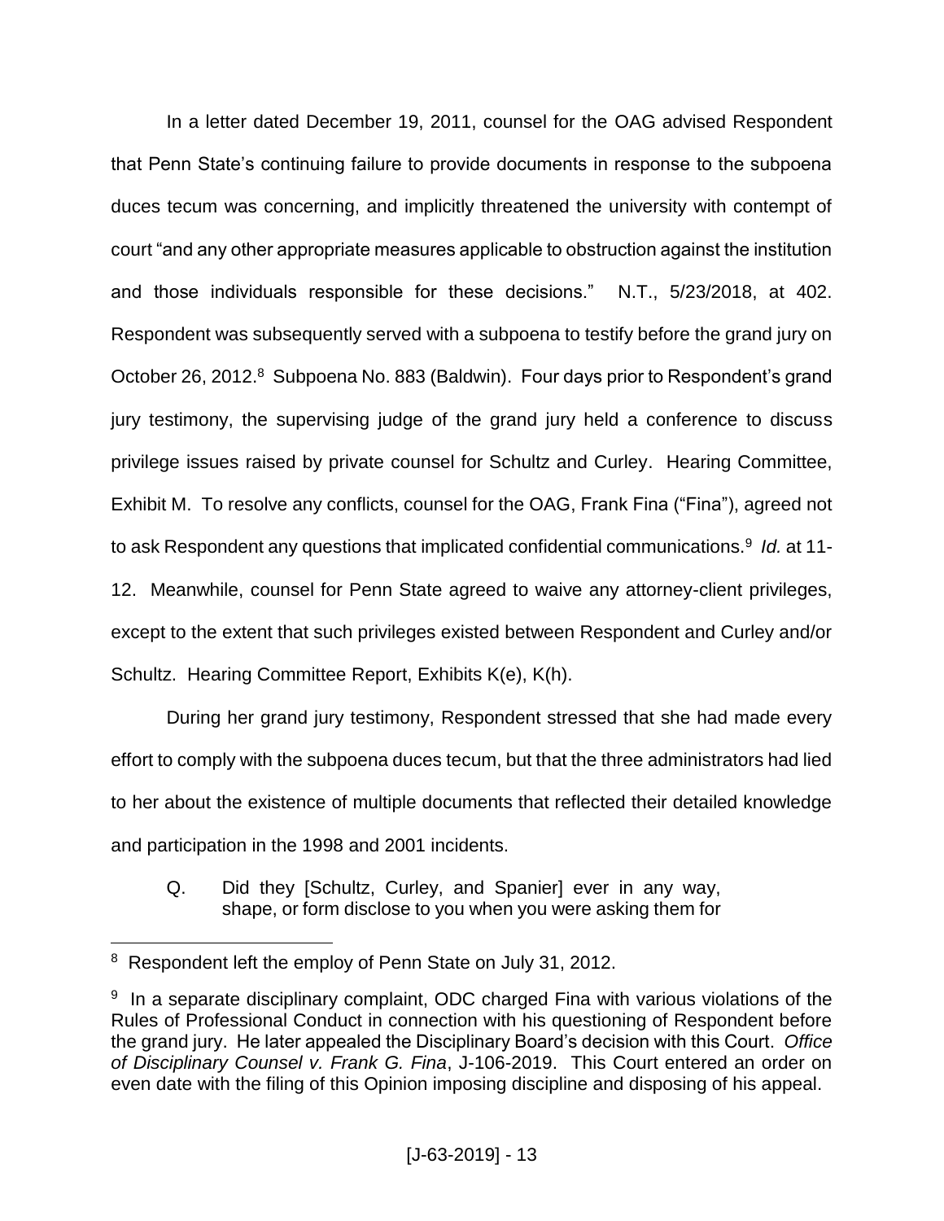In a letter dated December 19, 2011, counsel for the OAG advised Respondent that Penn State's continuing failure to provide documents in response to the subpoena duces tecum was concerning, and implicitly threatened the university with contempt of court "and any other appropriate measures applicable to obstruction against the institution and those individuals responsible for these decisions." N.T., 5/23/2018, at 402. Respondent was subsequently served with a subpoena to testify before the grand jury on October 26, 2012.[8] Subpoena No. 883 (Baldwin). Four days prior to Respondent's grand jury testimony, the supervising judge of the grand jury held a conference to discuss privilege issues raised by private counsel for Schultz and Curley. Hearing Committee, Exhibit M. To resolve any conflicts, counsel for the OAG, Frank Fina ("Fina"), agreed not to ask Respondent any questions that implicated confidential communications.[9] *Id.* at 11-12. Meanwhile, counsel for Penn State agreed to waive any attorney-client privileges, except to the extent that such privileges existed between Respondent and Curley and/or Schultz. Hearing Committee Report, Exhibits K(e), K(h).

During her grand jury testimony, Respondent stressed that she had made every effort to comply with the subpoena duces tecum, but that the three administrators had lied to her about the existence of multiple documents that reflected their detailed knowledge and participation in the 1998 and 2001 incidents.

> Q. Did they [Schultz, Curley, and Spanier] ever in any way, shape, or form disclose to you when you were asking them for

---

[8] Respondent left the employ of Penn State on July 31, 2012.

[9] In a separate disciplinary complaint, ODC charged Fina with various violations of the Rules of Professional Conduct in connection with his questioning of Respondent before the grand jury. He later appealed the Disciplinary Board's decision with this Court. *Office of Disciplinary Counsel v. Frank G. Fina*, J-106-2019. This Court entered an order on even date with the filing of this Opinion imposing discipline and disposing of his appeal.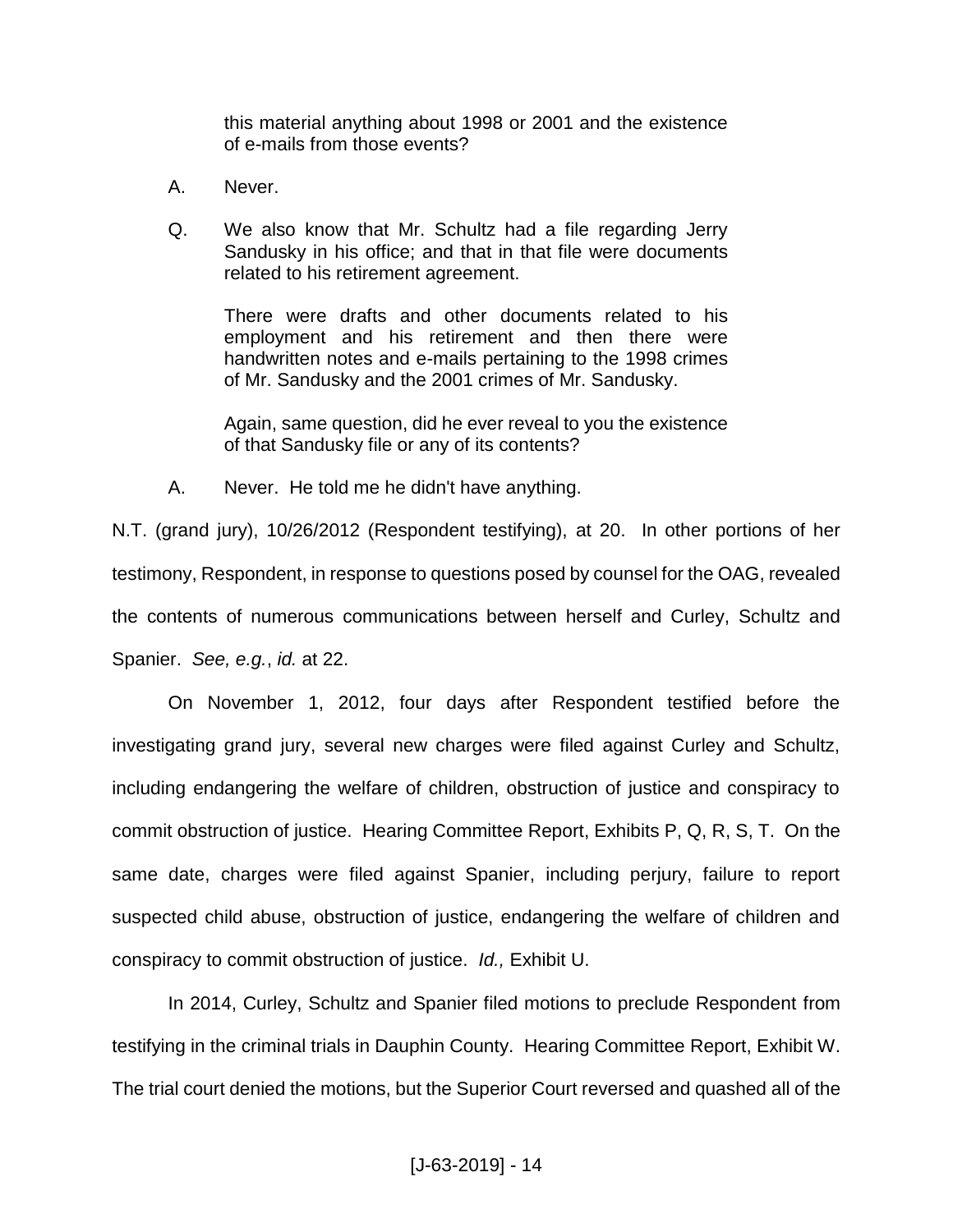> this material anything about 1998 or 2001 and the existence of e-mails from those events?
>
> A. Never.
>
> Q. We also know that Mr. Schultz had a file regarding Jerry Sandusky in his office; and that in that file were documents related to his retirement agreement.
>
> There were drafts and other documents related to his employment and his retirement and then there were handwritten notes and e-mails pertaining to the 1998 crimes of Mr. Sandusky and the 2001 crimes of Mr. Sandusky.
>
> Again, same question, did he ever reveal to you the existence of that Sandusky file or any of its contents?
>
> A. Never. He told me he didn't have anything.

N.T. (grand jury), 10/26/2012 (Respondent testifying), at 20. In other portions of her testimony, Respondent, in response to questions posed by counsel for the OAG, revealed the contents of numerous communications between herself and Curley, Schultz and Spanier. *See, e.g.*, *id.* at 22.

On November 1, 2012, four days after Respondent testified before the investigating grand jury, several new charges were filed against Curley and Schultz, including endangering the welfare of children, obstruction of justice and conspiracy to commit obstruction of justice. Hearing Committee Report, Exhibits P, Q, R, S, T. On the same date, charges were filed against Spanier, including perjury, failure to report suspected child abuse, obstruction of justice, endangering the welfare of children and conspiracy to commit obstruction of justice. *Id.,* Exhibit U.

In 2014, Curley, Schultz and Spanier filed motions to preclude Respondent from testifying in the criminal trials in Dauphin County. Hearing Committee Report, Exhibit W. The trial court denied the motions, but the Superior Court reversed and quashed all of the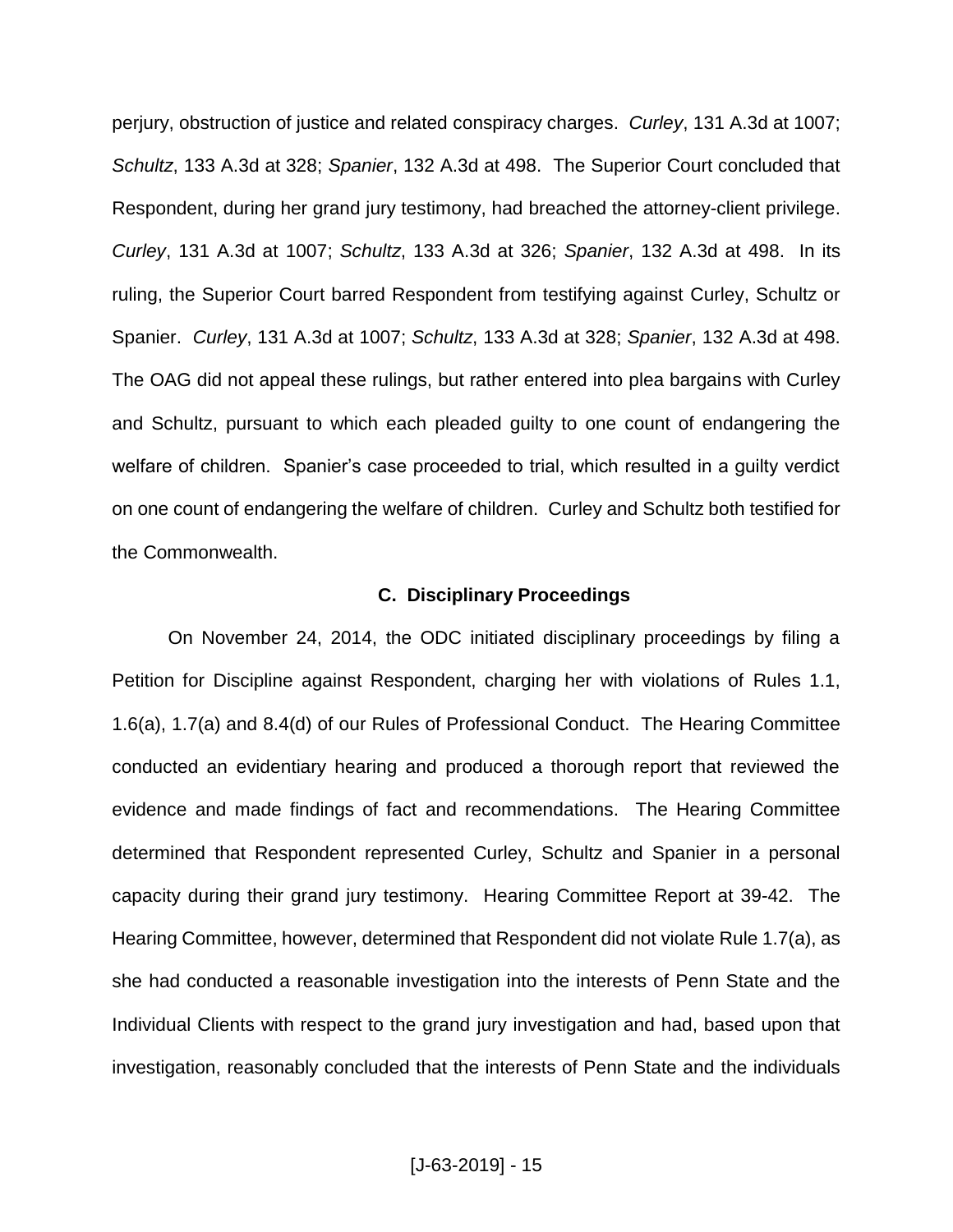perjury, obstruction of justice and related conspiracy charges. *Curley*, 131 A.3d at 1007; *Schultz*, 133 A.3d at 328; *Spanier*, 132 A.3d at 498. The Superior Court concluded that Respondent, during her grand jury testimony, had breached the attorney-client privilege. *Curley*, 131 A.3d at 1007; *Schultz*, 133 A.3d at 326; *Spanier*, 132 A.3d at 498. In its ruling, the Superior Court barred Respondent from testifying against Curley, Schultz or Spanier. *Curley*, 131 A.3d at 1007; *Schultz*, 133 A.3d at 328; *Spanier*, 132 A.3d at 498. The OAG did not appeal these rulings, but rather entered into plea bargains with Curley and Schultz, pursuant to which each pleaded guilty to one count of endangering the welfare of children. Spanier's case proceeded to trial, which resulted in a guilty verdict on one count of endangering the welfare of children. Curley and Schultz both testified for the Commonwealth.

### C. Disciplinary Proceedings

On November 24, 2014, the ODC initiated disciplinary proceedings by filing a Petition for Discipline against Respondent, charging her with violations of Rules 1.1, 1.6(a), 1.7(a) and 8.4(d) of our Rules of Professional Conduct. The Hearing Committee conducted an evidentiary hearing and produced a thorough report that reviewed the evidence and made findings of fact and recommendations. The Hearing Committee determined that Respondent represented Curley, Schultz and Spanier in a personal capacity during their grand jury testimony. Hearing Committee Report at 39-42. The Hearing Committee, however, determined that Respondent did not violate Rule 1.7(a), as she had conducted a reasonable investigation into the interests of Penn State and the Individual Clients with respect to the grand jury investigation and had, based upon that investigation, reasonably concluded that the interests of Penn State and the individuals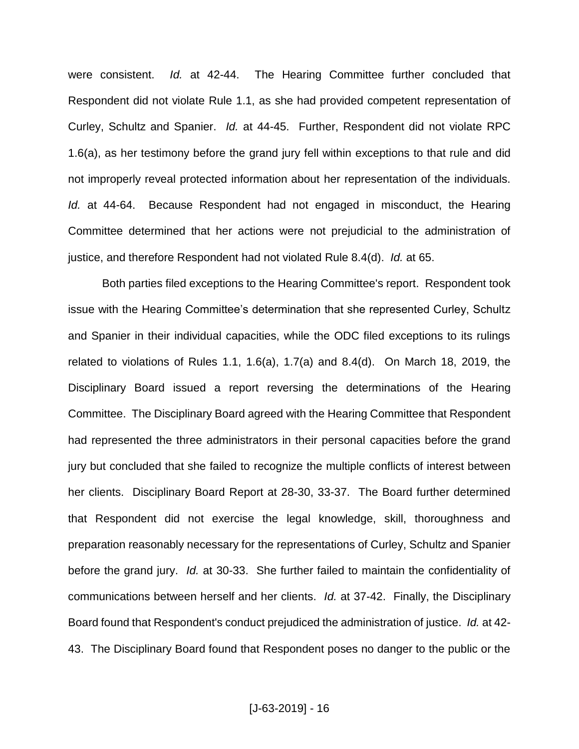were consistent. *Id.* at 42-44. The Hearing Committee further concluded that Respondent did not violate Rule 1.1, as she had provided competent representation of Curley, Schultz and Spanier. *Id.* at 44-45. Further, Respondent did not violate RPC 1.6(a), as her testimony before the grand jury fell within exceptions to that rule and did not improperly reveal protected information about her representation of the individuals. *Id.* at 44-64. Because Respondent had not engaged in misconduct, the Hearing Committee determined that her actions were not prejudicial to the administration of justice, and therefore Respondent had not violated Rule 8.4(d). *Id.* at 65.

Both parties filed exceptions to the Hearing Committee's report. Respondent took issue with the Hearing Committee's determination that she represented Curley, Schultz and Spanier in their individual capacities, while the ODC filed exceptions to its rulings related to violations of Rules 1.1, 1.6(a), 1.7(a) and 8.4(d). On March 18, 2019, the Disciplinary Board issued a report reversing the determinations of the Hearing Committee. The Disciplinary Board agreed with the Hearing Committee that Respondent had represented the three administrators in their personal capacities before the grand jury but concluded that she failed to recognize the multiple conflicts of interest between her clients. Disciplinary Board Report at 28-30, 33-37. The Board further determined that Respondent did not exercise the legal knowledge, skill, thoroughness and preparation reasonably necessary for the representations of Curley, Schultz and Spanier before the grand jury. *Id.* at 30-33. She further failed to maintain the confidentiality of communications between herself and her clients. *Id.* at 37-42. Finally, the Disciplinary Board found that Respondent's conduct prejudiced the administration of justice. *Id.* at 42-43. The Disciplinary Board found that Respondent poses no danger to the public or the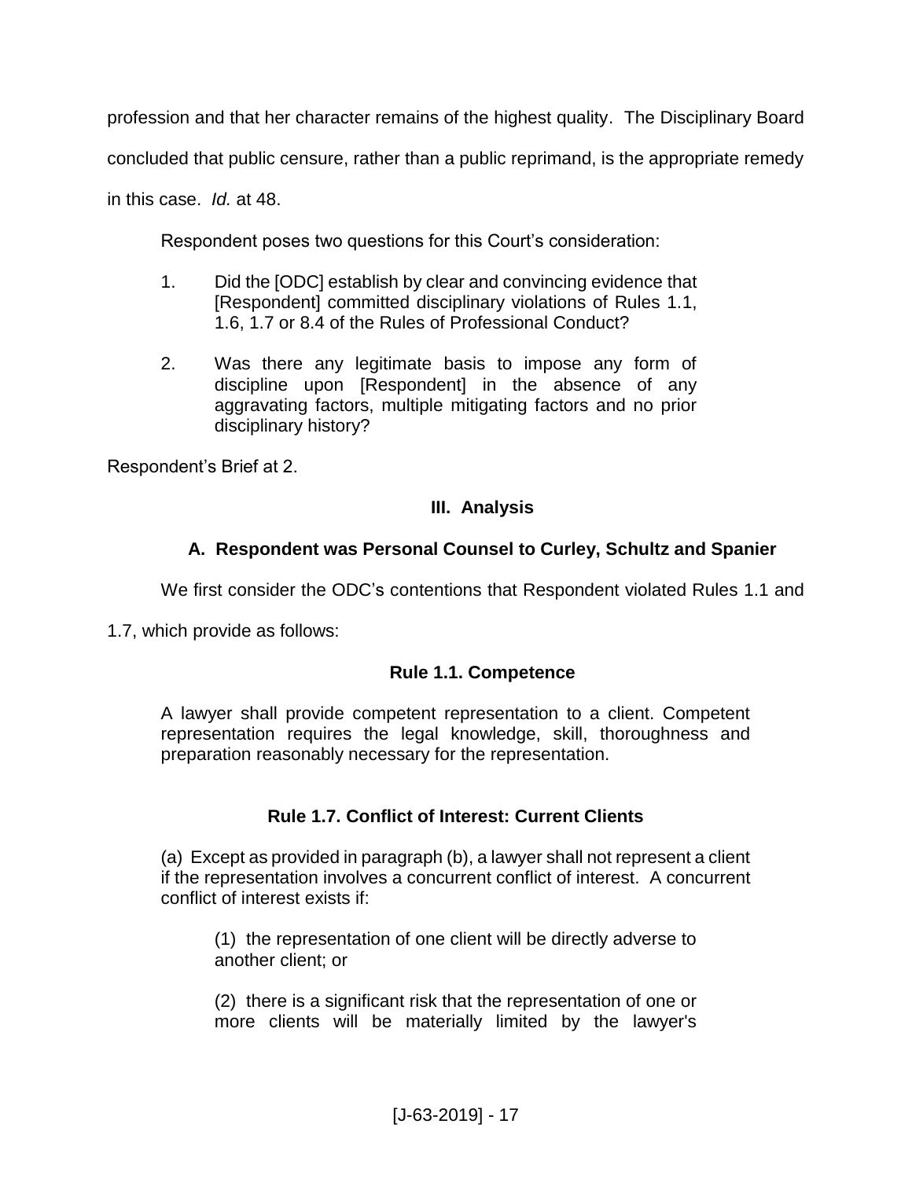profession and that her character remains of the highest quality. The Disciplinary Board concluded that public censure, rather than a public reprimand, is the appropriate remedy in this case. *Id.* at 48.

Respondent poses two questions for this Court's consideration:

> 1. Did the [ODC] establish by clear and convincing evidence that [Respondent] committed disciplinary violations of Rules 1.1, 1.6, 1.7 or 8.4 of the Rules of Professional Conduct?
>
> 2. Was there any legitimate basis to impose any form of discipline upon [Respondent] in the absence of any aggravating factors, multiple mitigating factors and no prior disciplinary history?

Respondent's Brief at 2.

## III. Analysis

### A. Respondent was Personal Counsel to Curley, Schultz and Spanier

We first consider the ODC's contentions that Respondent violated Rules 1.1 and 1.7, which provide as follows:

> **Rule 1.1. Competence**
>
> A lawyer shall provide competent representation to a client. Competent representation requires the legal knowledge, skill, thoroughness and preparation reasonably necessary for the representation.
>
> **Rule 1.7. Conflict of Interest: Current Clients**
>
> (a) Except as provided in paragraph (b), a lawyer shall not represent a client if the representation involves a concurrent conflict of interest. A concurrent conflict of interest exists if:
>
> (1) the representation of one client will be directly adverse to another client; or
>
> (2) there is a significant risk that the representation of one or more clients will be materially limited by the lawyer's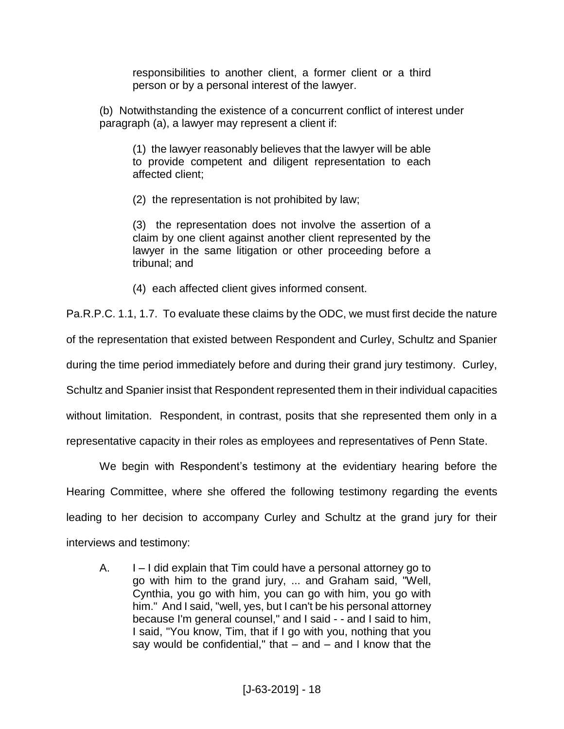> responsibilities to another client, a former client or a third person or by a personal interest of the lawyer.
>
> (b) Notwithstanding the existence of a concurrent conflict of interest under paragraph (a), a lawyer may represent a client if:
>
> > (1) the lawyer reasonably believes that the lawyer will be able to provide competent and diligent representation to each affected client;
> >
> > (2) the representation is not prohibited by law;
> >
> > (3) the representation does not involve the assertion of a claim by one client against another client represented by the lawyer in the same litigation or other proceeding before a tribunal; and
> >
> > (4) each affected client gives informed consent.

Pa.R.P.C. 1.1, 1.7. To evaluate these claims by the ODC, we must first decide the nature of the representation that existed between Respondent and Curley, Schultz and Spanier during the time period immediately before and during their grand jury testimony. Curley, Schultz and Spanier insist that Respondent represented them in their individual capacities without limitation. Respondent, in contrast, posits that she represented them only in a representative capacity in their roles as employees and representatives of Penn State.

We begin with Respondent's testimony at the evidentiary hearing before the Hearing Committee, where she offered the following testimony regarding the events leading to her decision to accompany Curley and Schultz at the grand jury for their interviews and testimony:

> A. I – I did explain that Tim could have a personal attorney go to go with him to the grand jury, ... and Graham said, "Well, Cynthia, you go with him, you can go with him, you go with him." And I said, "well, yes, but I can't be his personal attorney because I'm general counsel," and I said - - and I said to him, I said, "You know, Tim, that if I go with you, nothing that you say would be confidential," that – and – and I know that the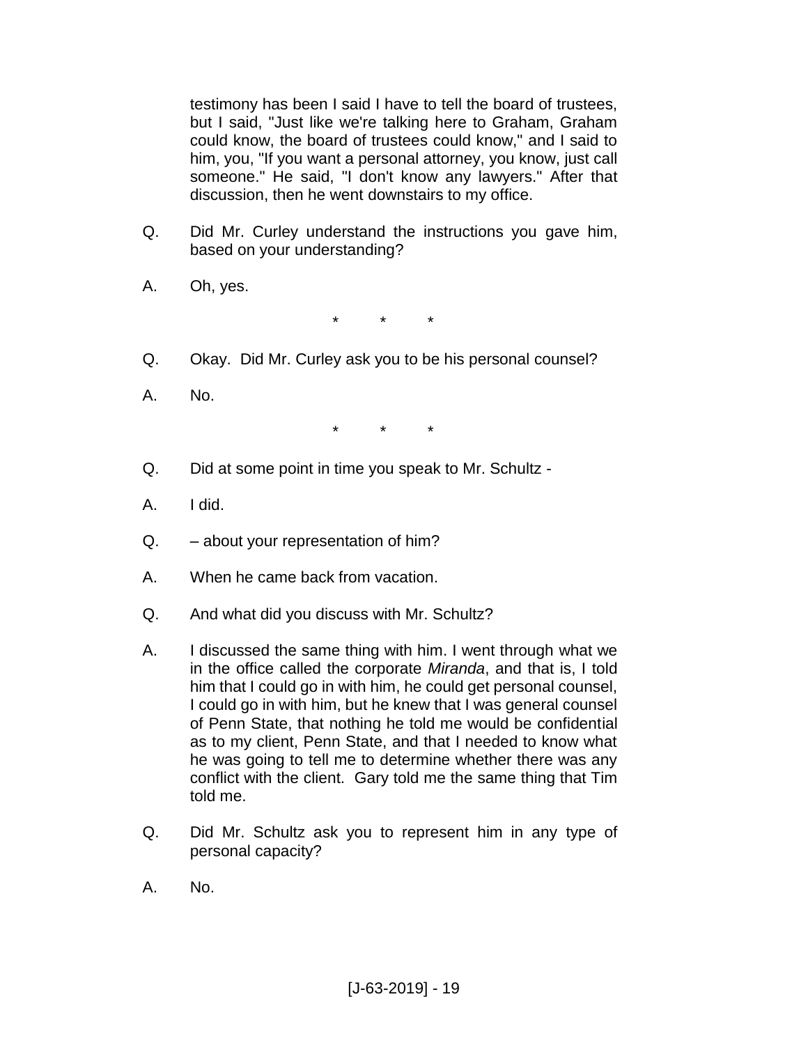testimony has been I said I have to tell the board of trustees, but I said, "Just like we're talking here to Graham, Graham could know, the board of trustees could know," and I said to him, you, "If you want a personal attorney, you know, just call someone." He said, "I don't know any lawyers." After that discussion, then he went downstairs to my office.

Q. Did Mr. Curley understand the instructions you gave him, based on your understanding?

A. Oh, yes.

\* \* \*

Q. Okay. Did Mr. Curley ask you to be his personal counsel?

A. No.

\* \* \*

Q. Did at some point in time you speak to Mr. Schultz -

A. I did.

Q. – about your representation of him?

A. When he came back from vacation.

Q. And what did you discuss with Mr. Schultz?

A. I discussed the same thing with him. I went through what we in the office called the corporate *Miranda*, and that is, I told him that I could go in with him, he could get personal counsel, I could go in with him, but he knew that I was general counsel of Penn State, that nothing he told me would be confidential as to my client, Penn State, and that I needed to know what he was going to tell me to determine whether there was any conflict with the client. Gary told me the same thing that Tim told me.

Q. Did Mr. Schultz ask you to represent him in any type of personal capacity?

A. No.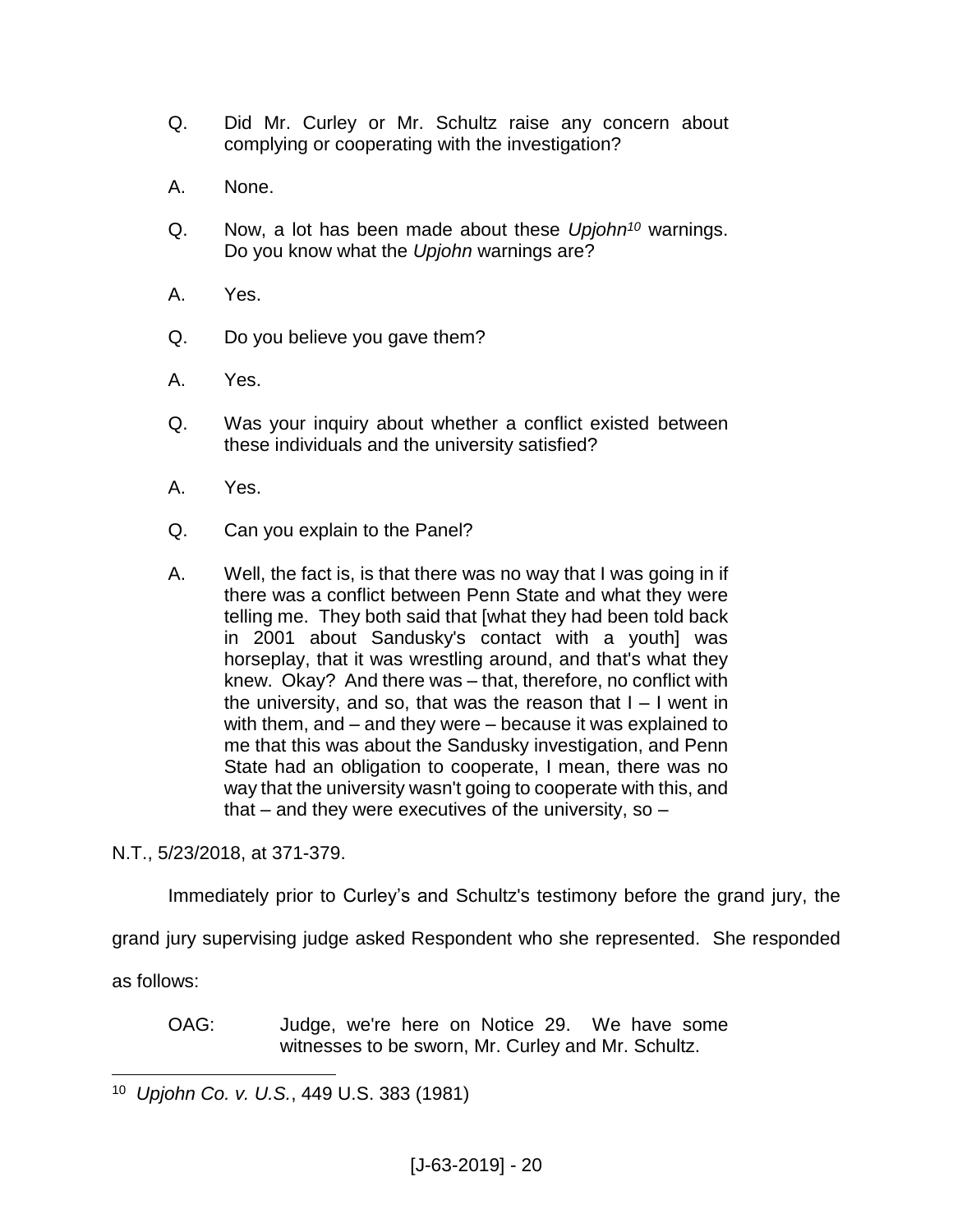Q. Did Mr. Curley or Mr. Schultz raise any concern about complying or cooperating with the investigation?

A. None.

Q. Now, a lot has been made about these *Upjohn*[10] warnings. Do you know what the *Upjohn* warnings are?

A. Yes.

Q. Do you believe you gave them?

A. Yes.

Q. Was your inquiry about whether a conflict existed between these individuals and the university satisfied?

A. Yes.

Q. Can you explain to the Panel?

A. Well, the fact is, is that there was no way that I was going in if there was a conflict between Penn State and what they were telling me. They both said that [what they had been told back in 2001 about Sandusky's contact with a youth] was horseplay, that it was wrestling around, and that's what they knew. Okay? And there was – that, therefore, no conflict with the university, and so, that was the reason that I – I went in with them, and – and they were – because it was explained to me that this was about the Sandusky investigation, and Penn State had an obligation to cooperate, I mean, there was no way that the university wasn't going to cooperate with this, and that – and they were executives of the university, so –

N.T., 5/23/2018, at 371-379.

Immediately prior to Curley's and Schultz's testimony before the grand jury, the grand jury supervising judge asked Respondent who she represented. She responded as follows:

OAG: Judge, we're here on Notice 29. We have some witnesses to be sworn, Mr. Curley and Mr. Schultz.

---

[10] *Upjohn Co. v. U.S.*, 449 U.S. 383 (1981)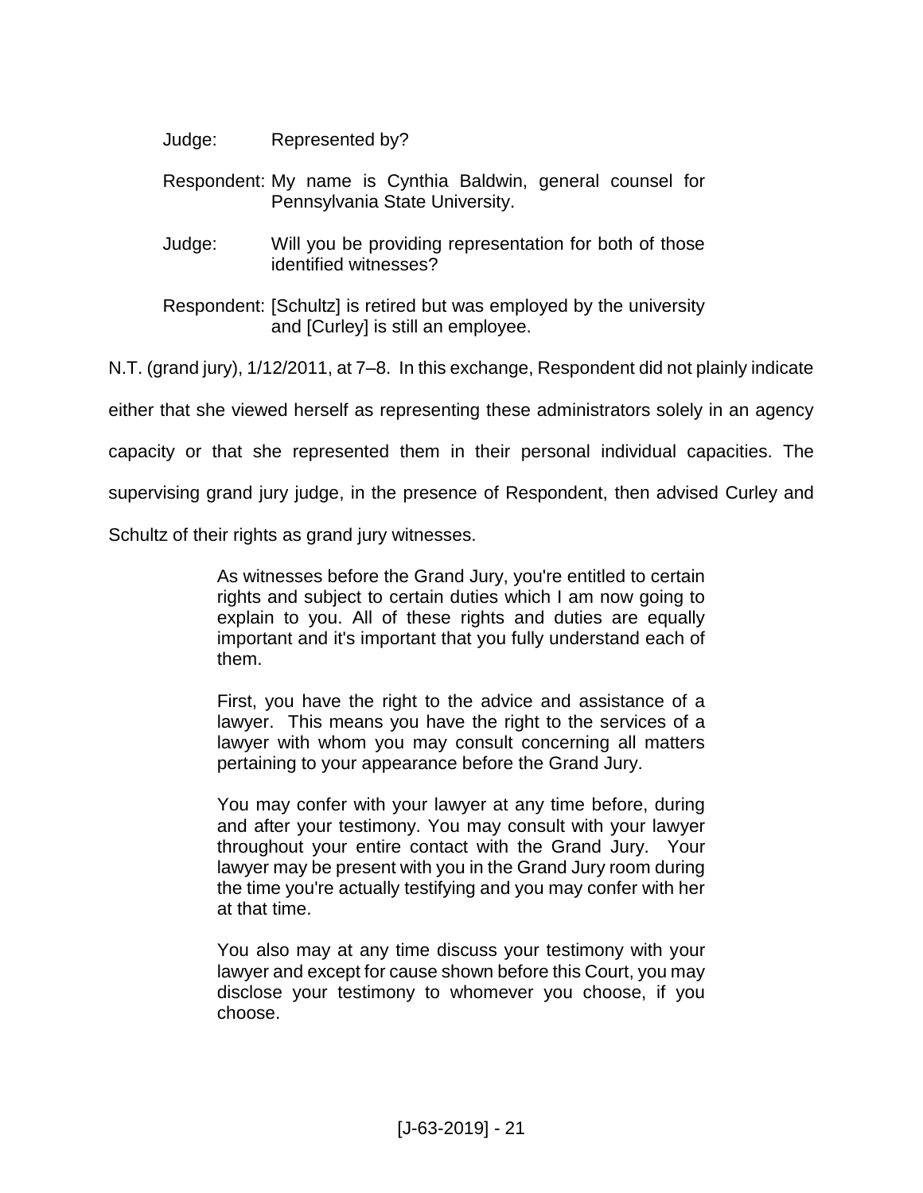Judge: Represented by?

Respondent: My name is Cynthia Baldwin, general counsel for Pennsylvania State University.

Judge: Will you be providing representation for both of those identified witnesses?

Respondent: [Schultz] is retired but was employed by the university and [Curley] is still an employee.

N.T. (grand jury), 1/12/2011, at 7–8. In this exchange, Respondent did not plainly indicate either that she viewed herself as representing these administrators solely in an agency capacity or that she represented them in their personal individual capacities. The supervising grand jury judge, in the presence of Respondent, then advised Curley and Schultz of their rights as grand jury witnesses.

> As witnesses before the Grand Jury, you're entitled to certain rights and subject to certain duties which I am now going to explain to you. All of these rights and duties are equally important and it's important that you fully understand each of them.
>
> First, you have the right to the advice and assistance of a lawyer. This means you have the right to the services of a lawyer with whom you may consult concerning all matters pertaining to your appearance before the Grand Jury.
>
> You may confer with your lawyer at any time before, during and after your testimony. You may consult with your lawyer throughout your entire contact with the Grand Jury. Your lawyer may be present with you in the Grand Jury room during the time you're actually testifying and you may confer with her at that time.
>
> You also may at any time discuss your testimony with your lawyer and except for cause shown before this Court, you may disclose your testimony to whomever you choose, if you choose.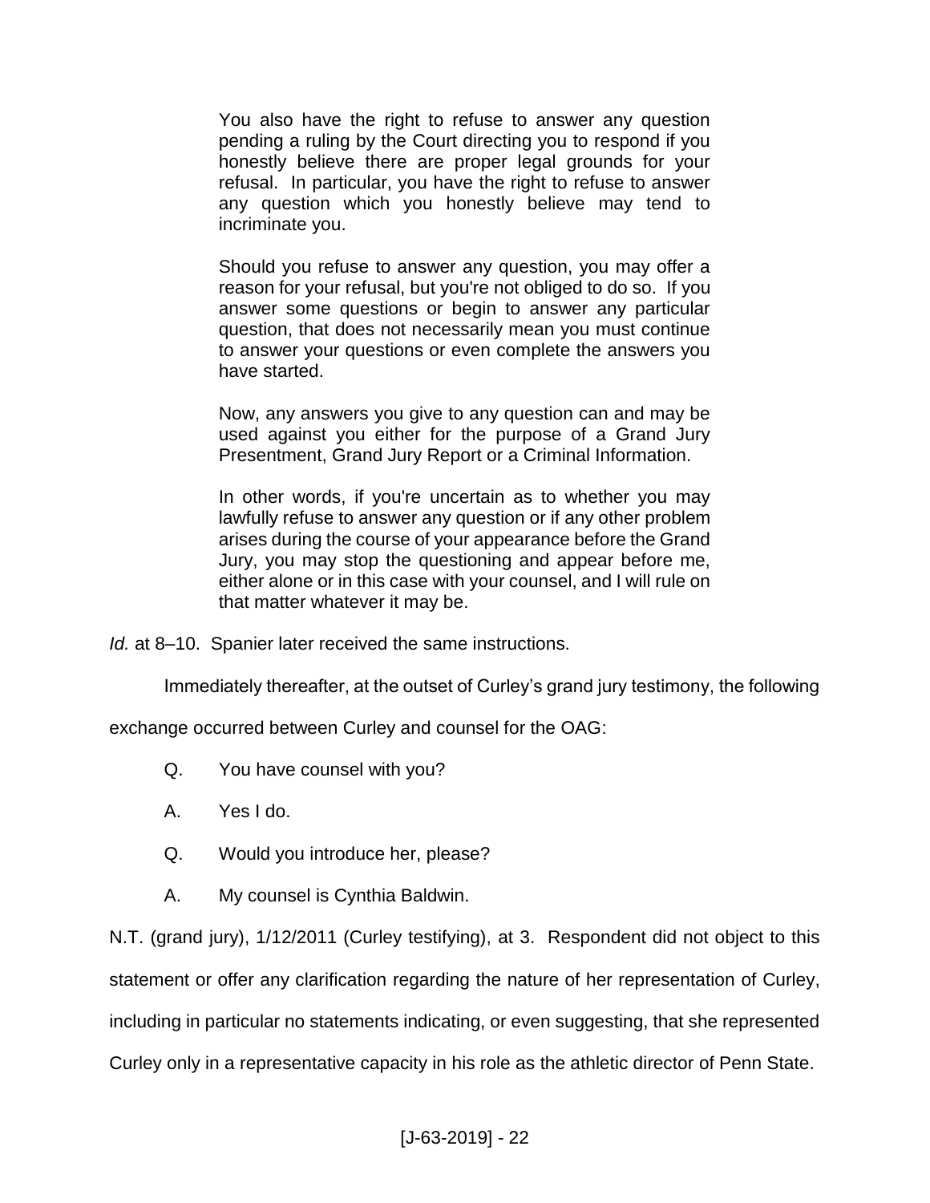> You also have the right to refuse to answer any question pending a ruling by the Court directing you to respond if you honestly believe there are proper legal grounds for your refusal. In particular, you have the right to refuse to answer any question which you honestly believe may tend to incriminate you.
>
> Should you refuse to answer any question, you may offer a reason for your refusal, but you're not obliged to do so. If you answer some questions or begin to answer any particular question, that does not necessarily mean you must continue to answer your questions or even complete the answers you have started.
>
> Now, any answers you give to any question can and may be used against you either for the purpose of a Grand Jury Presentment, Grand Jury Report or a Criminal Information.
>
> In other words, if you're uncertain as to whether you may lawfully refuse to answer any question or if any other problem arises during the course of your appearance before the Grand Jury, you may stop the questioning and appear before me, either alone or in this case with your counsel, and I will rule on that matter whatever it may be.

*Id.* at 8–10. Spanier later received the same instructions.

Immediately thereafter, at the outset of Curley's grand jury testimony, the following exchange occurred between Curley and counsel for the OAG:

> Q. You have counsel with you?
>
> A. Yes I do.
>
> Q. Would you introduce her, please?
>
> A. My counsel is Cynthia Baldwin.

N.T. (grand jury), 1/12/2011 (Curley testifying), at 3. Respondent did not object to this statement or offer any clarification regarding the nature of her representation of Curley, including in particular no statements indicating, or even suggesting, that she represented Curley only in a representative capacity in his role as the athletic director of Penn State.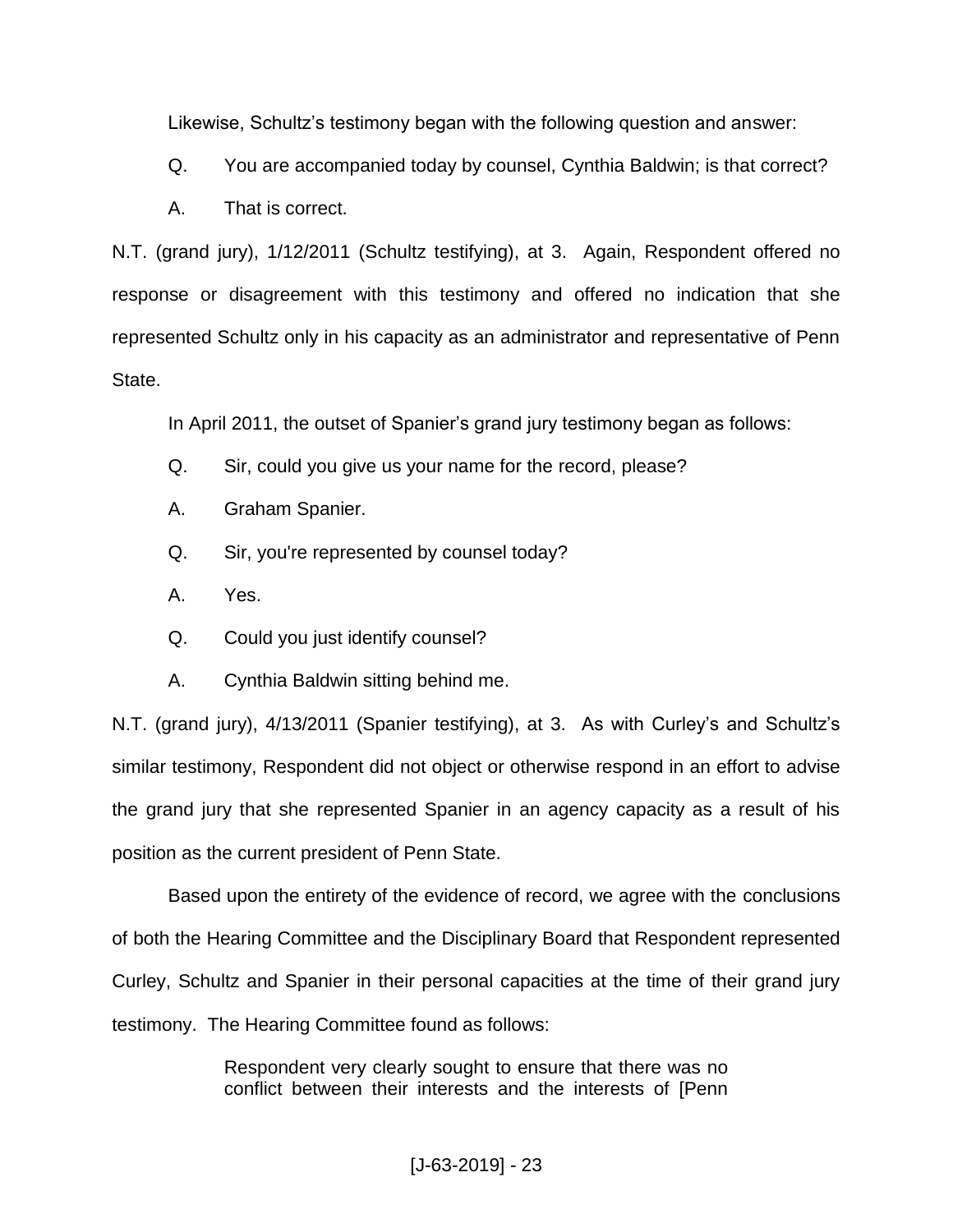Likewise, Schultz's testimony began with the following question and answer:

Q. You are accompanied today by counsel, Cynthia Baldwin; is that correct?

A. That is correct.

N.T. (grand jury), 1/12/2011 (Schultz testifying), at 3. Again, Respondent offered no response or disagreement with this testimony and offered no indication that she represented Schultz only in his capacity as an administrator and representative of Penn State.

In April 2011, the outset of Spanier's grand jury testimony began as follows:

Q. Sir, could you give us your name for the record, please?

A. Graham Spanier.

Q. Sir, you're represented by counsel today?

A. Yes.

Q. Could you just identify counsel?

A. Cynthia Baldwin sitting behind me.

N.T. (grand jury), 4/13/2011 (Spanier testifying), at 3. As with Curley's and Schultz's similar testimony, Respondent did not object or otherwise respond in an effort to advise the grand jury that she represented Spanier in an agency capacity as a result of his position as the current president of Penn State.

Based upon the entirety of the evidence of record, we agree with the conclusions of both the Hearing Committee and the Disciplinary Board that Respondent represented Curley, Schultz and Spanier in their personal capacities at the time of their grand jury testimony. The Hearing Committee found as follows:

> Respondent very clearly sought to ensure that there was no conflict between their interests and the interests of [Penn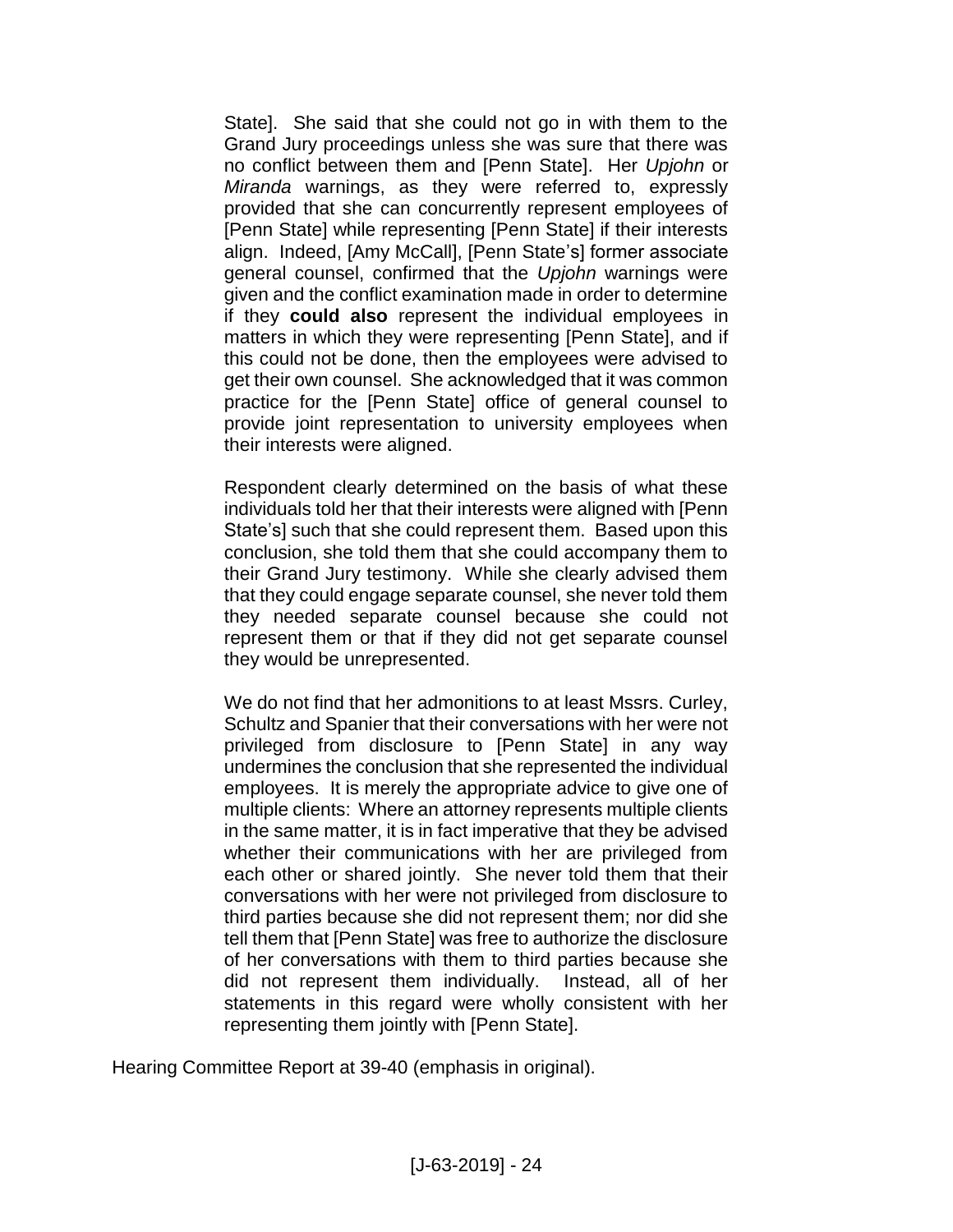State]. She said that she could not go in with them to the Grand Jury proceedings unless she was sure that there was no conflict between them and [Penn State]. Her *Upjohn* or *Miranda* warnings, as they were referred to, expressly provided that she can concurrently represent employees of [Penn State] while representing [Penn State] if their interests align. Indeed, [Amy McCall], [Penn State's] former associate general counsel, confirmed that the *Upjohn* warnings were given and the conflict examination made in order to determine if they **could also** represent the individual employees in matters in which they were representing [Penn State], and if this could not be done, then the employees were advised to get their own counsel. She acknowledged that it was common practice for the [Penn State] office of general counsel to provide joint representation to university employees when their interests were aligned.

> Respondent clearly determined on the basis of what these individuals told her that their interests were aligned with [Penn State's] such that she could represent them. Based upon this conclusion, she told them that she could accompany them to their Grand Jury testimony. While she clearly advised them that they could engage separate counsel, she never told them they needed separate counsel because she could not represent them or that if they did not get separate counsel they would be unrepresented.
>
> We do not find that her admonitions to at least Mssrs. Curley, Schultz and Spanier that their conversations with her were not privileged from disclosure to [Penn State] in any way undermines the conclusion that she represented the individual employees. It is merely the appropriate advice to give one of multiple clients: Where an attorney represents multiple clients in the same matter, it is in fact imperative that they be advised whether their communications with her are privileged from each other or shared jointly. She never told them that their conversations with her were not privileged from disclosure to third parties because she did not represent them; nor did she tell them that [Penn State] was free to authorize the disclosure of her conversations with them to third parties because she did not represent them individually. Instead, all of her statements in this regard were wholly consistent with her representing them jointly with [Penn State].

Hearing Committee Report at 39-40 (emphasis in original).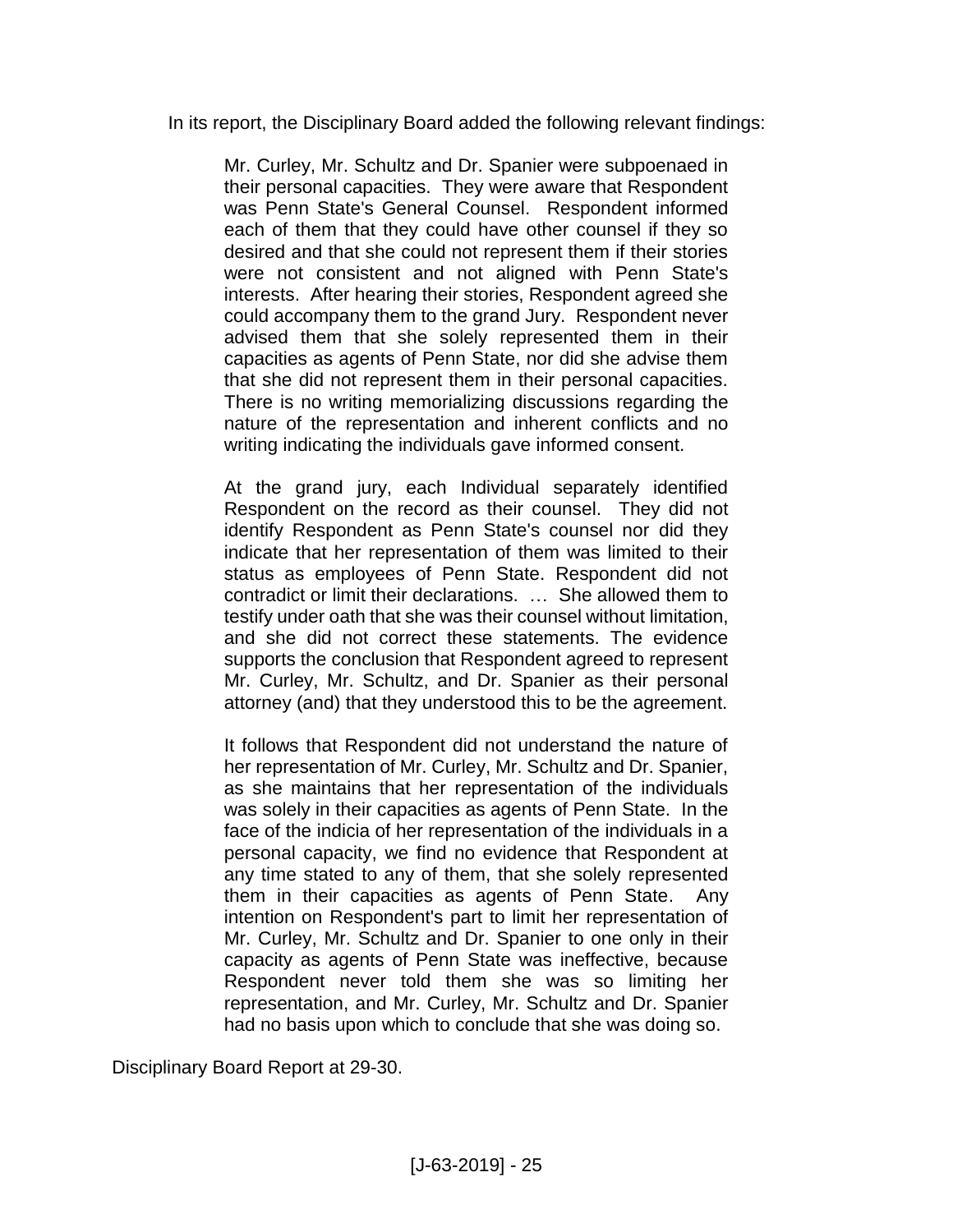In its report, the Disciplinary Board added the following relevant findings:

> Mr. Curley, Mr. Schultz and Dr. Spanier were subpoenaed in their personal capacities. They were aware that Respondent was Penn State's General Counsel. Respondent informed each of them that they could have other counsel if they so desired and that she could not represent them if their stories were not consistent and not aligned with Penn State's interests. After hearing their stories, Respondent agreed she could accompany them to the grand Jury. Respondent never advised them that she solely represented them in their capacities as agents of Penn State, nor did she advise them that she did not represent them in their personal capacities. There is no writing memorializing discussions regarding the nature of the representation and inherent conflicts and no writing indicating the individuals gave informed consent.
>
> At the grand jury, each Individual separately identified Respondent on the record as their counsel. They did not identify Respondent as Penn State's counsel nor did they indicate that her representation of them was limited to their status as employees of Penn State. Respondent did not contradict or limit their declarations. … She allowed them to testify under oath that she was their counsel without limitation, and she did not correct these statements. The evidence supports the conclusion that Respondent agreed to represent Mr. Curley, Mr. Schultz, and Dr. Spanier as their personal attorney (and) that they understood this to be the agreement.
>
> It follows that Respondent did not understand the nature of her representation of Mr. Curley, Mr. Schultz and Dr. Spanier, as she maintains that her representation of the individuals was solely in their capacities as agents of Penn State. In the face of the indicia of her representation of the individuals in a personal capacity, we find no evidence that Respondent at any time stated to any of them, that she solely represented them in their capacities as agents of Penn State. Any intention on Respondent's part to limit her representation of Mr. Curley, Mr. Schultz and Dr. Spanier to one only in their capacity as agents of Penn State was ineffective, because Respondent never told them she was so limiting her representation, and Mr. Curley, Mr. Schultz and Dr. Spanier had no basis upon which to conclude that she was doing so.

Disciplinary Board Report at 29-30.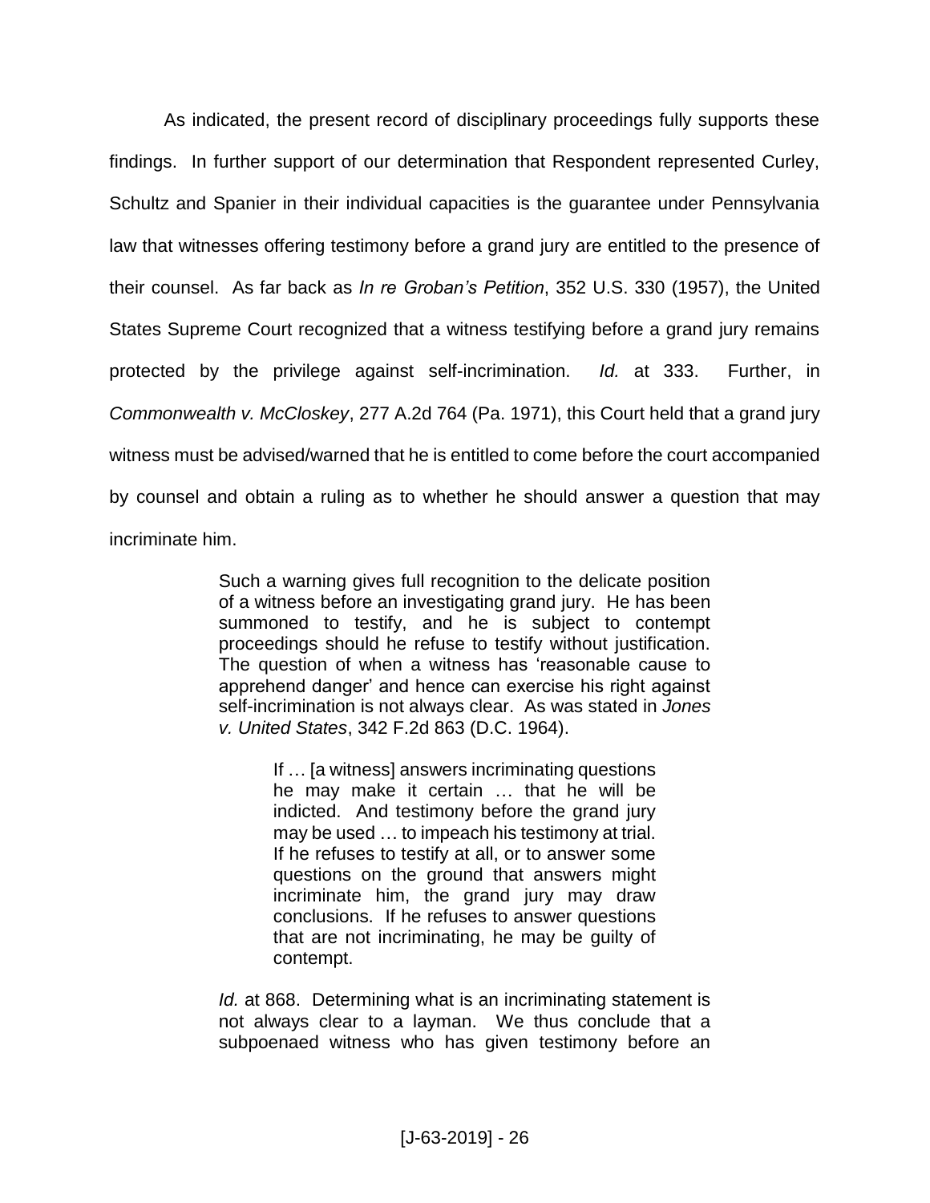As indicated, the present record of disciplinary proceedings fully supports these findings. In further support of our determination that Respondent represented Curley, Schultz and Spanier in their individual capacities is the guarantee under Pennsylvania law that witnesses offering testimony before a grand jury are entitled to the presence of their counsel. As far back as *In re Groban's Petition*, 352 U.S. 330 (1957), the United States Supreme Court recognized that a witness testifying before a grand jury remains protected by the privilege against self-incrimination. *Id.* at 333. Further, in *Commonwealth v. McCloskey*, 277 A.2d 764 (Pa. 1971), this Court held that a grand jury witness must be advised/warned that he is entitled to come before the court accompanied by counsel and obtain a ruling as to whether he should answer a question that may incriminate him.

> Such a warning gives full recognition to the delicate position of a witness before an investigating grand jury. He has been summoned to testify, and he is subject to contempt proceedings should he refuse to testify without justification. The question of when a witness has 'reasonable cause to apprehend danger' and hence can exercise his right against self-incrimination is not always clear. As was stated in *Jones v. United States*, 342 F.2d 863 (D.C. 1964).
>
> > If … [a witness] answers incriminating questions he may make it certain … that he will be indicted. And testimony before the grand jury may be used … to impeach his testimony at trial. If he refuses to testify at all, or to answer some questions on the ground that answers might incriminate him, the grand jury may draw conclusions. If he refuses to answer questions that are not incriminating, he may be guilty of contempt.
>
> *Id.* at 868. Determining what is an incriminating statement is not always clear to a layman. We thus conclude that a subpoenaed witness who has given testimony before an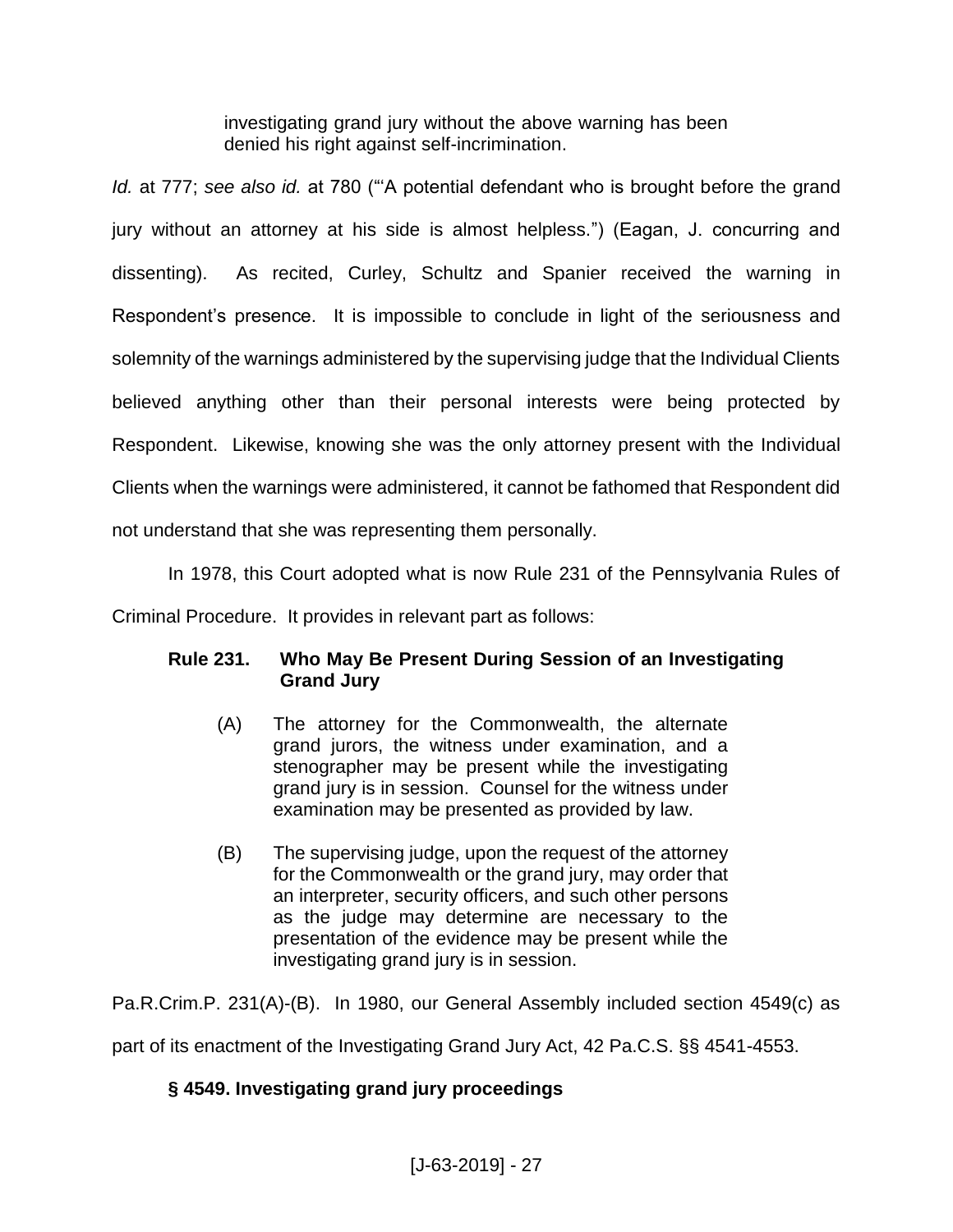> investigating grand jury without the above warning has been denied his right against self-incrimination.

*Id.* at 777; *see also id.* at 780 ("'A potential defendant who is brought before the grand jury without an attorney at his side is almost helpless.") (Eagan, J. concurring and dissenting). As recited, Curley, Schultz and Spanier received the warning in Respondent's presence. It is impossible to conclude in light of the seriousness and solemnity of the warnings administered by the supervising judge that the Individual Clients believed anything other than their personal interests were being protected by Respondent. Likewise, knowing she was the only attorney present with the Individual Clients when the warnings were administered, it cannot be fathomed that Respondent did not understand that she was representing them personally.

In 1978, this Court adopted what is now Rule 231 of the Pennsylvania Rules of Criminal Procedure. It provides in relevant part as follows:

> **Rule 231. Who May Be Present During Session of an Investigating Grand Jury**
>
> (A) The attorney for the Commonwealth, the alternate grand jurors, the witness under examination, and a stenographer may be present while the investigating grand jury is in session. Counsel for the witness under examination may be presented as provided by law.
>
> (B) The supervising judge, upon the request of the attorney for the Commonwealth or the grand jury, may order that an interpreter, security officers, and such other persons as the judge may determine are necessary to the presentation of the evidence may be present while the investigating grand jury is in session.

Pa.R.Crim.P. 231(A)-(B). In 1980, our General Assembly included section 4549(c) as part of its enactment of the Investigating Grand Jury Act, 42 Pa.C.S. §§ 4541-4553.

> **§ 4549. Investigating grand jury proceedings**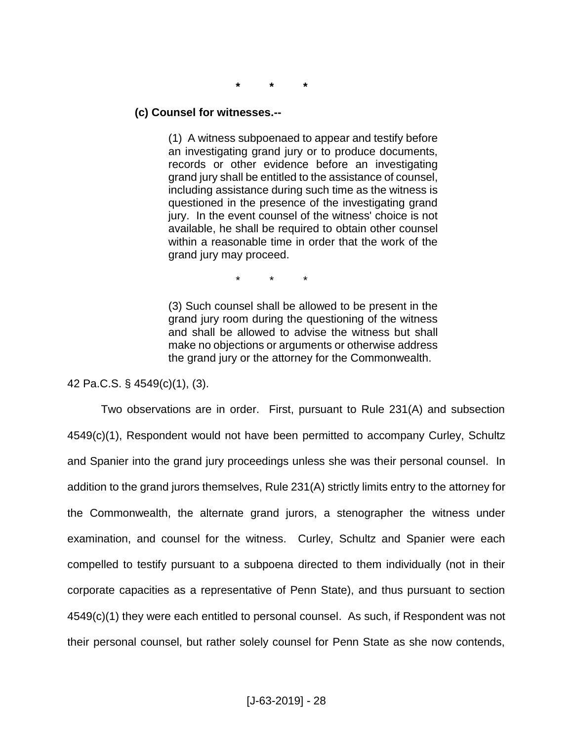\* \* \*

**(c) Counsel for witnesses.--**

> (1) A witness subpoenaed to appear and testify before an investigating grand jury or to produce documents, records or other evidence before an investigating grand jury shall be entitled to the assistance of counsel, including assistance during such time as the witness is questioned in the presence of the investigating grand jury. In the event counsel of the witness' choice is not available, he shall be required to obtain other counsel within a reasonable time in order that the work of the grand jury may proceed.
>
> \* \* \*
>
> (3) Such counsel shall be allowed to be present in the grand jury room during the questioning of the witness and shall be allowed to advise the witness but shall make no objections or arguments or otherwise address the grand jury or the attorney for the Commonwealth.

42 Pa.C.S. § 4549(c)(1), (3).

Two observations are in order. First, pursuant to Rule 231(A) and subsection 4549(c)(1), Respondent would not have been permitted to accompany Curley, Schultz and Spanier into the grand jury proceedings unless she was their personal counsel. In addition to the grand jurors themselves, Rule 231(A) strictly limits entry to the attorney for the Commonwealth, the alternate grand jurors, a stenographer the witness under examination, and counsel for the witness. Curley, Schultz and Spanier were each compelled to testify pursuant to a subpoena directed to them individually (not in their corporate capacities as a representative of Penn State), and thus pursuant to section 4549(c)(1) they were each entitled to personal counsel. As such, if Respondent was not their personal counsel, but rather solely counsel for Penn State as she now contends,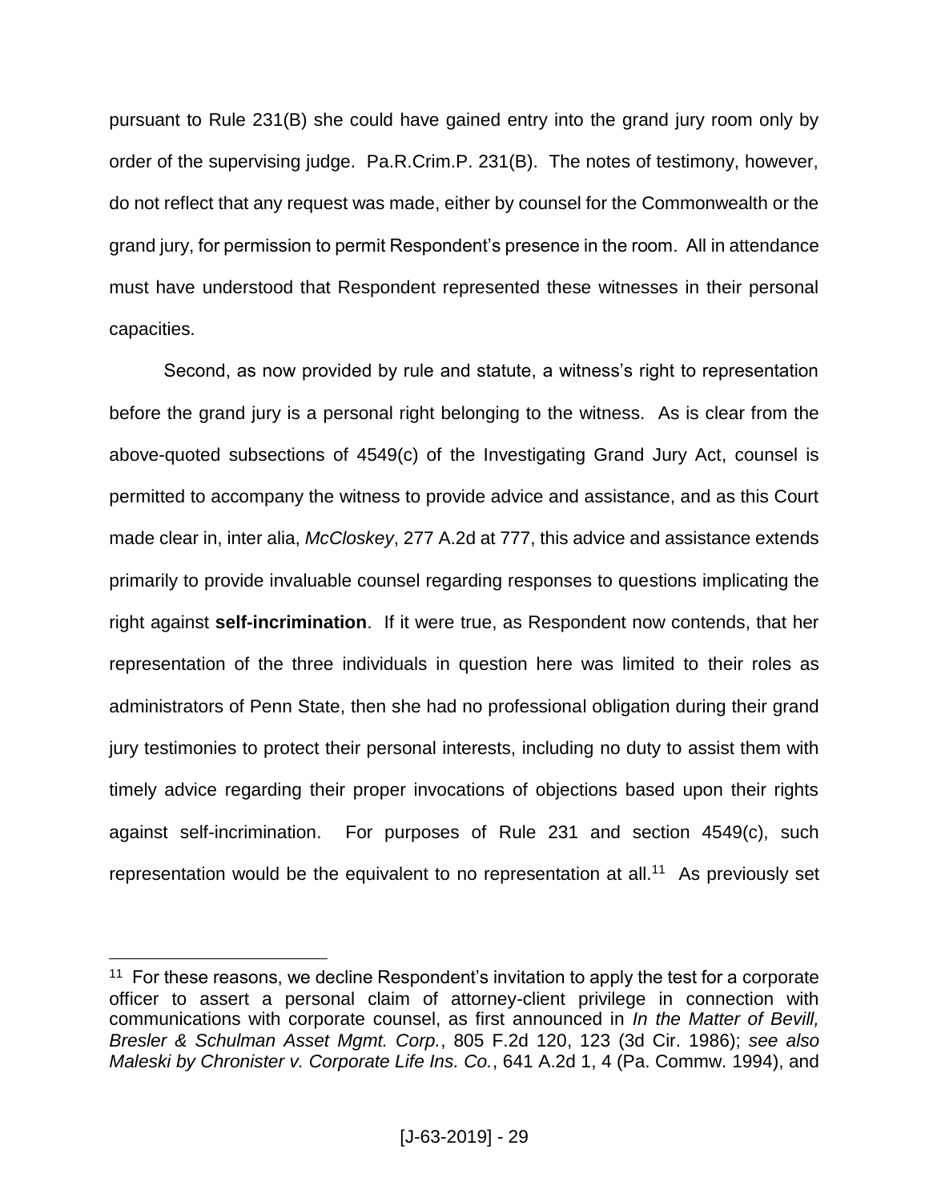pursuant to Rule 231(B) she could have gained entry into the grand jury room only by order of the supervising judge. Pa.R.Crim.P. 231(B). The notes of testimony, however, do not reflect that any request was made, either by counsel for the Commonwealth or the grand jury, for permission to permit Respondent's presence in the room. All in attendance must have understood that Respondent represented these witnesses in their personal capacities.

Second, as now provided by rule and statute, a witness's right to representation before the grand jury is a personal right belonging to the witness. As is clear from the above-quoted subsections of 4549(c) of the Investigating Grand Jury Act, counsel is permitted to accompany the witness to provide advice and assistance, and as this Court made clear in, inter alia, *McCloskey*, 277 A.2d at 777, this advice and assistance extends primarily to provide invaluable counsel regarding responses to questions implicating the right against **self-incrimination**. If it were true, as Respondent now contends, that her representation of the three individuals in question here was limited to their roles as administrators of Penn State, then she had no professional obligation during their grand jury testimonies to protect their personal interests, including no duty to assist them with timely advice regarding their proper invocations of objections based upon their rights against self-incrimination. For purposes of Rule 231 and section 4549(c), such representation would be the equivalent to no representation at all.[11] As previously set

[11] For these reasons, we decline Respondent's invitation to apply the test for a corporate officer to assert a personal claim of attorney-client privilege in connection with communications with corporate counsel, as first announced in *In the Matter of Bevill, Bresler & Schulman Asset Mgmt. Corp.*, 805 F.2d 120, 123 (3d Cir. 1986); *see also Maleski by Chronister v. Corporate Life Ins. Co.*, 641 A.2d 1, 4 (Pa. Commw. 1994), and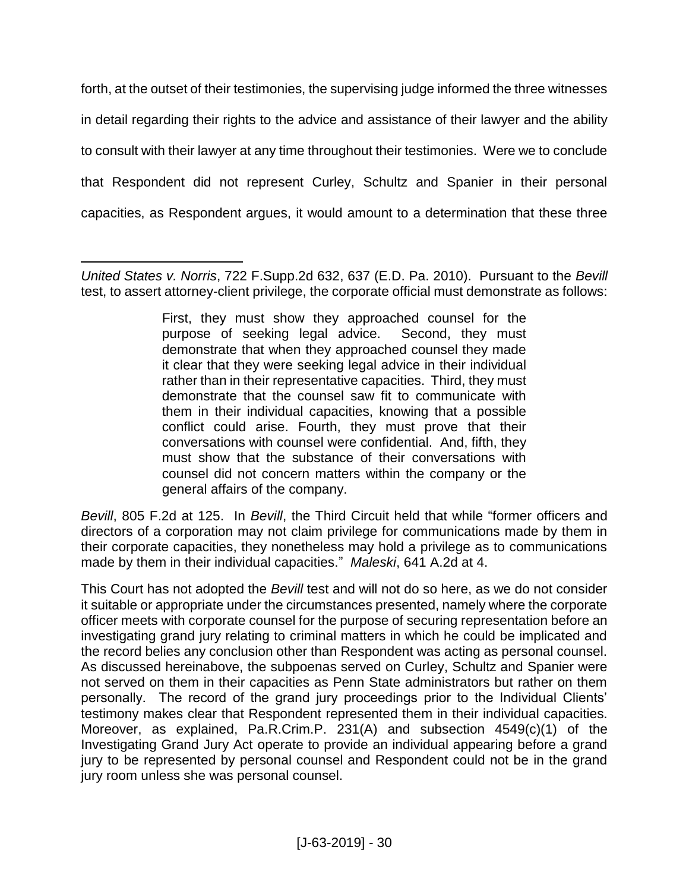forth, at the outset of their testimonies, the supervising judge informed the three witnesses in detail regarding their rights to the advice and assistance of their lawyer and the ability to consult with their lawyer at any time throughout their testimonies. Were we to conclude that Respondent did not represent Curley, Schultz and Spanier in their personal capacities, as Respondent argues, it would amount to a determination that these three

---

*United States v. Norris*, 722 F.Supp.2d 632, 637 (E.D. Pa. 2010). Pursuant to the *Bevill* test, to assert attorney-client privilege, the corporate official must demonstrate as follows:

> First, they must show they approached counsel for the purpose of seeking legal advice. Second, they must demonstrate that when they approached counsel they made it clear that they were seeking legal advice in their individual rather than in their representative capacities. Third, they must demonstrate that the counsel saw fit to communicate with them in their individual capacities, knowing that a possible conflict could arise. Fourth, they must prove that their conversations with counsel were confidential. And, fifth, they must show that the substance of their conversations with counsel did not concern matters within the company or the general affairs of the company.

*Bevill*, 805 F.2d at 125. In *Bevill*, the Third Circuit held that while "former officers and directors of a corporation may not claim privilege for communications made by them in their corporate capacities, they nonetheless may hold a privilege as to communications made by them in their individual capacities." *Maleski*, 641 A.2d at 4.

This Court has not adopted the *Bevill* test and will not do so here, as we do not consider it suitable or appropriate under the circumstances presented, namely where the corporate officer meets with corporate counsel for the purpose of securing representation before an investigating grand jury relating to criminal matters in which he could be implicated and the record belies any conclusion other than Respondent was acting as personal counsel. As discussed hereinabove, the subpoenas served on Curley, Schultz and Spanier were not served on them in their capacities as Penn State administrators but rather on them personally. The record of the grand jury proceedings prior to the Individual Clients' testimony makes clear that Respondent represented them in their individual capacities. Moreover, as explained, Pa.R.Crim.P. 231(A) and subsection 4549(c)(1) of the Investigating Grand Jury Act operate to provide an individual appearing before a grand jury to be represented by personal counsel and Respondent could not be in the grand jury room unless she was personal counsel.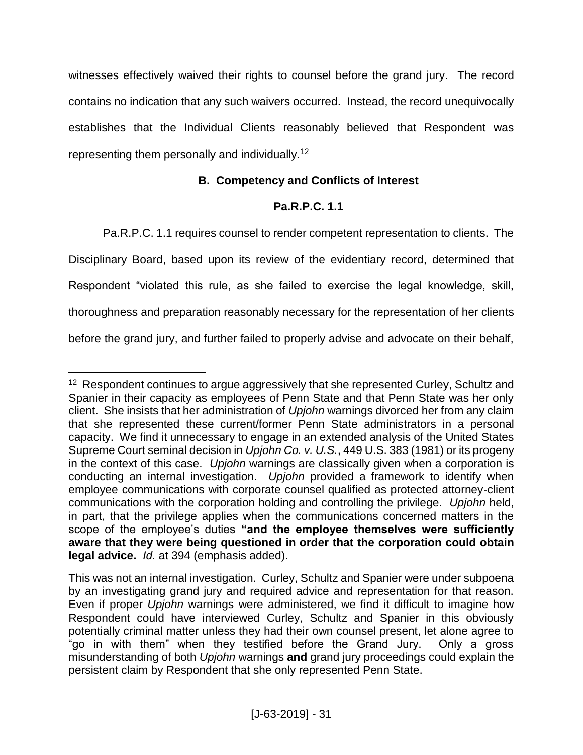witnesses effectively waived their rights to counsel before the grand jury. The record contains no indication that any such waivers occurred. Instead, the record unequivocally establishes that the Individual Clients reasonably believed that Respondent was representing them personally and individually.[12]

**B. Competency and Conflicts of Interest**

**Pa.R.P.C. 1.1**

Pa.R.P.C. 1.1 requires counsel to render competent representation to clients. The Disciplinary Board, based upon its review of the evidentiary record, determined that Respondent "violated this rule, as she failed to exercise the legal knowledge, skill, thoroughness and preparation reasonably necessary for the representation of her clients before the grand jury, and further failed to properly advise and advocate on their behalf,

---

[12] Respondent continues to argue aggressively that she represented Curley, Schultz and Spanier in their capacity as employees of Penn State and that Penn State was her only client. She insists that her administration of *Upjohn* warnings divorced her from any claim that she represented these current/former Penn State administrators in a personal capacity. We find it unnecessary to engage in an extended analysis of the United States Supreme Court seminal decision in *Upjohn Co. v. U.S.*, 449 U.S. 383 (1981) or its progeny in the context of this case. *Upjohn* warnings are classically given when a corporation is conducting an internal investigation. *Upjohn* provided a framework to identify when employee communications with corporate counsel qualified as protected attorney-client communications with the corporation holding and controlling the privilege. *Upjohn* held, in part, that the privilege applies when the communications concerned matters in the scope of the employee's duties **"and the employee themselves were sufficiently aware that they were being questioned in order that the corporation could obtain legal advice.** *Id.* at 394 (emphasis added).

This was not an internal investigation. Curley, Schultz and Spanier were under subpoena by an investigating grand jury and required advice and representation for that reason. Even if proper *Upjohn* warnings were administered, we find it difficult to imagine how Respondent could have interviewed Curley, Schultz and Spanier in this obviously potentially criminal matter unless they had their own counsel present, let alone agree to "go in with them" when they testified before the Grand Jury. Only a gross misunderstanding of both *Upjohn* warnings **and** grand jury proceedings could explain the persistent claim by Respondent that she only represented Penn State.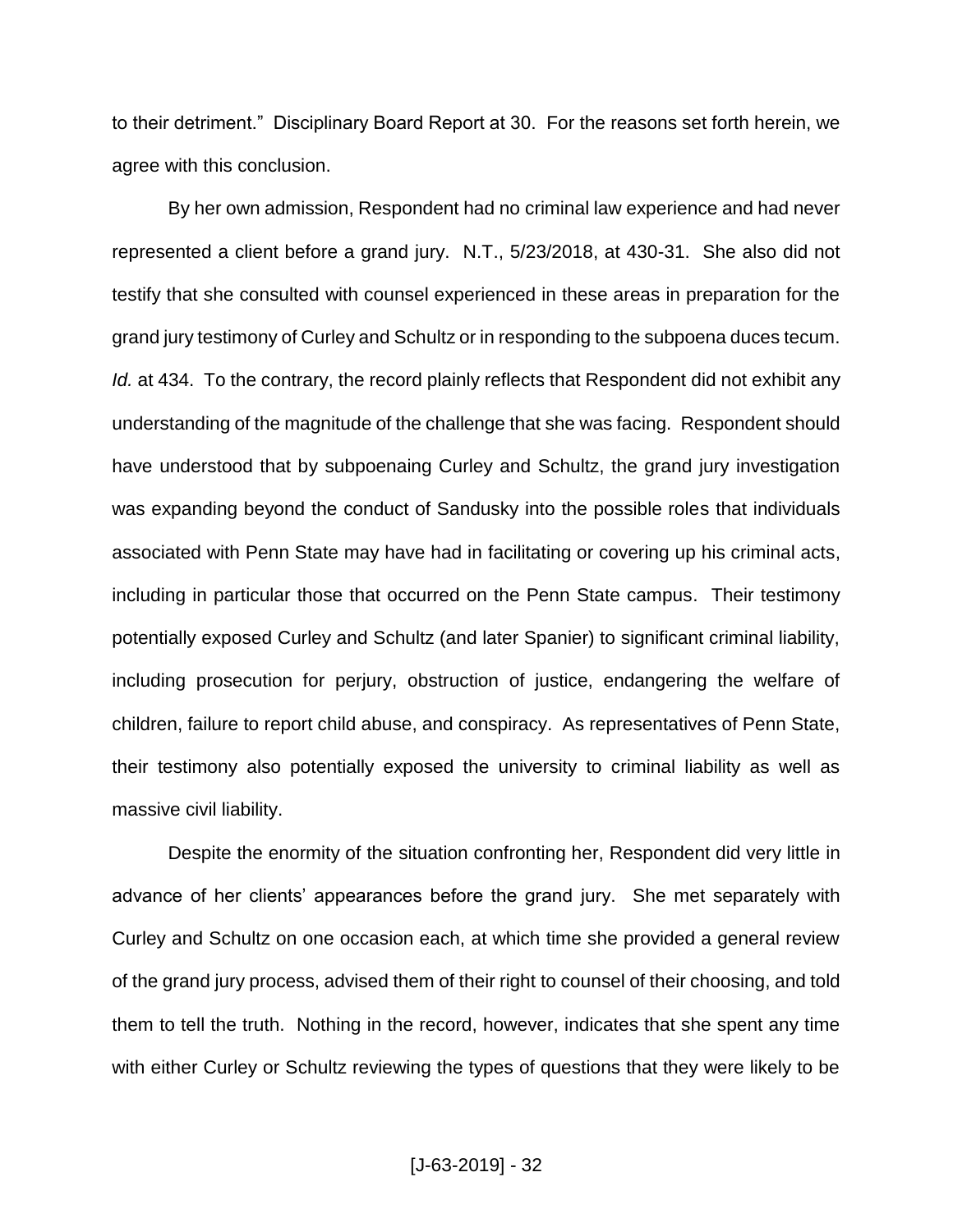to their detriment." Disciplinary Board Report at 30. For the reasons set forth herein, we agree with this conclusion.

By her own admission, Respondent had no criminal law experience and had never represented a client before a grand jury. N.T., 5/23/2018, at 430-31. She also did not testify that she consulted with counsel experienced in these areas in preparation for the grand jury testimony of Curley and Schultz or in responding to the subpoena duces tecum. *Id.* at 434. To the contrary, the record plainly reflects that Respondent did not exhibit any understanding of the magnitude of the challenge that she was facing. Respondent should have understood that by subpoenaing Curley and Schultz, the grand jury investigation was expanding beyond the conduct of Sandusky into the possible roles that individuals associated with Penn State may have had in facilitating or covering up his criminal acts, including in particular those that occurred on the Penn State campus. Their testimony potentially exposed Curley and Schultz (and later Spanier) to significant criminal liability, including prosecution for perjury, obstruction of justice, endangering the welfare of children, failure to report child abuse, and conspiracy. As representatives of Penn State, their testimony also potentially exposed the university to criminal liability as well as massive civil liability.

Despite the enormity of the situation confronting her, Respondent did very little in advance of her clients' appearances before the grand jury. She met separately with Curley and Schultz on one occasion each, at which time she provided a general review of the grand jury process, advised them of their right to counsel of their choosing, and told them to tell the truth. Nothing in the record, however, indicates that she spent any time with either Curley or Schultz reviewing the types of questions that they were likely to be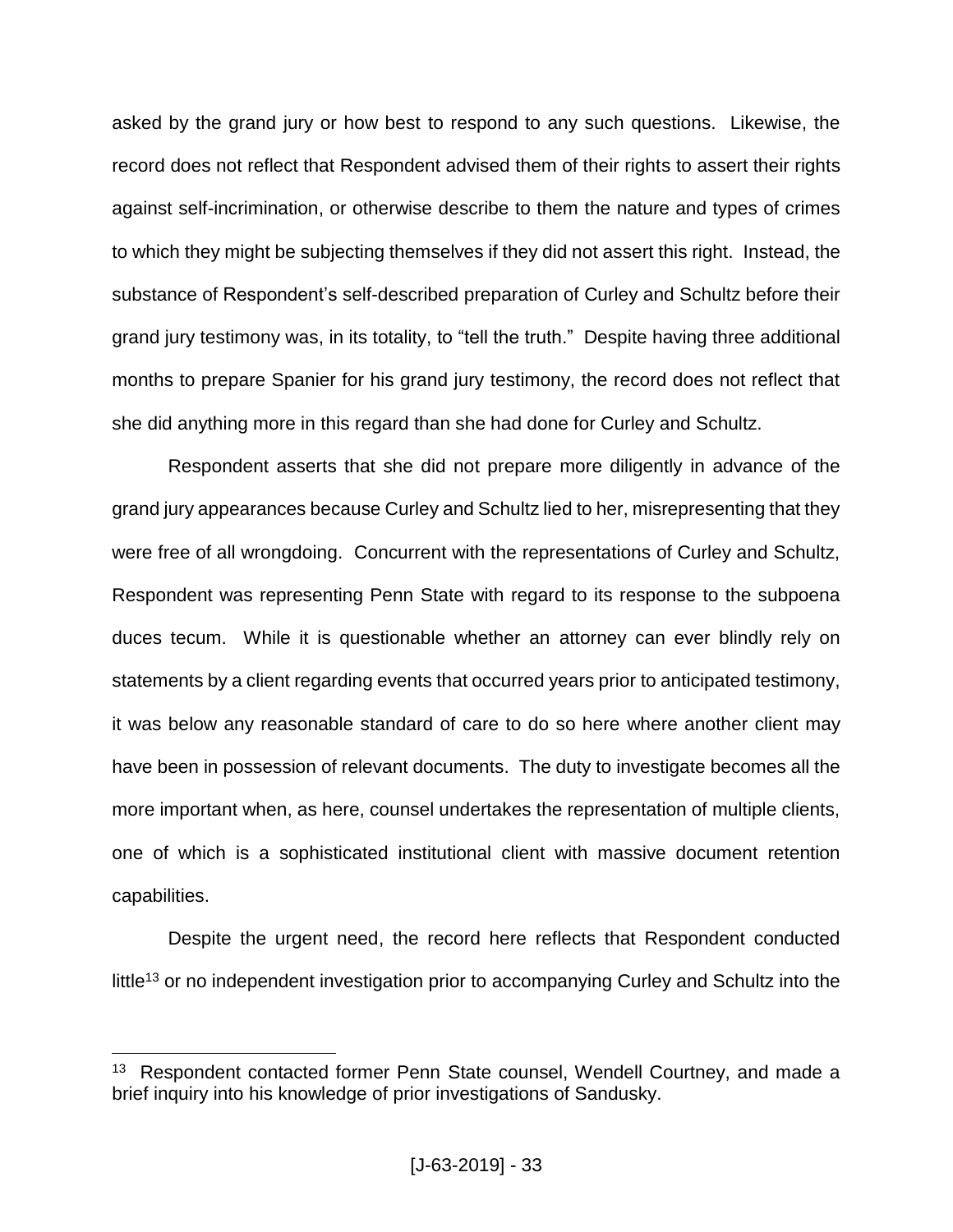asked by the grand jury or how best to respond to any such questions. Likewise, the record does not reflect that Respondent advised them of their rights to assert their rights against self-incrimination, or otherwise describe to them the nature and types of crimes to which they might be subjecting themselves if they did not assert this right. Instead, the substance of Respondent's self-described preparation of Curley and Schultz before their grand jury testimony was, in its totality, to "tell the truth." Despite having three additional months to prepare Spanier for his grand jury testimony, the record does not reflect that she did anything more in this regard than she had done for Curley and Schultz.

Respondent asserts that she did not prepare more diligently in advance of the grand jury appearances because Curley and Schultz lied to her, misrepresenting that they were free of all wrongdoing. Concurrent with the representations of Curley and Schultz, Respondent was representing Penn State with regard to its response to the subpoena duces tecum. While it is questionable whether an attorney can ever blindly rely on statements by a client regarding events that occurred years prior to anticipated testimony, it was below any reasonable standard of care to do so here where another client may have been in possession of relevant documents. The duty to investigate becomes all the more important when, as here, counsel undertakes the representation of multiple clients, one of which is a sophisticated institutional client with massive document retention capabilities.

Despite the urgent need, the record here reflects that Respondent conducted little[13] or no independent investigation prior to accompanying Curley and Schultz into the

---

[13] Respondent contacted former Penn State counsel, Wendell Courtney, and made a brief inquiry into his knowledge of prior investigations of Sandusky.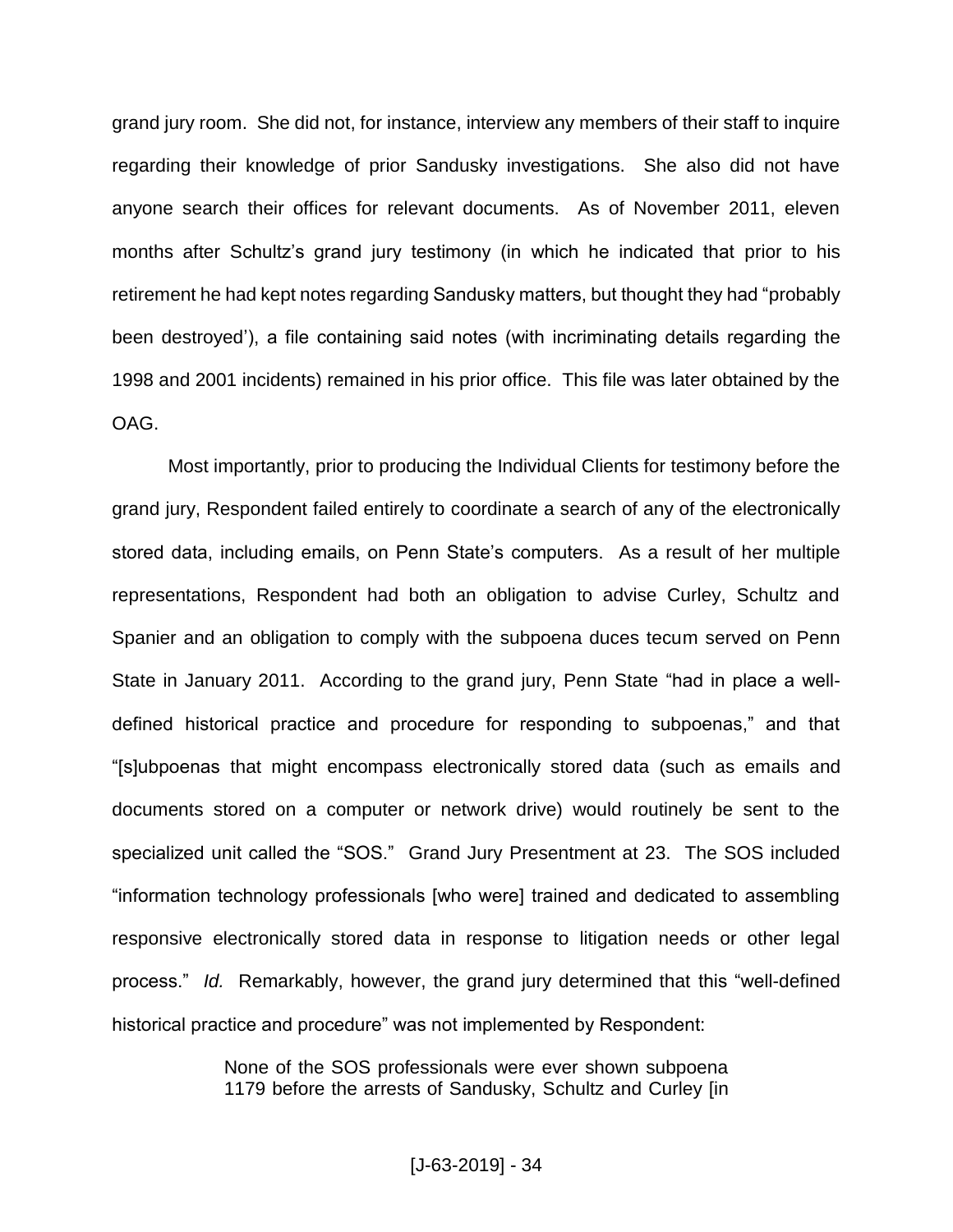grand jury room. She did not, for instance, interview any members of their staff to inquire regarding their knowledge of prior Sandusky investigations. She also did not have anyone search their offices for relevant documents. As of November 2011, eleven months after Schultz's grand jury testimony (in which he indicated that prior to his retirement he had kept notes regarding Sandusky matters, but thought they had "probably been destroyed'), a file containing said notes (with incriminating details regarding the 1998 and 2001 incidents) remained in his prior office. This file was later obtained by the OAG.

Most importantly, prior to producing the Individual Clients for testimony before the grand jury, Respondent failed entirely to coordinate a search of any of the electronically stored data, including emails, on Penn State's computers. As a result of her multiple representations, Respondent had both an obligation to advise Curley, Schultz and Spanier and an obligation to comply with the subpoena duces tecum served on Penn State in January 2011. According to the grand jury, Penn State "had in place a well-defined historical practice and procedure for responding to subpoenas," and that "[s]ubpoenas that might encompass electronically stored data (such as emails and documents stored on a computer or network drive) would routinely be sent to the specialized unit called the "SOS." Grand Jury Presentment at 23. The SOS included "information technology professionals [who were] trained and dedicated to assembling responsive electronically stored data in response to litigation needs or other legal process." *Id.* Remarkably, however, the grand jury determined that this "well-defined historical practice and procedure" was not implemented by Respondent:

> None of the SOS professionals were ever shown subpoena 1179 before the arrests of Sandusky, Schultz and Curley [in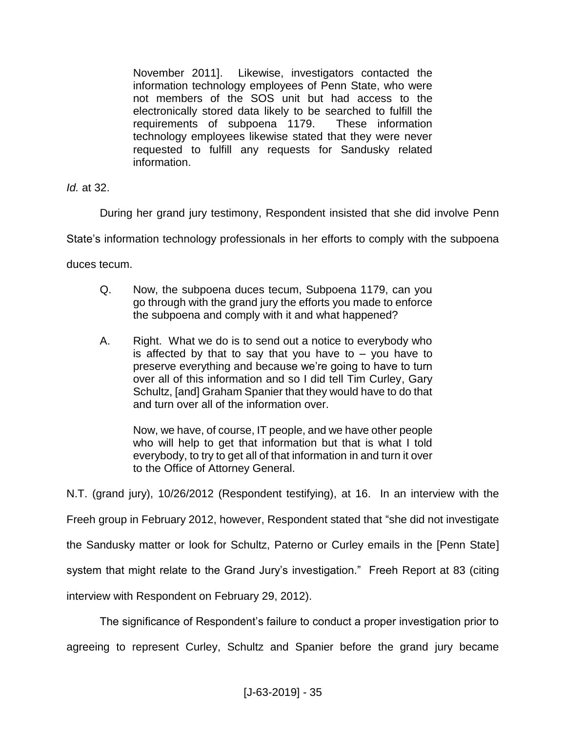> November 2011]. Likewise, investigators contacted the information technology employees of Penn State, who were not members of the SOS unit but had access to the electronically stored data likely to be searched to fulfill the requirements of subpoena 1179. These information technology employees likewise stated that they were never requested to fulfill any requests for Sandusky related information.

*Id.* at 32.

During her grand jury testimony, Respondent insisted that she did involve Penn State's information technology professionals in her efforts to comply with the subpoena duces tecum.

> Q. Now, the subpoena duces tecum, Subpoena 1179, can you go through with the grand jury the efforts you made to enforce the subpoena and comply with it and what happened?
>
> A. Right. What we do is to send out a notice to everybody who is affected by that to say that you have to – you have to preserve everything and because we're going to have to turn over all of this information and so I did tell Tim Curley, Gary Schultz, [and] Graham Spanier that they would have to do that and turn over all of the information over.
>
> Now, we have, of course, IT people, and we have other people who will help to get that information but that is what I told everybody, to try to get all of that information in and turn it over to the Office of Attorney General.

N.T. (grand jury), 10/26/2012 (Respondent testifying), at 16. In an interview with the Freeh group in February 2012, however, Respondent stated that "she did not investigate the Sandusky matter or look for Schultz, Paterno or Curley emails in the [Penn State] system that might relate to the Grand Jury's investigation." Freeh Report at 83 (citing interview with Respondent on February 29, 2012).

The significance of Respondent's failure to conduct a proper investigation prior to agreeing to represent Curley, Schultz and Spanier before the grand jury became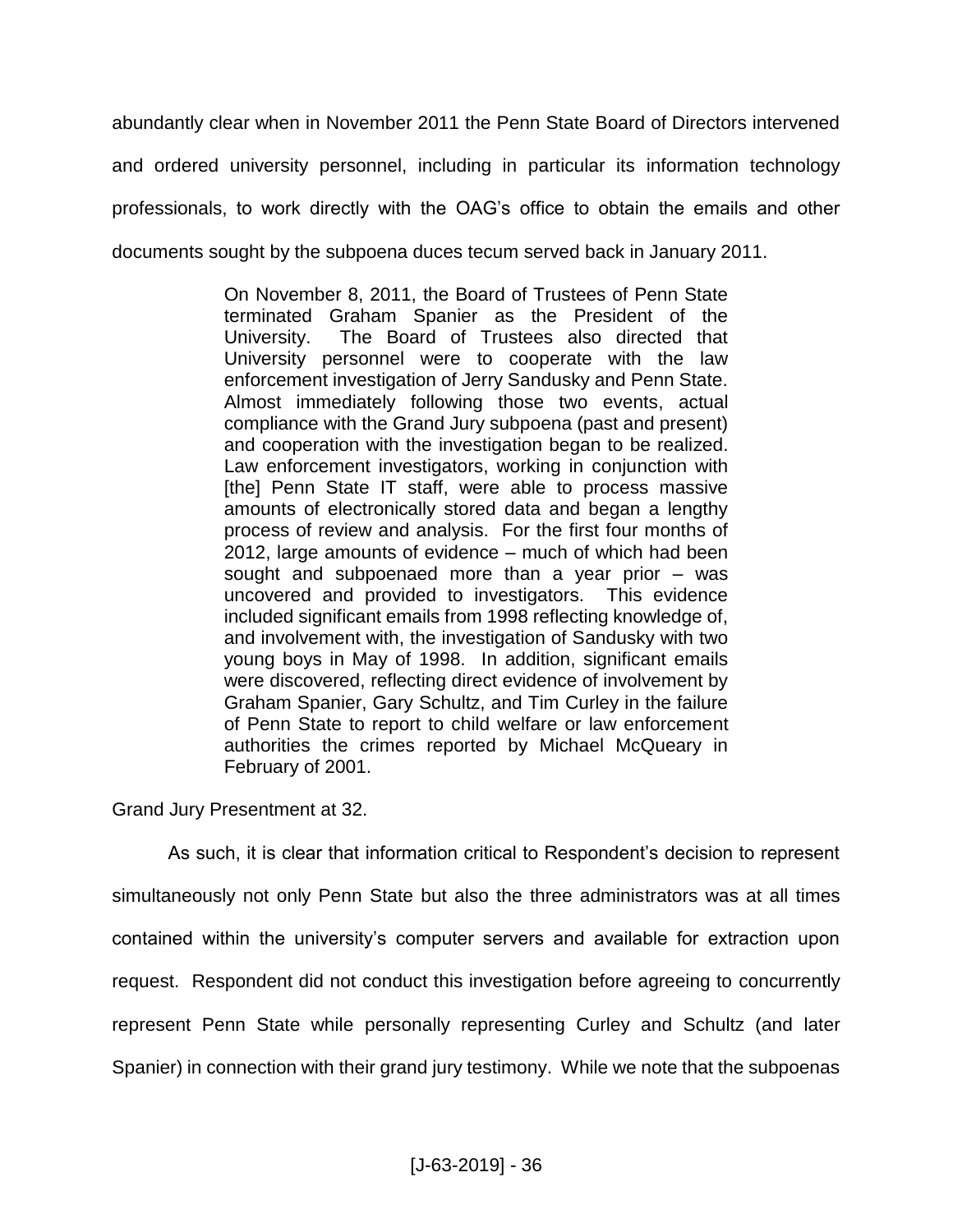abundantly clear when in November 2011 the Penn State Board of Directors intervened and ordered university personnel, including in particular its information technology professionals, to work directly with the OAG's office to obtain the emails and other documents sought by the subpoena duces tecum served back in January 2011.

> On November 8, 2011, the Board of Trustees of Penn State terminated Graham Spanier as the President of the University. The Board of Trustees also directed that University personnel were to cooperate with the law enforcement investigation of Jerry Sandusky and Penn State. Almost immediately following those two events, actual compliance with the Grand Jury subpoena (past and present) and cooperation with the investigation began to be realized. Law enforcement investigators, working in conjunction with [the] Penn State IT staff, were able to process massive amounts of electronically stored data and began a lengthy process of review and analysis. For the first four months of 2012, large amounts of evidence – much of which had been sought and subpoenaed more than a year prior – was uncovered and provided to investigators. This evidence included significant emails from 1998 reflecting knowledge of, and involvement with, the investigation of Sandusky with two young boys in May of 1998. In addition, significant emails were discovered, reflecting direct evidence of involvement by Graham Spanier, Gary Schultz, and Tim Curley in the failure of Penn State to report to child welfare or law enforcement authorities the crimes reported by Michael McQueary in February of 2001.

Grand Jury Presentment at 32.

As such, it is clear that information critical to Respondent's decision to represent simultaneously not only Penn State but also the three administrators was at all times contained within the university's computer servers and available for extraction upon request. Respondent did not conduct this investigation before agreeing to concurrently represent Penn State while personally representing Curley and Schultz (and later Spanier) in connection with their grand jury testimony. While we note that the subpoenas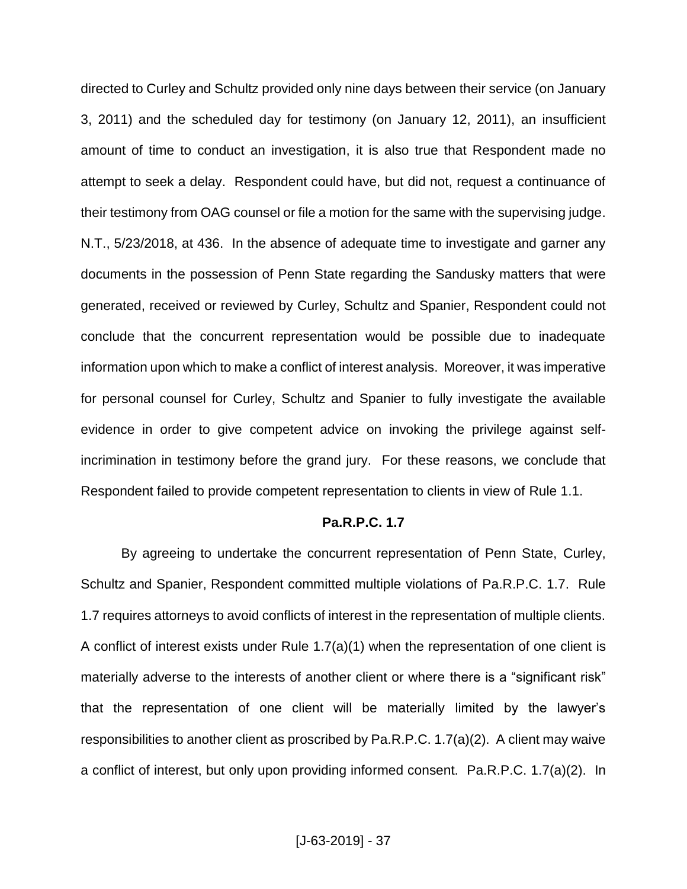directed to Curley and Schultz provided only nine days between their service (on January 3, 2011) and the scheduled day for testimony (on January 12, 2011), an insufficient amount of time to conduct an investigation, it is also true that Respondent made no attempt to seek a delay. Respondent could have, but did not, request a continuance of their testimony from OAG counsel or file a motion for the same with the supervising judge. N.T., 5/23/2018, at 436. In the absence of adequate time to investigate and garner any documents in the possession of Penn State regarding the Sandusky matters that were generated, received or reviewed by Curley, Schultz and Spanier, Respondent could not conclude that the concurrent representation would be possible due to inadequate information upon which to make a conflict of interest analysis. Moreover, it was imperative for personal counsel for Curley, Schultz and Spanier to fully investigate the available evidence in order to give competent advice on invoking the privilege against self-incrimination in testimony before the grand jury. For these reasons, we conclude that Respondent failed to provide competent representation to clients in view of Rule 1.1.

**Pa.R.P.C. 1.7**

By agreeing to undertake the concurrent representation of Penn State, Curley, Schultz and Spanier, Respondent committed multiple violations of Pa.R.P.C. 1.7. Rule 1.7 requires attorneys to avoid conflicts of interest in the representation of multiple clients. A conflict of interest exists under Rule 1.7(a)(1) when the representation of one client is materially adverse to the interests of another client or where there is a "significant risk" that the representation of one client will be materially limited by the lawyer's responsibilities to another client as proscribed by Pa.R.P.C. 1.7(a)(2). A client may waive a conflict of interest, but only upon providing informed consent. Pa.R.P.C. 1.7(a)(2). In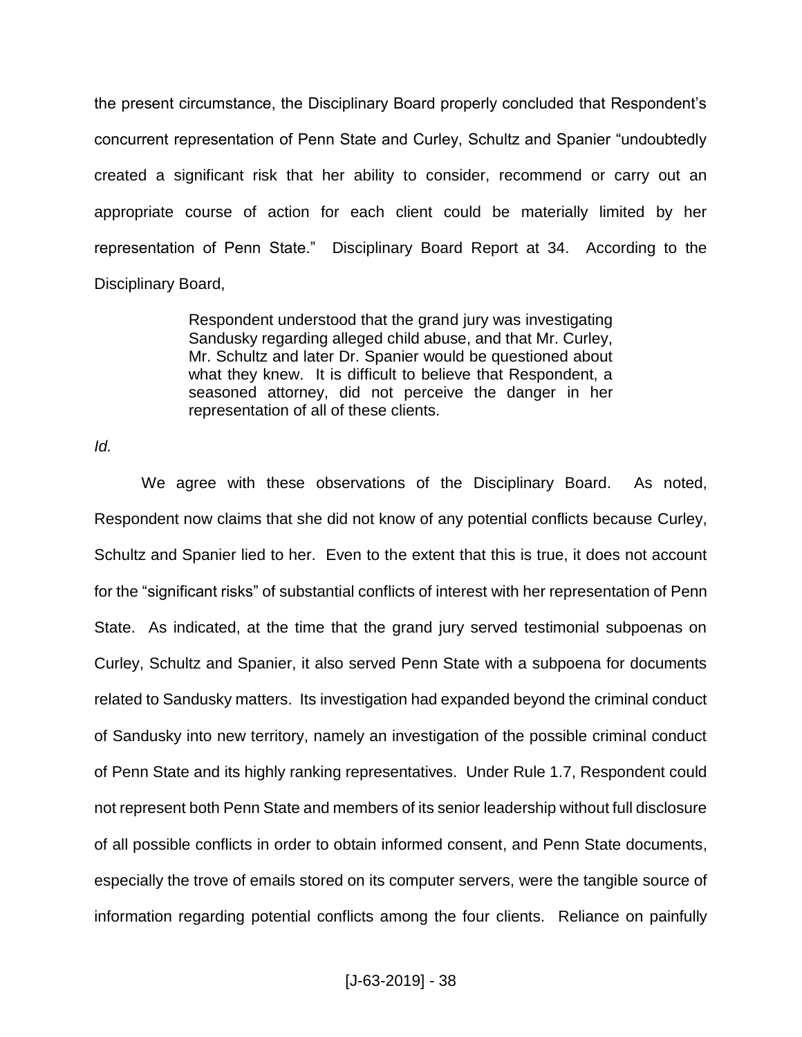the present circumstance, the Disciplinary Board properly concluded that Respondent's concurrent representation of Penn State and Curley, Schultz and Spanier "undoubtedly created a significant risk that her ability to consider, recommend or carry out an appropriate course of action for each client could be materially limited by her representation of Penn State." Disciplinary Board Report at 34. According to the Disciplinary Board,

> Respondent understood that the grand jury was investigating Sandusky regarding alleged child abuse, and that Mr. Curley, Mr. Schultz and later Dr. Spanier would be questioned about what they knew. It is difficult to believe that Respondent, a seasoned attorney, did not perceive the danger in her representation of all of these clients.

*Id.*

We agree with these observations of the Disciplinary Board. As noted, Respondent now claims that she did not know of any potential conflicts because Curley, Schultz and Spanier lied to her. Even to the extent that this is true, it does not account for the "significant risks" of substantial conflicts of interest with her representation of Penn State. As indicated, at the time that the grand jury served testimonial subpoenas on Curley, Schultz and Spanier, it also served Penn State with a subpoena for documents related to Sandusky matters. Its investigation had expanded beyond the criminal conduct of Sandusky into new territory, namely an investigation of the possible criminal conduct of Penn State and its highly ranking representatives. Under Rule 1.7, Respondent could not represent both Penn State and members of its senior leadership without full disclosure of all possible conflicts in order to obtain informed consent, and Penn State documents, especially the trove of emails stored on its computer servers, were the tangible source of information regarding potential conflicts among the four clients. Reliance on painfully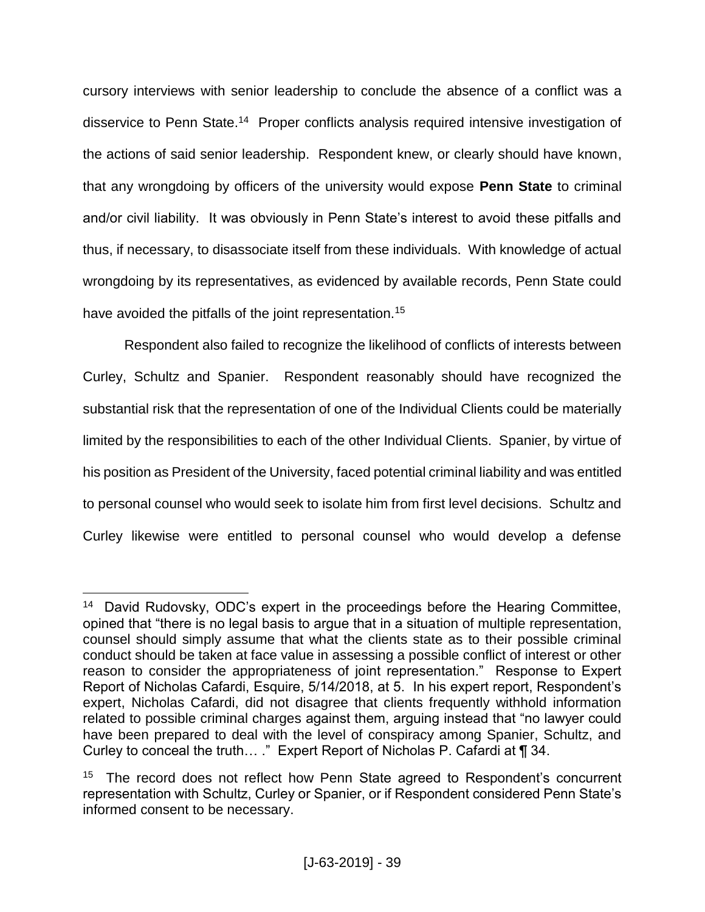cursory interviews with senior leadership to conclude the absence of a conflict was a disservice to Penn State.[14] Proper conflicts analysis required intensive investigation of the actions of said senior leadership. Respondent knew, or clearly should have known, that any wrongdoing by officers of the university would expose **Penn State** to criminal and/or civil liability. It was obviously in Penn State's interest to avoid these pitfalls and thus, if necessary, to disassociate itself from these individuals. With knowledge of actual wrongdoing by its representatives, as evidenced by available records, Penn State could have avoided the pitfalls of the joint representation.[15]

Respondent also failed to recognize the likelihood of conflicts of interests between Curley, Schultz and Spanier. Respondent reasonably should have recognized the substantial risk that the representation of one of the Individual Clients could be materially limited by the responsibilities to each of the other Individual Clients. Spanier, by virtue of his position as President of the University, faced potential criminal liability and was entitled to personal counsel who would seek to isolate him from first level decisions. Schultz and Curley likewise were entitled to personal counsel who would develop a defense

---

[14] David Rudovsky, ODC's expert in the proceedings before the Hearing Committee, opined that "there is no legal basis to argue that in a situation of multiple representation, counsel should simply assume that what the clients state as to their possible criminal conduct should be taken at face value in assessing a possible conflict of interest or other reason to consider the appropriateness of joint representation." Response to Expert Report of Nicholas Cafardi, Esquire, 5/14/2018, at 5. In his expert report, Respondent's expert, Nicholas Cafardi, did not disagree that clients frequently withhold information related to possible criminal charges against them, arguing instead that "no lawyer could have been prepared to deal with the level of conspiracy among Spanier, Schultz, and Curley to conceal the truth… ." Expert Report of Nicholas P. Cafardi at ¶ 34.

[15] The record does not reflect how Penn State agreed to Respondent's concurrent representation with Schultz, Curley or Spanier, or if Respondent considered Penn State's informed consent to be necessary.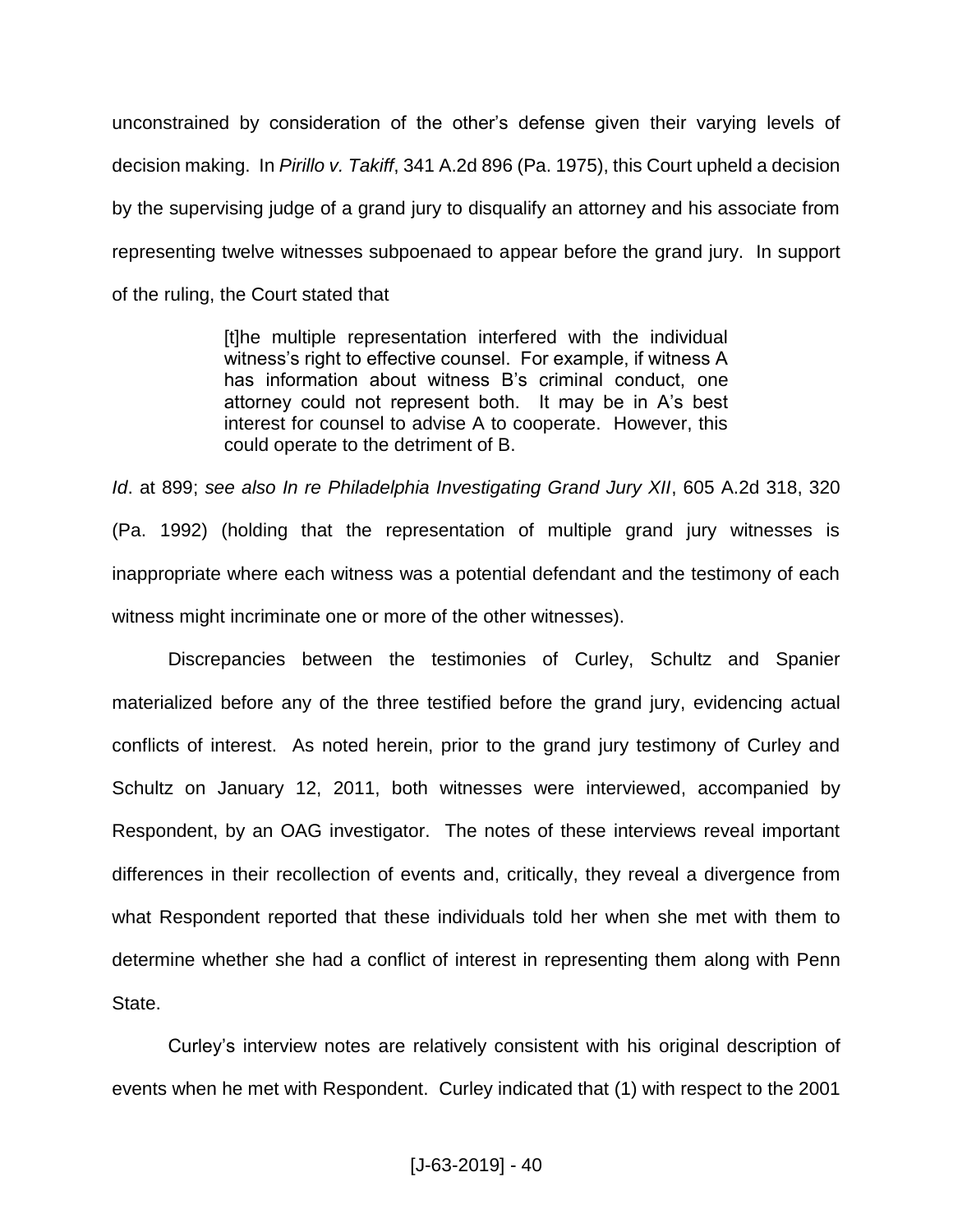unconstrained by consideration of the other's defense given their varying levels of decision making. In *Pirillo v. Takiff*, 341 A.2d 896 (Pa. 1975), this Court upheld a decision by the supervising judge of a grand jury to disqualify an attorney and his associate from representing twelve witnesses subpoenaed to appear before the grand jury. In support of the ruling, the Court stated that

> [t]he multiple representation interfered with the individual witness's right to effective counsel. For example, if witness A has information about witness B's criminal conduct, one attorney could not represent both. It may be in A's best interest for counsel to advise A to cooperate. However, this could operate to the detriment of B.

*Id*. at 899; *see also In re Philadelphia Investigating Grand Jury XII*, 605 A.2d 318, 320 (Pa. 1992) (holding that the representation of multiple grand jury witnesses is inappropriate where each witness was a potential defendant and the testimony of each witness might incriminate one or more of the other witnesses).

Discrepancies between the testimonies of Curley, Schultz and Spanier materialized before any of the three testified before the grand jury, evidencing actual conflicts of interest. As noted herein, prior to the grand jury testimony of Curley and Schultz on January 12, 2011, both witnesses were interviewed, accompanied by Respondent, by an OAG investigator. The notes of these interviews reveal important differences in their recollection of events and, critically, they reveal a divergence from what Respondent reported that these individuals told her when she met with them to determine whether she had a conflict of interest in representing them along with Penn State.

Curley's interview notes are relatively consistent with his original description of events when he met with Respondent. Curley indicated that (1) with respect to the 2001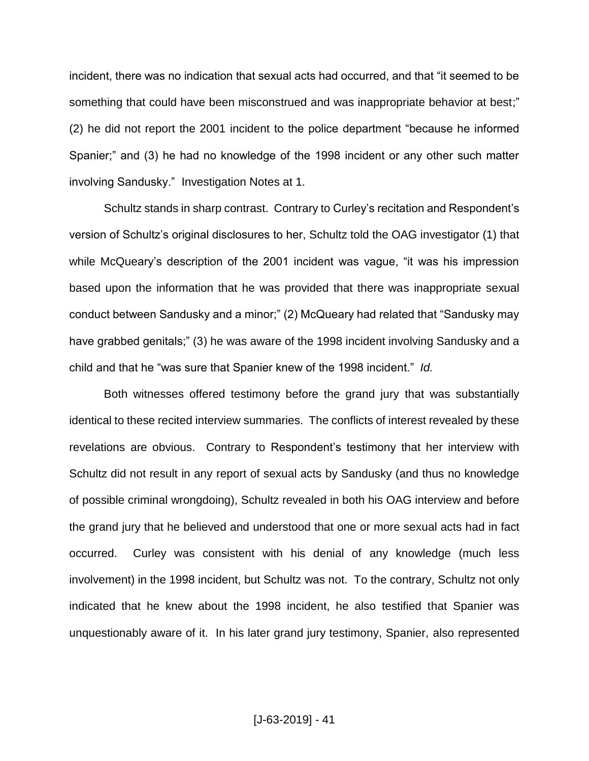incident, there was no indication that sexual acts had occurred, and that "it seemed to be something that could have been misconstrued and was inappropriate behavior at best;" (2) he did not report the 2001 incident to the police department "because he informed Spanier;" and (3) he had no knowledge of the 1998 incident or any other such matter involving Sandusky." Investigation Notes at 1.

Schultz stands in sharp contrast. Contrary to Curley's recitation and Respondent's version of Schultz's original disclosures to her, Schultz told the OAG investigator (1) that while McQueary's description of the 2001 incident was vague, "it was his impression based upon the information that he was provided that there was inappropriate sexual conduct between Sandusky and a minor;" (2) McQueary had related that "Sandusky may have grabbed genitals;" (3) he was aware of the 1998 incident involving Sandusky and a child and that he "was sure that Spanier knew of the 1998 incident." *Id.*

Both witnesses offered testimony before the grand jury that was substantially identical to these recited interview summaries. The conflicts of interest revealed by these revelations are obvious. Contrary to Respondent's testimony that her interview with Schultz did not result in any report of sexual acts by Sandusky (and thus no knowledge of possible criminal wrongdoing), Schultz revealed in both his OAG interview and before the grand jury that he believed and understood that one or more sexual acts had in fact occurred. Curley was consistent with his denial of any knowledge (much less involvement) in the 1998 incident, but Schultz was not. To the contrary, Schultz not only indicated that he knew about the 1998 incident, he also testified that Spanier was unquestionably aware of it. In his later grand jury testimony, Spanier, also represented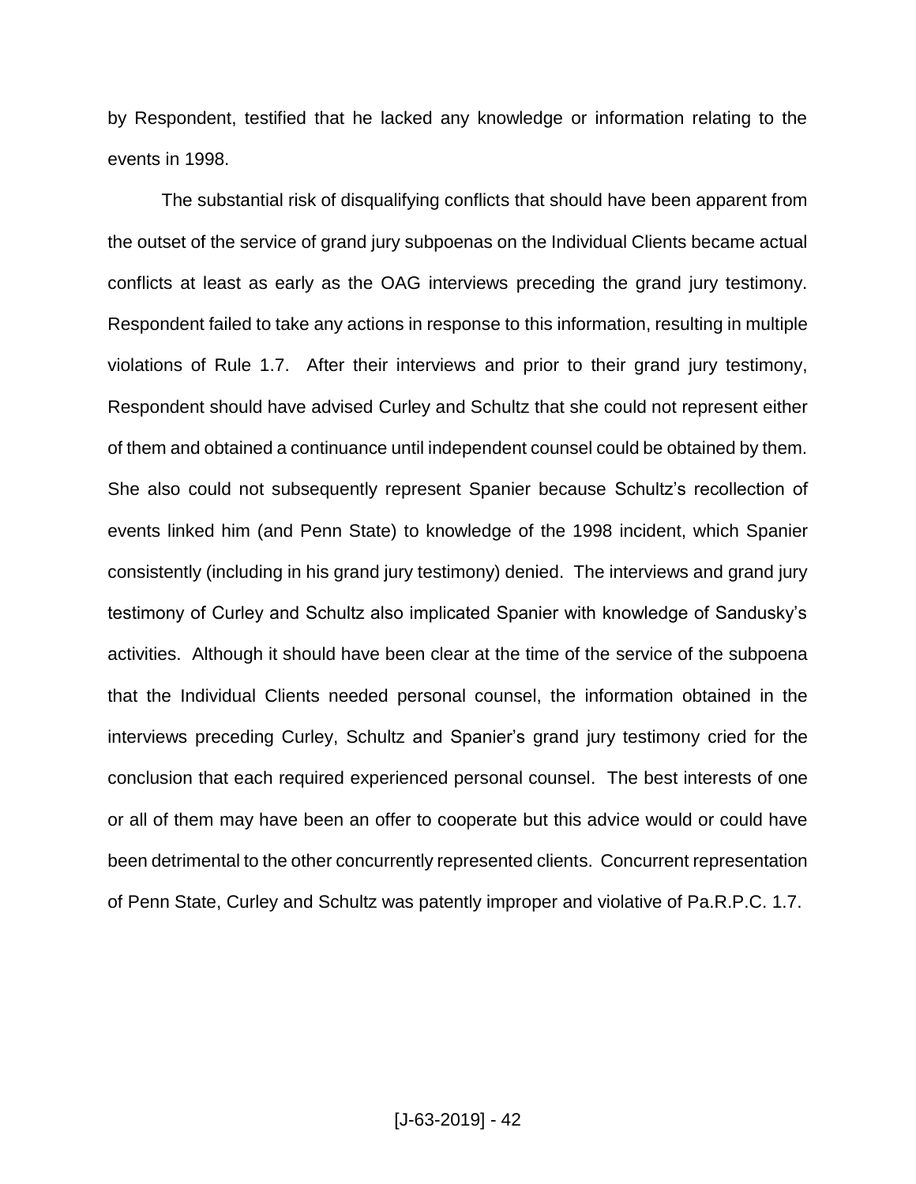by Respondent, testified that he lacked any knowledge or information relating to the events in 1998.

The substantial risk of disqualifying conflicts that should have been apparent from the outset of the service of grand jury subpoenas on the Individual Clients became actual conflicts at least as early as the OAG interviews preceding the grand jury testimony. Respondent failed to take any actions in response to this information, resulting in multiple violations of Rule 1.7. After their interviews and prior to their grand jury testimony, Respondent should have advised Curley and Schultz that she could not represent either of them and obtained a continuance until independent counsel could be obtained by them. She also could not subsequently represent Spanier because Schultz's recollection of events linked him (and Penn State) to knowledge of the 1998 incident, which Spanier consistently (including in his grand jury testimony) denied. The interviews and grand jury testimony of Curley and Schultz also implicated Spanier with knowledge of Sandusky's activities. Although it should have been clear at the time of the service of the subpoena that the Individual Clients needed personal counsel, the information obtained in the interviews preceding Curley, Schultz and Spanier's grand jury testimony cried for the conclusion that each required experienced personal counsel. The best interests of one or all of them may have been an offer to cooperate but this advice would or could have been detrimental to the other concurrently represented clients. Concurrent representation of Penn State, Curley and Schultz was patently improper and violative of Pa.R.P.C. 1.7.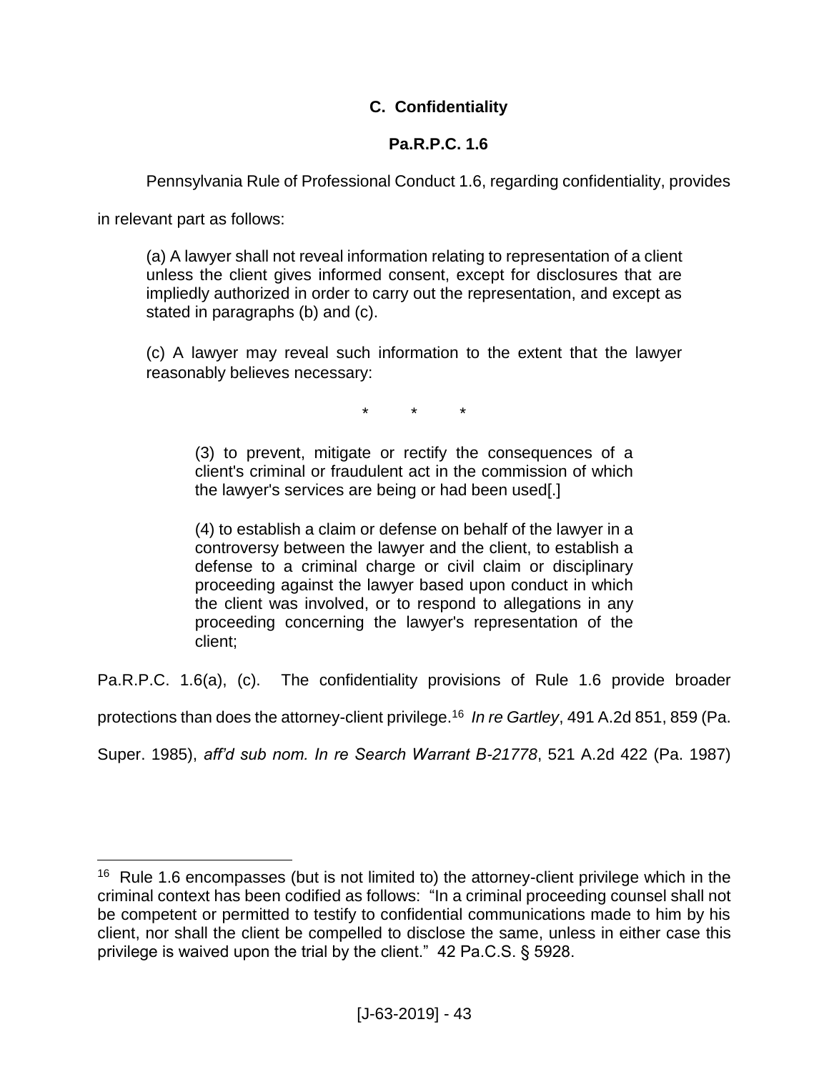### C. Confidentiality

### Pa.R.P.C. 1.6

Pennsylvania Rule of Professional Conduct 1.6, regarding confidentiality, provides in relevant part as follows:

> (a) A lawyer shall not reveal information relating to representation of a client unless the client gives informed consent, except for disclosures that are impliedly authorized in order to carry out the representation, and except as stated in paragraphs (b) and (c).
>
> (c) A lawyer may reveal such information to the extent that the lawyer reasonably believes necessary:
>
> \* \* \*
>
> > (3) to prevent, mitigate or rectify the consequences of a client's criminal or fraudulent act in the commission of which the lawyer's services are being or had been used[.]
> >
> > (4) to establish a claim or defense on behalf of the lawyer in a controversy between the lawyer and the client, to establish a defense to a criminal charge or civil claim or disciplinary proceeding against the lawyer based upon conduct in which the client was involved, or to respond to allegations in any proceeding concerning the lawyer's representation of the client;

Pa.R.P.C. 1.6(a), (c). The confidentiality provisions of Rule 1.6 provide broader protections than does the attorney-client privilege.[16] *In re Gartley*, 491 A.2d 851, 859 (Pa. Super. 1985), *aff'd sub nom. In re Search Warrant B-21778*, 521 A.2d 422 (Pa. 1987)

---

[16] Rule 1.6 encompasses (but is not limited to) the attorney-client privilege which in the criminal context has been codified as follows: "In a criminal proceeding counsel shall not be competent or permitted to testify to confidential communications made to him by his client, nor shall the client be compelled to disclose the same, unless in either case this privilege is waived upon the trial by the client." 42 Pa.C.S. § 5928.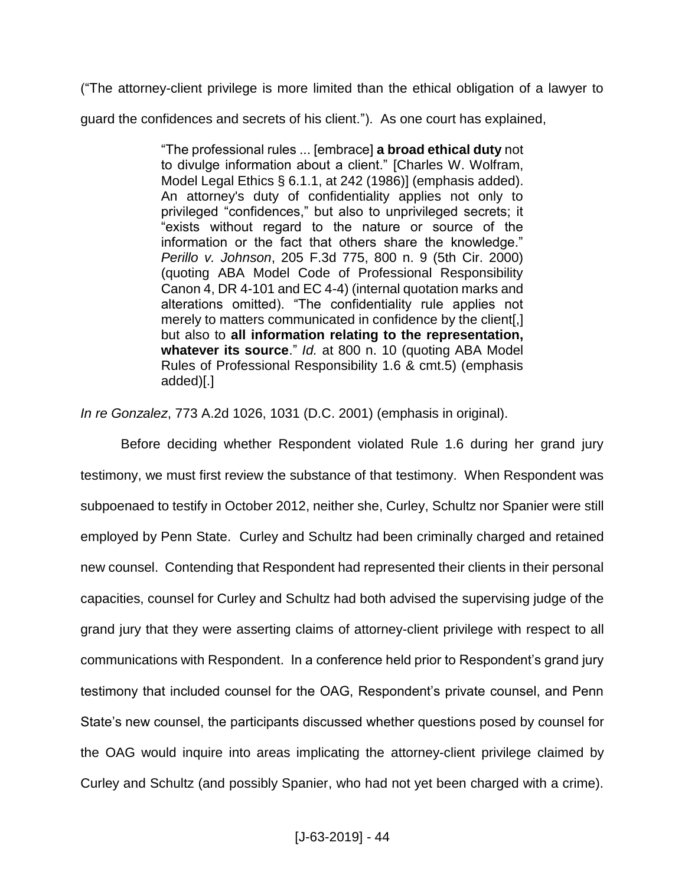("The attorney-client privilege is more limited than the ethical obligation of a lawyer to guard the confidences and secrets of his client."). As one court has explained,

> "The professional rules ... [embrace] **a broad ethical duty** not to divulge information about a client." [Charles W. Wolfram, Model Legal Ethics § 6.1.1, at 242 (1986)] (emphasis added). An attorney's duty of confidentiality applies not only to privileged "confidences," but also to unprivileged secrets; it "exists without regard to the nature or source of the information or the fact that others share the knowledge." *Perillo v. Johnson*, 205 F.3d 775, 800 n. 9 (5th Cir. 2000) (quoting ABA Model Code of Professional Responsibility Canon 4, DR 4-101 and EC 4-4) (internal quotation marks and alterations omitted). "The confidentiality rule applies not merely to matters communicated in confidence by the client[,] but also to **all information relating to the representation, whatever its source**." *Id.* at 800 n. 10 (quoting ABA Model Rules of Professional Responsibility 1.6 & cmt.5) (emphasis added)[.]

*In re Gonzalez*, 773 A.2d 1026, 1031 (D.C. 2001) (emphasis in original).

Before deciding whether Respondent violated Rule 1.6 during her grand jury testimony, we must first review the substance of that testimony. When Respondent was subpoenaed to testify in October 2012, neither she, Curley, Schultz nor Spanier were still employed by Penn State. Curley and Schultz had been criminally charged and retained new counsel. Contending that Respondent had represented their clients in their personal capacities, counsel for Curley and Schultz had both advised the supervising judge of the grand jury that they were asserting claims of attorney-client privilege with respect to all communications with Respondent. In a conference held prior to Respondent's grand jury testimony that included counsel for the OAG, Respondent's private counsel, and Penn State's new counsel, the participants discussed whether questions posed by counsel for the OAG would inquire into areas implicating the attorney-client privilege claimed by Curley and Schultz (and possibly Spanier, who had not yet been charged with a crime).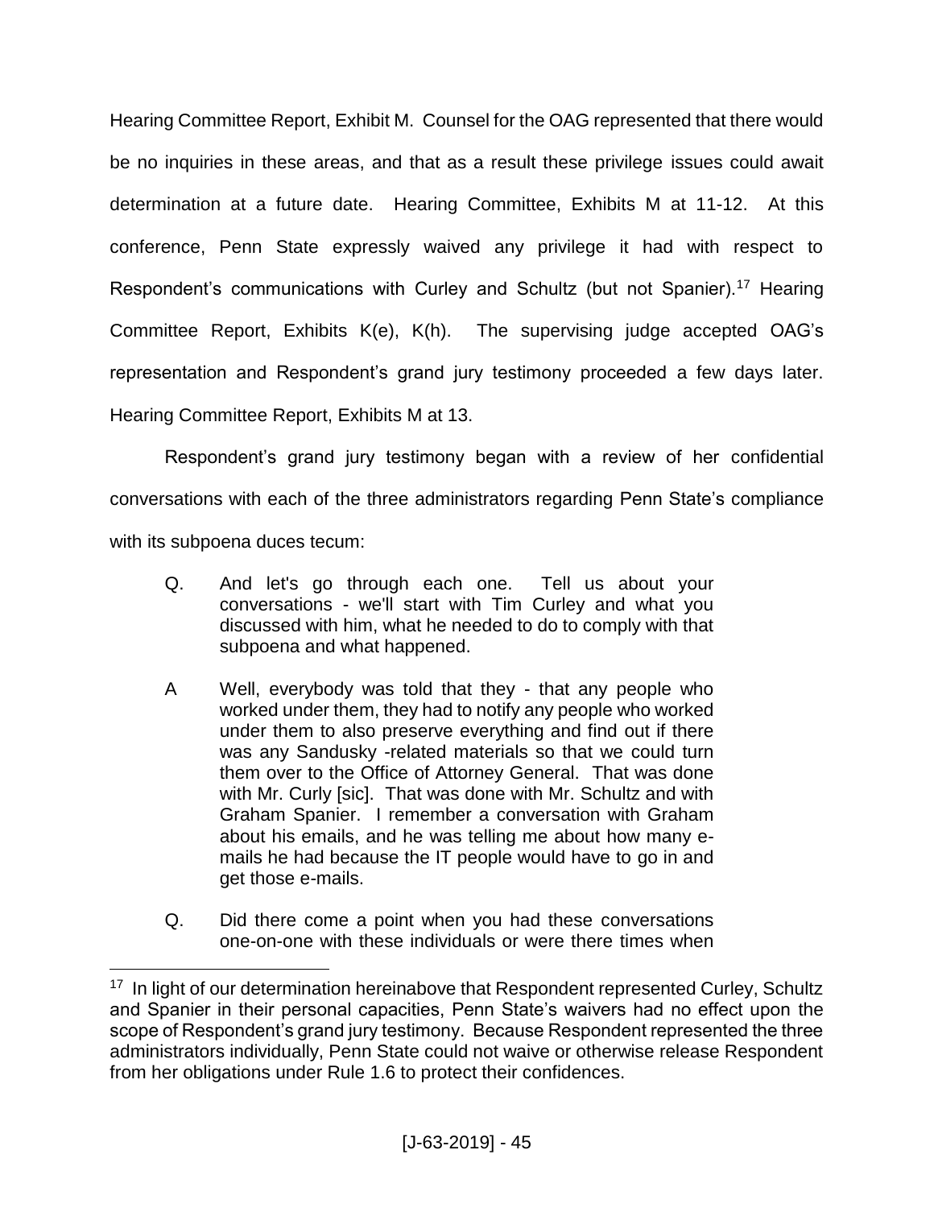Hearing Committee Report, Exhibit M. Counsel for the OAG represented that there would be no inquiries in these areas, and that as a result these privilege issues could await determination at a future date. Hearing Committee, Exhibits M at 11-12. At this conference, Penn State expressly waived any privilege it had with respect to Respondent's communications with Curley and Schultz (but not Spanier).[17] Hearing Committee Report, Exhibits K(e), K(h). The supervising judge accepted OAG's representation and Respondent's grand jury testimony proceeded a few days later. Hearing Committee Report, Exhibits M at 13.

Respondent's grand jury testimony began with a review of her confidential conversations with each of the three administrators regarding Penn State's compliance with its subpoena duces tecum:

> Q. And let's go through each one. Tell us about your conversations - we'll start with Tim Curley and what you discussed with him, what he needed to do to comply with that subpoena and what happened.
>
> A Well, everybody was told that they - that any people who worked under them, they had to notify any people who worked under them to also preserve everything and find out if there was any Sandusky -related materials so that we could turn them over to the Office of Attorney General. That was done with Mr. Curly [sic]. That was done with Mr. Schultz and with Graham Spanier. I remember a conversation with Graham about his emails, and he was telling me about how many e-mails he had because the IT people would have to go in and get those e-mails.
>
> Q. Did there come a point when you had these conversations one-on-one with these individuals or were there times when

[17] In light of our determination hereinabove that Respondent represented Curley, Schultz and Spanier in their personal capacities, Penn State's waivers had no effect upon the scope of Respondent's grand jury testimony. Because Respondent represented the three administrators individually, Penn State could not waive or otherwise release Respondent from her obligations under Rule 1.6 to protect their confidences.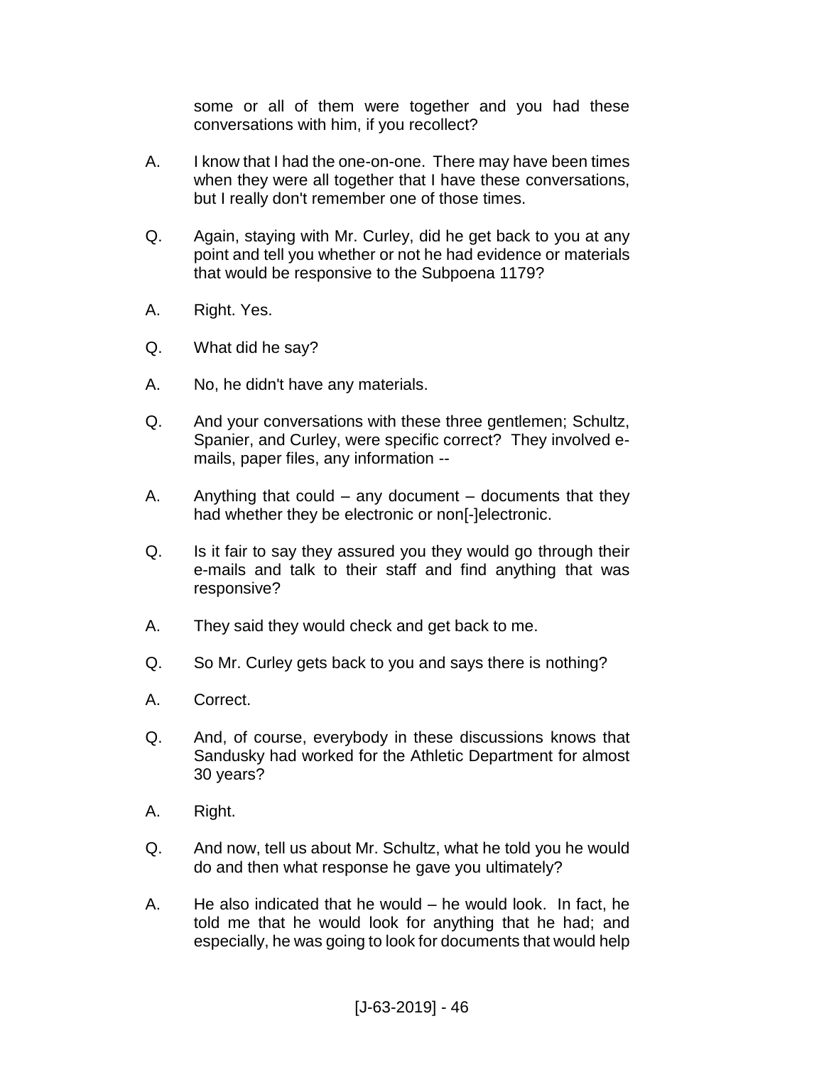some or all of them were together and you had these conversations with him, if you recollect?

A. I know that I had the one-on-one. There may have been times when they were all together that I have these conversations, but I really don't remember one of those times.

Q. Again, staying with Mr. Curley, did he get back to you at any point and tell you whether or not he had evidence or materials that would be responsive to the Subpoena 1179?

A. Right. Yes.

Q. What did he say?

A. No, he didn't have any materials.

Q. And your conversations with these three gentlemen; Schultz, Spanier, and Curley, were specific correct? They involved e-mails, paper files, any information --

A. Anything that could – any document – documents that they had whether they be electronic or non[-]electronic.

Q. Is it fair to say they assured you they would go through their e-mails and talk to their staff and find anything that was responsive?

A. They said they would check and get back to me.

Q. So Mr. Curley gets back to you and says there is nothing?

A. Correct.

Q. And, of course, everybody in these discussions knows that Sandusky had worked for the Athletic Department for almost 30 years?

A. Right.

Q. And now, tell us about Mr. Schultz, what he told you he would do and then what response he gave you ultimately?

A. He also indicated that he would – he would look. In fact, he told me that he would look for anything that he had; and especially, he was going to look for documents that would help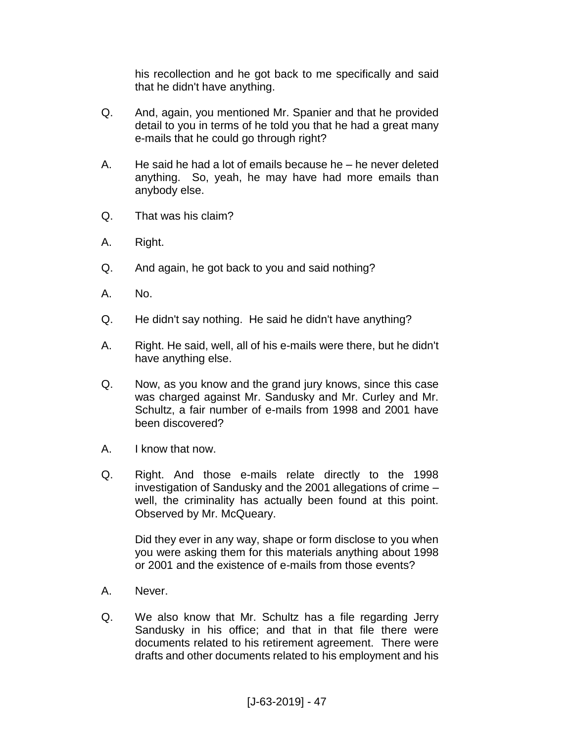his recollection and he got back to me specifically and said that he didn't have anything.

Q. And, again, you mentioned Mr. Spanier and that he provided detail to you in terms of he told you that he had a great many e-mails that he could go through right?

A. He said he had a lot of emails because he – he never deleted anything. So, yeah, he may have had more emails than anybody else.

Q. That was his claim?

A. Right.

Q. And again, he got back to you and said nothing?

A. No.

Q. He didn't say nothing. He said he didn't have anything?

A. Right. He said, well, all of his e-mails were there, but he didn't have anything else.

Q. Now, as you know and the grand jury knows, since this case was charged against Mr. Sandusky and Mr. Curley and Mr. Schultz, a fair number of e-mails from 1998 and 2001 have been discovered?

A. I know that now.

Q. Right. And those e-mails relate directly to the 1998 investigation of Sandusky and the 2001 allegations of crime – well, the criminality has actually been found at this point. Observed by Mr. McQueary.

Did they ever in any way, shape or form disclose to you when you were asking them for this materials anything about 1998 or 2001 and the existence of e-mails from those events?

A. Never.

Q. We also know that Mr. Schultz has a file regarding Jerry Sandusky in his office; and that in that file there were documents related to his retirement agreement. There were drafts and other documents related to his employment and his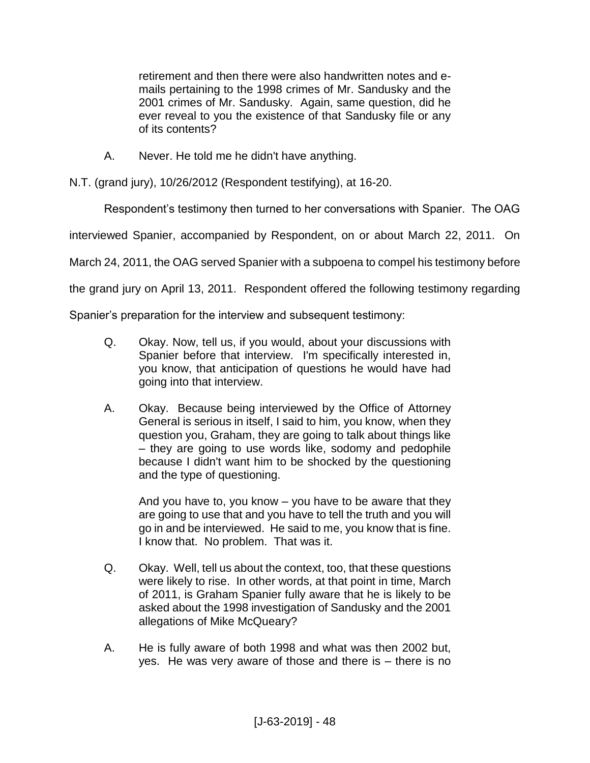> retirement and then there were also handwritten notes and e-mails pertaining to the 1998 crimes of Mr. Sandusky and the 2001 crimes of Mr. Sandusky. Again, same question, did he ever reveal to you the existence of that Sandusky file or any of its contents?
>
> A. Never. He told me he didn't have anything.

N.T. (grand jury), 10/26/2012 (Respondent testifying), at 16-20.

Respondent's testimony then turned to her conversations with Spanier. The OAG interviewed Spanier, accompanied by Respondent, on or about March 22, 2011. On March 24, 2011, the OAG served Spanier with a subpoena to compel his testimony before the grand jury on April 13, 2011. Respondent offered the following testimony regarding Spanier's preparation for the interview and subsequent testimony:

> Q. Okay. Now, tell us, if you would, about your discussions with Spanier before that interview. I'm specifically interested in, you know, that anticipation of questions he would have had going into that interview.
>
> A. Okay. Because being interviewed by the Office of Attorney General is serious in itself, I said to him, you know, when they question you, Graham, they are going to talk about things like – they are going to use words like, sodomy and pedophile because I didn't want him to be shocked by the questioning and the type of questioning.
>
> And you have to, you know – you have to be aware that they are going to use that and you have to tell the truth and you will go in and be interviewed. He said to me, you know that is fine. I know that. No problem. That was it.
>
> Q. Okay. Well, tell us about the context, too, that these questions were likely to rise. In other words, at that point in time, March of 2011, is Graham Spanier fully aware that he is likely to be asked about the 1998 investigation of Sandusky and the 2001 allegations of Mike McQueary?
>
> A. He is fully aware of both 1998 and what was then 2002 but, yes. He was very aware of those and there is – there is no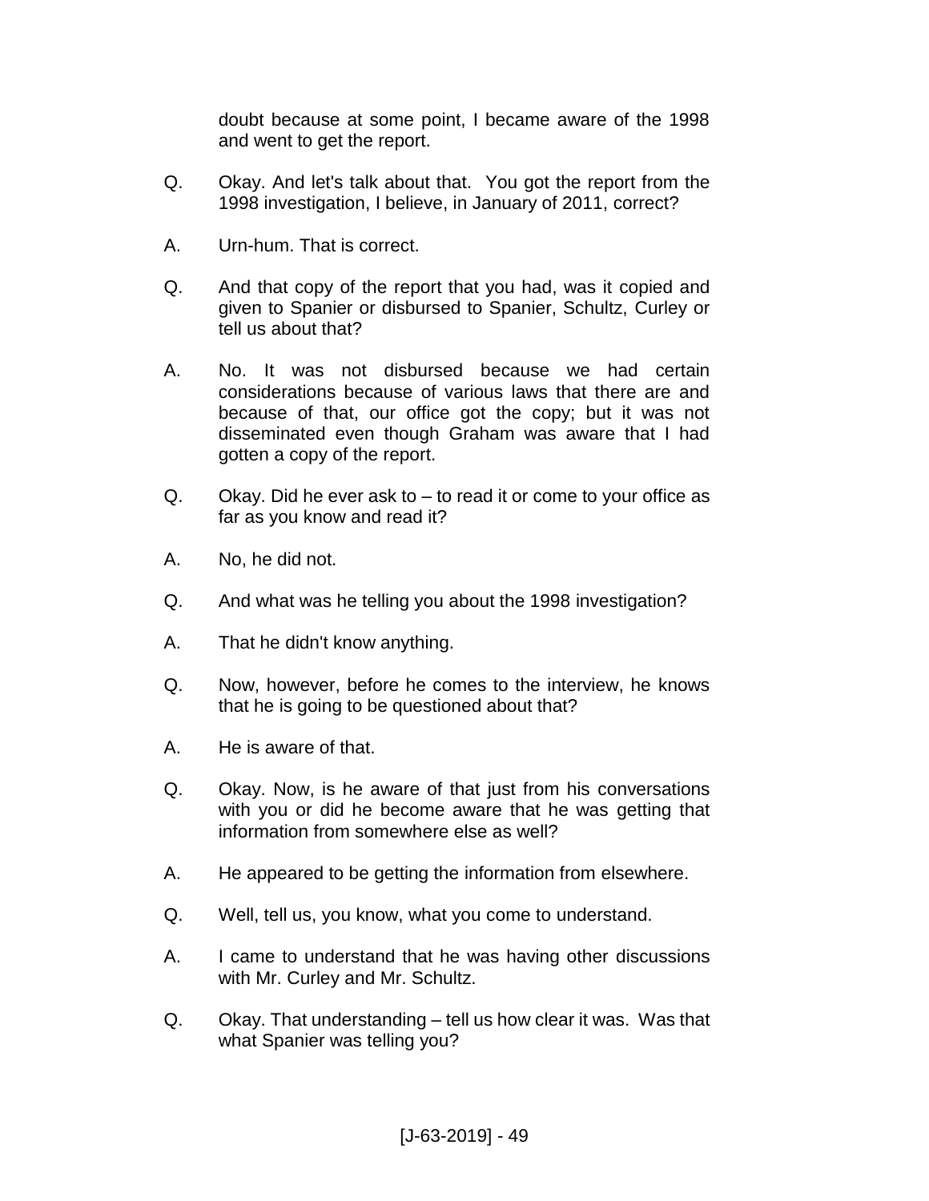doubt because at some point, I became aware of the 1998 and went to get the report.

Q. Okay. And let's talk about that. You got the report from the 1998 investigation, I believe, in January of 2011, correct?

A. Urn-hum. That is correct.

Q. And that copy of the report that you had, was it copied and given to Spanier or disbursed to Spanier, Schultz, Curley or tell us about that?

A. No. It was not disbursed because we had certain considerations because of various laws that there are and because of that, our office got the copy; but it was not disseminated even though Graham was aware that I had gotten a copy of the report.

Q. Okay. Did he ever ask to – to read it or come to your office as far as you know and read it?

A. No, he did not.

Q. And what was he telling you about the 1998 investigation?

A. That he didn't know anything.

Q. Now, however, before he comes to the interview, he knows that he is going to be questioned about that?

A. He is aware of that.

Q. Okay. Now, is he aware of that just from his conversations with you or did he become aware that he was getting that information from somewhere else as well?

A. He appeared to be getting the information from elsewhere.

Q. Well, tell us, you know, what you come to understand.

A. I came to understand that he was having other discussions with Mr. Curley and Mr. Schultz.

Q. Okay. That understanding – tell us how clear it was. Was that what Spanier was telling you?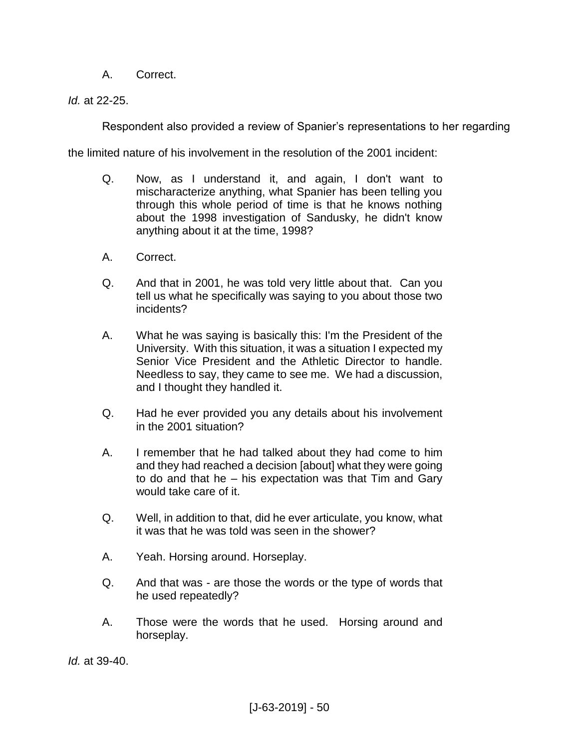A. Correct.

*Id.* at 22-25.

Respondent also provided a review of Spanier's representations to her regarding the limited nature of his involvement in the resolution of the 2001 incident:

> Q. Now, as I understand it, and again, I don't want to mischaracterize anything, what Spanier has been telling you through this whole period of time is that he knows nothing about the 1998 investigation of Sandusky, he didn't know anything about it at the time, 1998?
>
> A. Correct.
>
> Q. And that in 2001, he was told very little about that. Can you tell us what he specifically was saying to you about those two incidents?
>
> A. What he was saying is basically this: I'm the President of the University. With this situation, it was a situation I expected my Senior Vice President and the Athletic Director to handle. Needless to say, they came to see me. We had a discussion, and I thought they handled it.
>
> Q. Had he ever provided you any details about his involvement in the 2001 situation?
>
> A. I remember that he had talked about they had come to him and they had reached a decision [about] what they were going to do and that he – his expectation was that Tim and Gary would take care of it.
>
> Q. Well, in addition to that, did he ever articulate, you know, what it was that he was told was seen in the shower?
>
> A. Yeah. Horsing around. Horseplay.
>
> Q. And that was - are those the words or the type of words that he used repeatedly?
>
> A. Those were the words that he used. Horsing around and horseplay.

*Id.* at 39-40.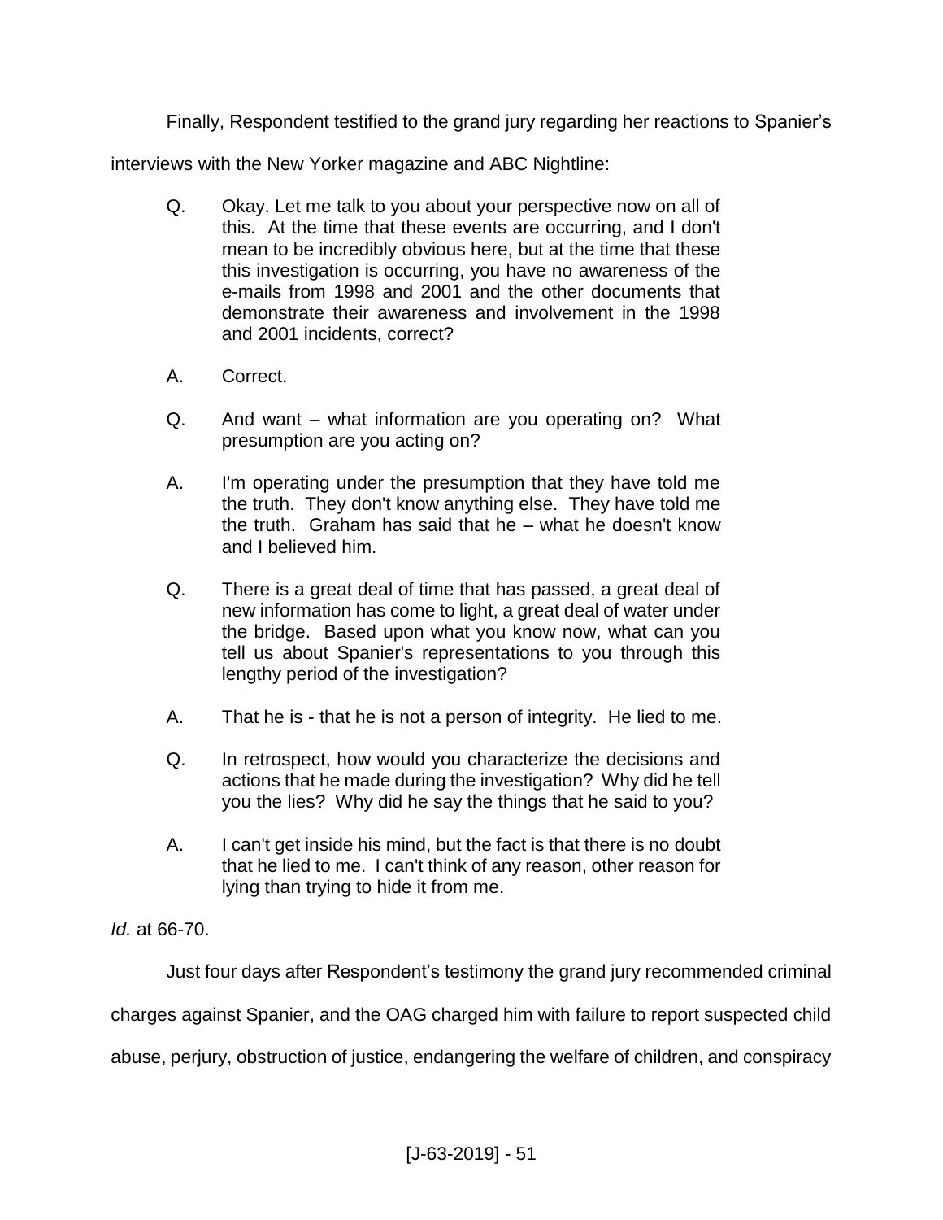Finally, Respondent testified to the grand jury regarding her reactions to Spanier's interviews with the New Yorker magazine and ABC Nightline:

> Q. Okay. Let me talk to you about your perspective now on all of this. At the time that these events are occurring, and I don't mean to be incredibly obvious here, but at the time that these this investigation is occurring, you have no awareness of the e-mails from 1998 and 2001 and the other documents that demonstrate their awareness and involvement in the 1998 and 2001 incidents, correct?
>
> A. Correct.
>
> Q. And want – what information are you operating on? What presumption are you acting on?
>
> A. I'm operating under the presumption that they have told me the truth. They don't know anything else. They have told me the truth. Graham has said that he – what he doesn't know and I believed him.
>
> Q. There is a great deal of time that has passed, a great deal of new information has come to light, a great deal of water under the bridge. Based upon what you know now, what can you tell us about Spanier's representations to you through this lengthy period of the investigation?
>
> A. That he is - that he is not a person of integrity. He lied to me.
>
> Q. In retrospect, how would you characterize the decisions and actions that he made during the investigation? Why did he tell you the lies? Why did he say the things that he said to you?
>
> A. I can't get inside his mind, but the fact is that there is no doubt that he lied to me. I can't think of any reason, other reason for lying than trying to hide it from me.

*Id.* at 66-70.

Just four days after Respondent's testimony the grand jury recommended criminal charges against Spanier, and the OAG charged him with failure to report suspected child abuse, perjury, obstruction of justice, endangering the welfare of children, and conspiracy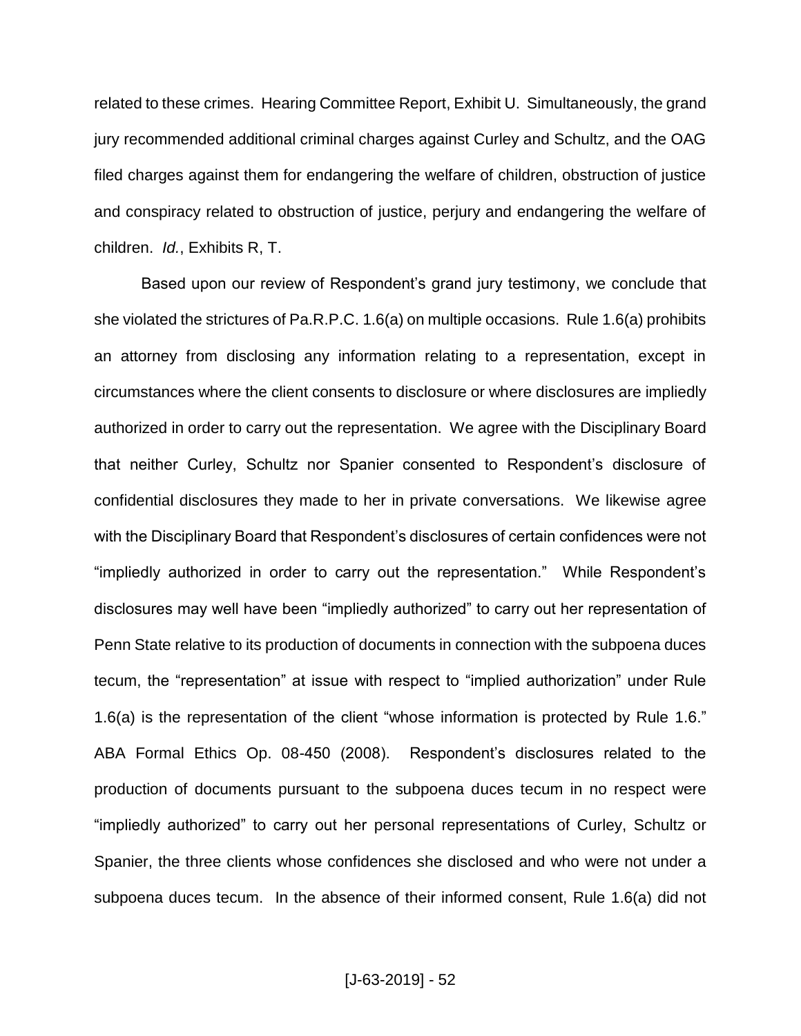related to these crimes. Hearing Committee Report, Exhibit U. Simultaneously, the grand jury recommended additional criminal charges against Curley and Schultz, and the OAG filed charges against them for endangering the welfare of children, obstruction of justice and conspiracy related to obstruction of justice, perjury and endangering the welfare of children. *Id.*, Exhibits R, T.

Based upon our review of Respondent's grand jury testimony, we conclude that she violated the strictures of Pa.R.P.C. 1.6(a) on multiple occasions. Rule 1.6(a) prohibits an attorney from disclosing any information relating to a representation, except in circumstances where the client consents to disclosure or where disclosures are impliedly authorized in order to carry out the representation. We agree with the Disciplinary Board that neither Curley, Schultz nor Spanier consented to Respondent's disclosure of confidential disclosures they made to her in private conversations. We likewise agree with the Disciplinary Board that Respondent's disclosures of certain confidences were not "impliedly authorized in order to carry out the representation." While Respondent's disclosures may well have been "impliedly authorized" to carry out her representation of Penn State relative to its production of documents in connection with the subpoena duces tecum, the "representation" at issue with respect to "implied authorization" under Rule 1.6(a) is the representation of the client "whose information is protected by Rule 1.6." ABA Formal Ethics Op. 08-450 (2008). Respondent's disclosures related to the production of documents pursuant to the subpoena duces tecum in no respect were "impliedly authorized" to carry out her personal representations of Curley, Schultz or Spanier, the three clients whose confidences she disclosed and who were not under a subpoena duces tecum. In the absence of their informed consent, Rule 1.6(a) did not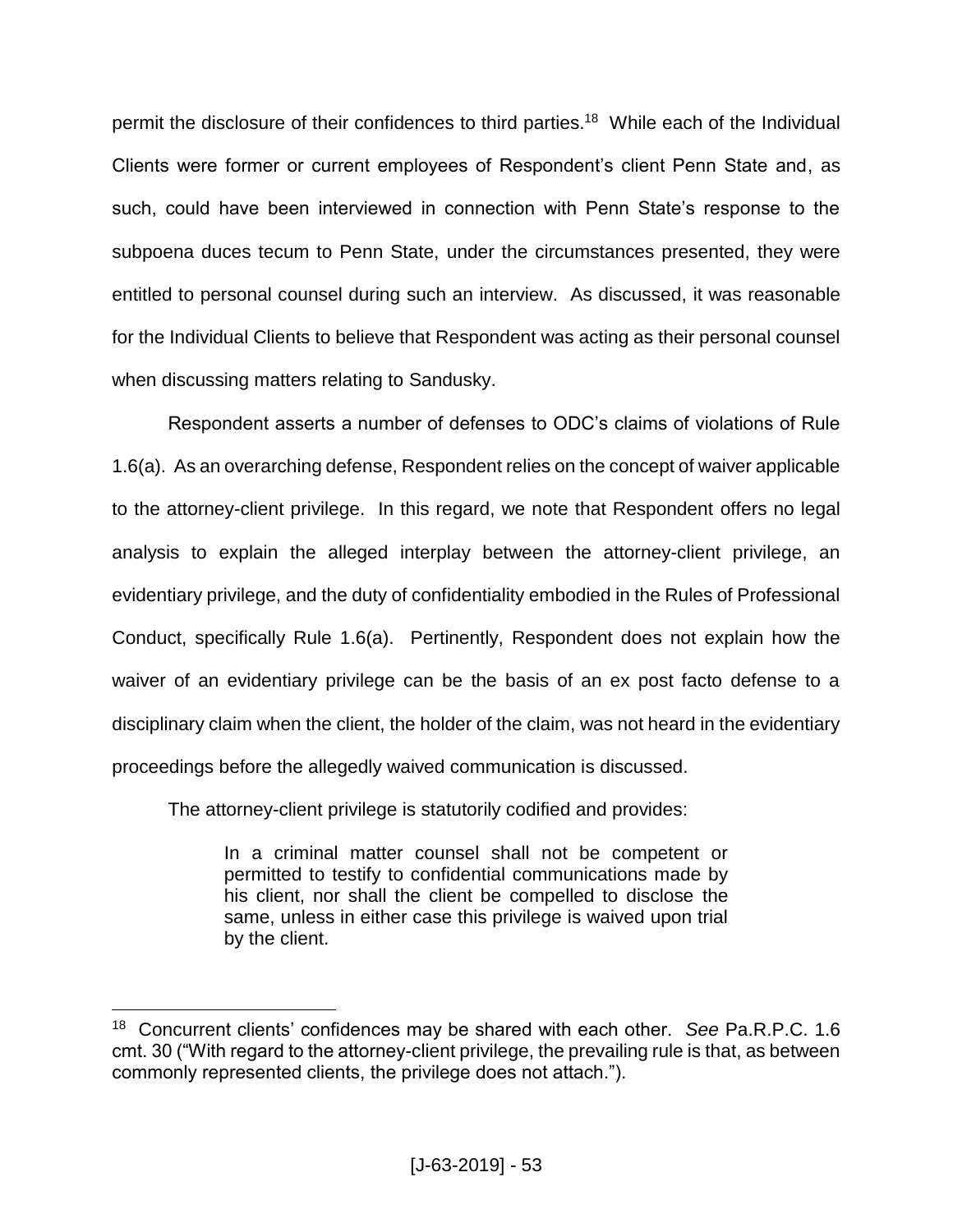permit the disclosure of their confidences to third parties.[18] While each of the Individual Clients were former or current employees of Respondent's client Penn State and, as such, could have been interviewed in connection with Penn State's response to the subpoena duces tecum to Penn State, under the circumstances presented, they were entitled to personal counsel during such an interview. As discussed, it was reasonable for the Individual Clients to believe that Respondent was acting as their personal counsel when discussing matters relating to Sandusky.

Respondent asserts a number of defenses to ODC's claims of violations of Rule 1.6(a). As an overarching defense, Respondent relies on the concept of waiver applicable to the attorney-client privilege. In this regard, we note that Respondent offers no legal analysis to explain the alleged interplay between the attorney-client privilege, an evidentiary privilege, and the duty of confidentiality embodied in the Rules of Professional Conduct, specifically Rule 1.6(a). Pertinently, Respondent does not explain how the waiver of an evidentiary privilege can be the basis of an ex post facto defense to a disciplinary claim when the client, the holder of the claim, was not heard in the evidentiary proceedings before the allegedly waived communication is discussed.

The attorney-client privilege is statutorily codified and provides:

> In a criminal matter counsel shall not be competent or permitted to testify to confidential communications made by his client, nor shall the client be compelled to disclose the same, unless in either case this privilege is waived upon trial by the client.

---

[18] Concurrent clients' confidences may be shared with each other. *See* Pa.R.P.C. 1.6 cmt. 30 ("With regard to the attorney-client privilege, the prevailing rule is that, as between commonly represented clients, the privilege does not attach.").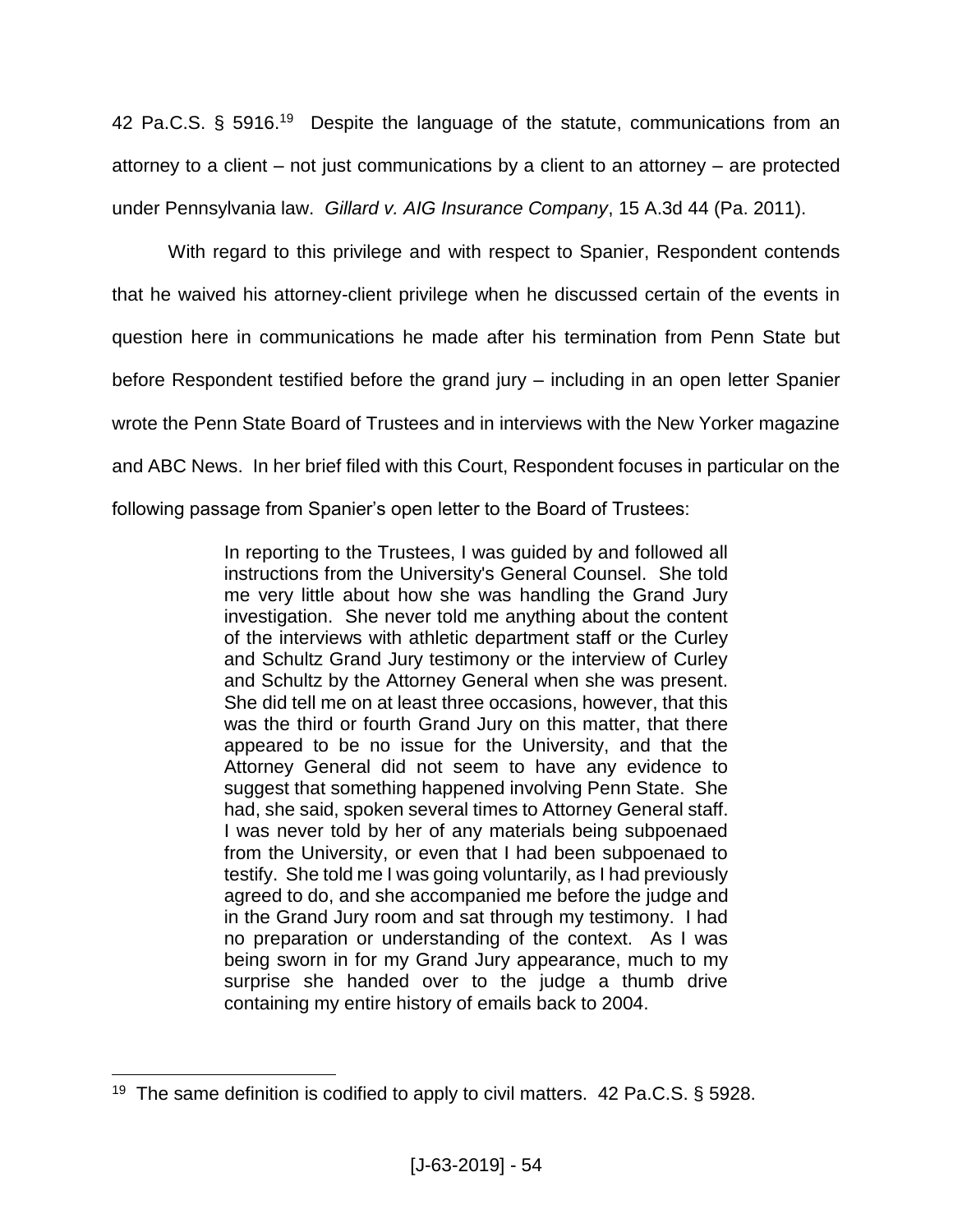42 Pa.C.S. § 5916.[19] Despite the language of the statute, communications from an attorney to a client – not just communications by a client to an attorney – are protected under Pennsylvania law. *Gillard v. AIG Insurance Company*, 15 A.3d 44 (Pa. 2011).

With regard to this privilege and with respect to Spanier, Respondent contends that he waived his attorney-client privilege when he discussed certain of the events in question here in communications he made after his termination from Penn State but before Respondent testified before the grand jury – including in an open letter Spanier wrote the Penn State Board of Trustees and in interviews with the New Yorker magazine and ABC News. In her brief filed with this Court, Respondent focuses in particular on the following passage from Spanier's open letter to the Board of Trustees:

> In reporting to the Trustees, I was guided by and followed all instructions from the University's General Counsel. She told me very little about how she was handling the Grand Jury investigation. She never told me anything about the content of the interviews with athletic department staff or the Curley and Schultz Grand Jury testimony or the interview of Curley and Schultz by the Attorney General when she was present. She did tell me on at least three occasions, however, that this was the third or fourth Grand Jury on this matter, that there appeared to be no issue for the University, and that the Attorney General did not seem to have any evidence to suggest that something happened involving Penn State. She had, she said, spoken several times to Attorney General staff. I was never told by her of any materials being subpoenaed from the University, or even that I had been subpoenaed to testify. She told me I was going voluntarily, as I had previously agreed to do, and she accompanied me before the judge and in the Grand Jury room and sat through my testimony. I had no preparation or understanding of the context. As I was being sworn in for my Grand Jury appearance, much to my surprise she handed over to the judge a thumb drive containing my entire history of emails back to 2004.

---

[19] The same definition is codified to apply to civil matters. 42 Pa.C.S. § 5928.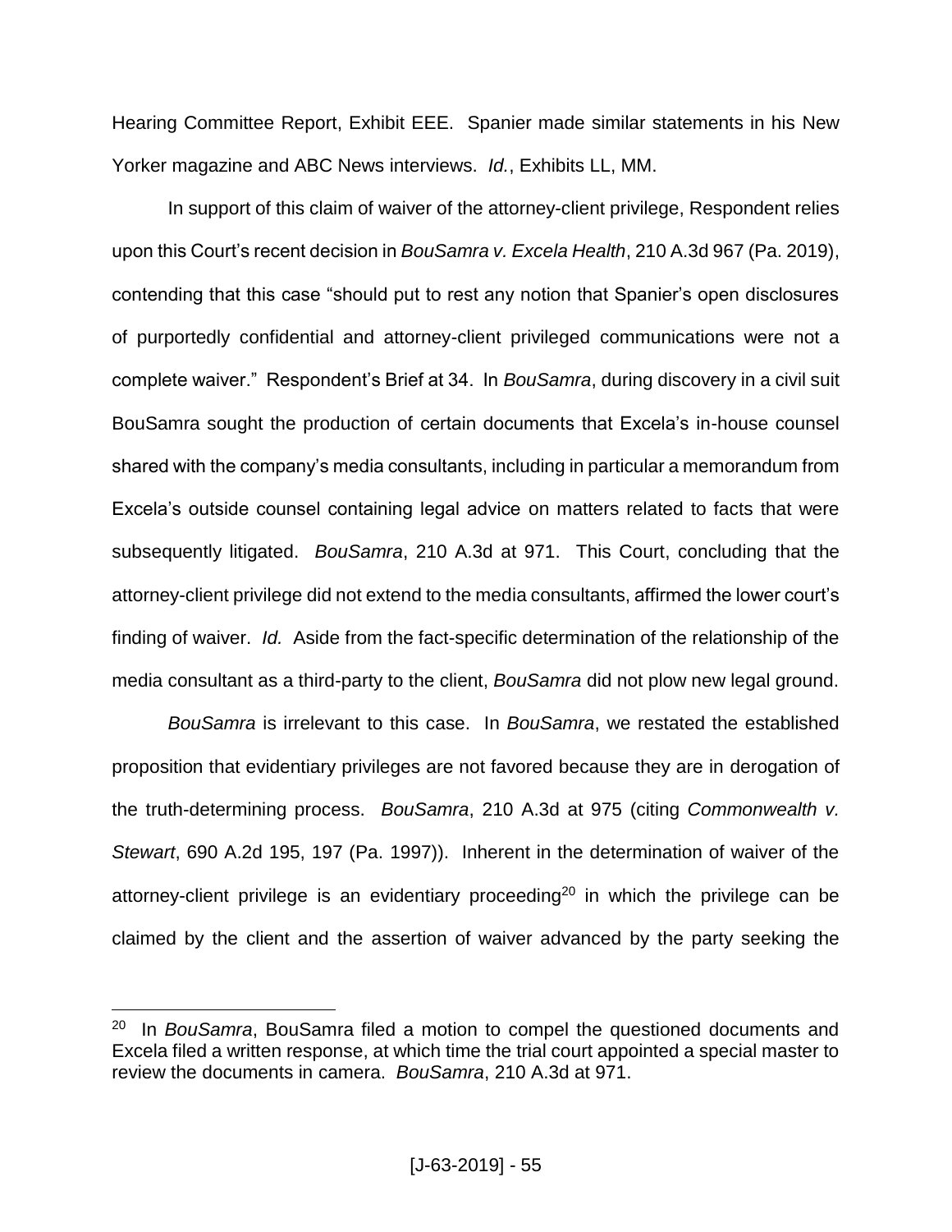Hearing Committee Report, Exhibit EEE. Spanier made similar statements in his New Yorker magazine and ABC News interviews. *Id.*, Exhibits LL, MM.

In support of this claim of waiver of the attorney-client privilege, Respondent relies upon this Court's recent decision in *BouSamra v. Excela Health*, 210 A.3d 967 (Pa. 2019), contending that this case "should put to rest any notion that Spanier's open disclosures of purportedly confidential and attorney-client privileged communications were not a complete waiver." Respondent's Brief at 34. In *BouSamra*, during discovery in a civil suit BouSamra sought the production of certain documents that Excela's in-house counsel shared with the company's media consultants, including in particular a memorandum from Excela's outside counsel containing legal advice on matters related to facts that were subsequently litigated. *BouSamra*, 210 A.3d at 971. This Court, concluding that the attorney-client privilege did not extend to the media consultants, affirmed the lower court's finding of waiver. *Id.* Aside from the fact-specific determination of the relationship of the media consultant as a third-party to the client, *BouSamra* did not plow new legal ground.

*BouSamra* is irrelevant to this case. In *BouSamra*, we restated the established proposition that evidentiary privileges are not favored because they are in derogation of the truth-determining process. *BouSamra*, 210 A.3d at 975 (citing *Commonwealth v. Stewart*, 690 A.2d 195, 197 (Pa. 1997)). Inherent in the determination of waiver of the attorney-client privilege is an evidentiary proceeding[20] in which the privilege can be claimed by the client and the assertion of waiver advanced by the party seeking the

[20] In *BouSamra*, BouSamra filed a motion to compel the questioned documents and Excela filed a written response, at which time the trial court appointed a special master to review the documents in camera. *BouSamra*, 210 A.3d at 971.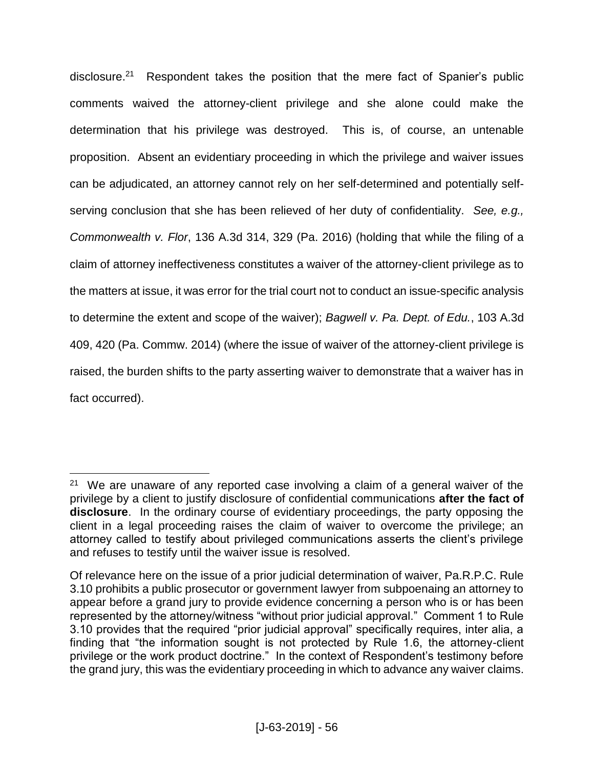disclosure.[21] Respondent takes the position that the mere fact of Spanier's public comments waived the attorney-client privilege and she alone could make the determination that his privilege was destroyed. This is, of course, an untenable proposition. Absent an evidentiary proceeding in which the privilege and waiver issues can be adjudicated, an attorney cannot rely on her self-determined and potentially self-serving conclusion that she has been relieved of her duty of confidentiality. *See, e.g., Commonwealth v. Flor*, 136 A.3d 314, 329 (Pa. 2016) (holding that while the filing of a claim of attorney ineffectiveness constitutes a waiver of the attorney-client privilege as to the matters at issue, it was error for the trial court not to conduct an issue-specific analysis to determine the extent and scope of the waiver); *Bagwell v. Pa. Dept. of Edu.*, 103 A.3d 409, 420 (Pa. Commw. 2014) (where the issue of waiver of the attorney-client privilege is raised, the burden shifts to the party asserting waiver to demonstrate that a waiver has in fact occurred).

---

[21] We are unaware of any reported case involving a claim of a general waiver of the privilege by a client to justify disclosure of confidential communications **after the fact of disclosure**. In the ordinary course of evidentiary proceedings, the party opposing the client in a legal proceeding raises the claim of waiver to overcome the privilege; an attorney called to testify about privileged communications asserts the client's privilege and refuses to testify until the waiver issue is resolved.

Of relevance here on the issue of a prior judicial determination of waiver, Pa.R.P.C. Rule 3.10 prohibits a public prosecutor or government lawyer from subpoenaing an attorney to appear before a grand jury to provide evidence concerning a person who is or has been represented by the attorney/witness "without prior judicial approval." Comment 1 to Rule 3.10 provides that the required "prior judicial approval" specifically requires, inter alia, a finding that "the information sought is not protected by Rule 1.6, the attorney-client privilege or the work product doctrine." In the context of Respondent's testimony before the grand jury, this was the evidentiary proceeding in which to advance any waiver claims.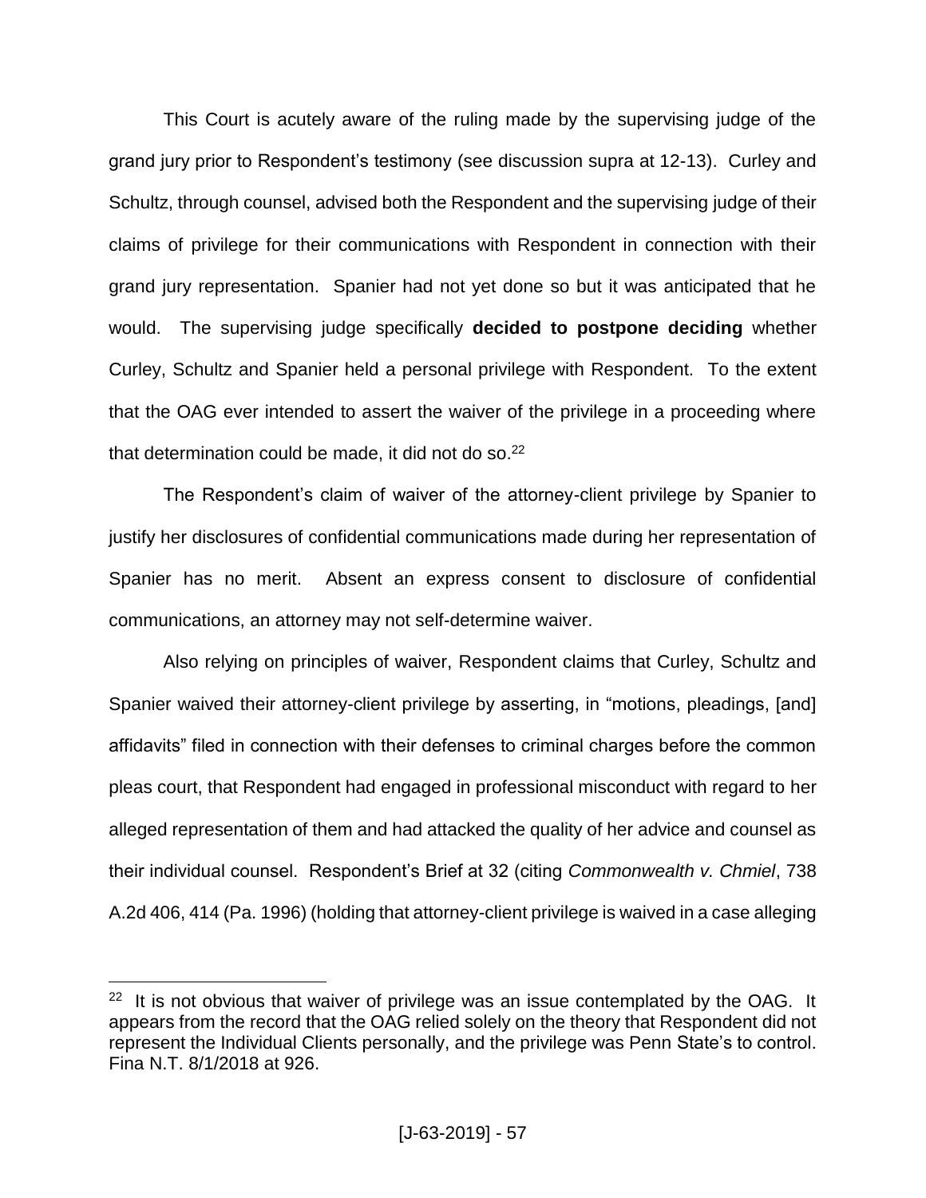This Court is acutely aware of the ruling made by the supervising judge of the grand jury prior to Respondent's testimony (see discussion supra at 12-13). Curley and Schultz, through counsel, advised both the Respondent and the supervising judge of their claims of privilege for their communications with Respondent in connection with their grand jury representation. Spanier had not yet done so but it was anticipated that he would. The supervising judge specifically **decided to postpone deciding** whether Curley, Schultz and Spanier held a personal privilege with Respondent. To the extent that the OAG ever intended to assert the waiver of the privilege in a proceeding where that determination could be made, it did not do so.[22]

The Respondent's claim of waiver of the attorney-client privilege by Spanier to justify her disclosures of confidential communications made during her representation of Spanier has no merit. Absent an express consent to disclosure of confidential communications, an attorney may not self-determine waiver.

Also relying on principles of waiver, Respondent claims that Curley, Schultz and Spanier waived their attorney-client privilege by asserting, in "motions, pleadings, [and] affidavits" filed in connection with their defenses to criminal charges before the common pleas court, that Respondent had engaged in professional misconduct with regard to her alleged representation of them and had attacked the quality of her advice and counsel as their individual counsel. Respondent's Brief at 32 (citing *Commonwealth v. Chmiel*, 738 A.2d 406, 414 (Pa. 1996) (holding that attorney-client privilege is waived in a case alleging

---

[22] It is not obvious that waiver of privilege was an issue contemplated by the OAG. It appears from the record that the OAG relied solely on the theory that Respondent did not represent the Individual Clients personally, and the privilege was Penn State's to control. Fina N.T. 8/1/2018 at 926.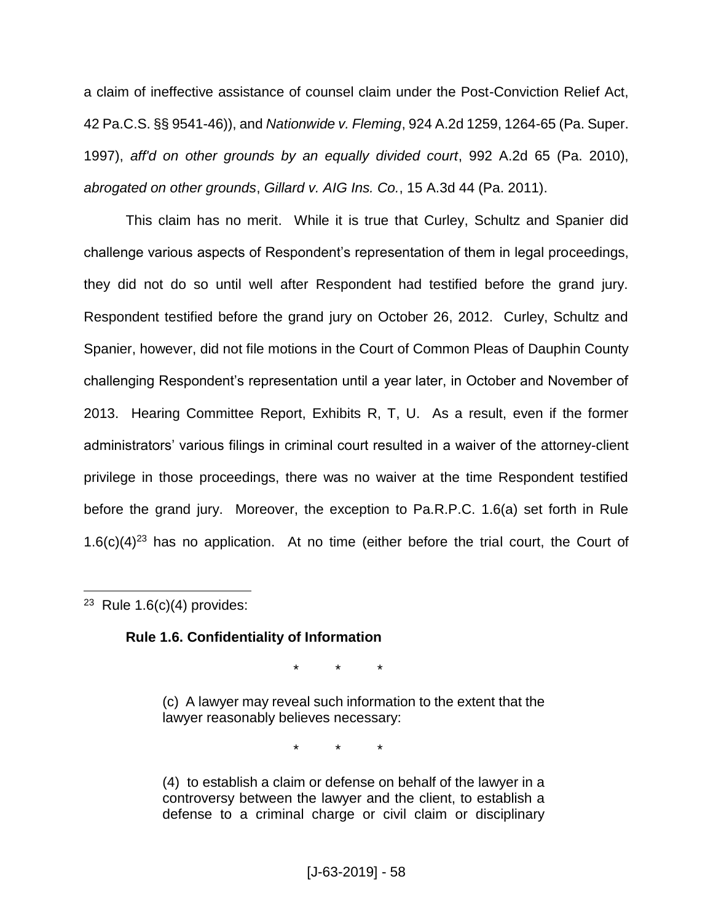a claim of ineffective assistance of counsel claim under the Post-Conviction Relief Act, 42 Pa.C.S. §§ 9541-46)), and *Nationwide v. Fleming*, 924 A.2d 1259, 1264-65 (Pa. Super. 1997), *aff'd on other grounds by an equally divided court*, 992 A.2d 65 (Pa. 2010), *abrogated on other grounds*, *Gillard v. AIG Ins. Co.*, 15 A.3d 44 (Pa. 2011).

This claim has no merit. While it is true that Curley, Schultz and Spanier did challenge various aspects of Respondent's representation of them in legal proceedings, they did not do so until well after Respondent had testified before the grand jury. Respondent testified before the grand jury on October 26, 2012. Curley, Schultz and Spanier, however, did not file motions in the Court of Common Pleas of Dauphin County challenging Respondent's representation until a year later, in October and November of 2013. Hearing Committee Report, Exhibits R, T, U. As a result, even if the former administrators' various filings in criminal court resulted in a waiver of the attorney-client privilege in those proceedings, there was no waiver at the time Respondent testified before the grand jury. Moreover, the exception to Pa.R.P.C. 1.6(a) set forth in Rule 1.6(c)(4)[23] has no application. At no time (either before the trial court, the Court of

---

[23] Rule 1.6(c)(4) provides:

> **Rule 1.6. Confidentiality of Information**
>
> \* \* \*
>
> (c) A lawyer may reveal such information to the extent that the lawyer reasonably believes necessary:
>
> \* \* \*
>
> (4) to establish a claim or defense on behalf of the lawyer in a controversy between the lawyer and the client, to establish a defense to a criminal charge or civil claim or disciplinary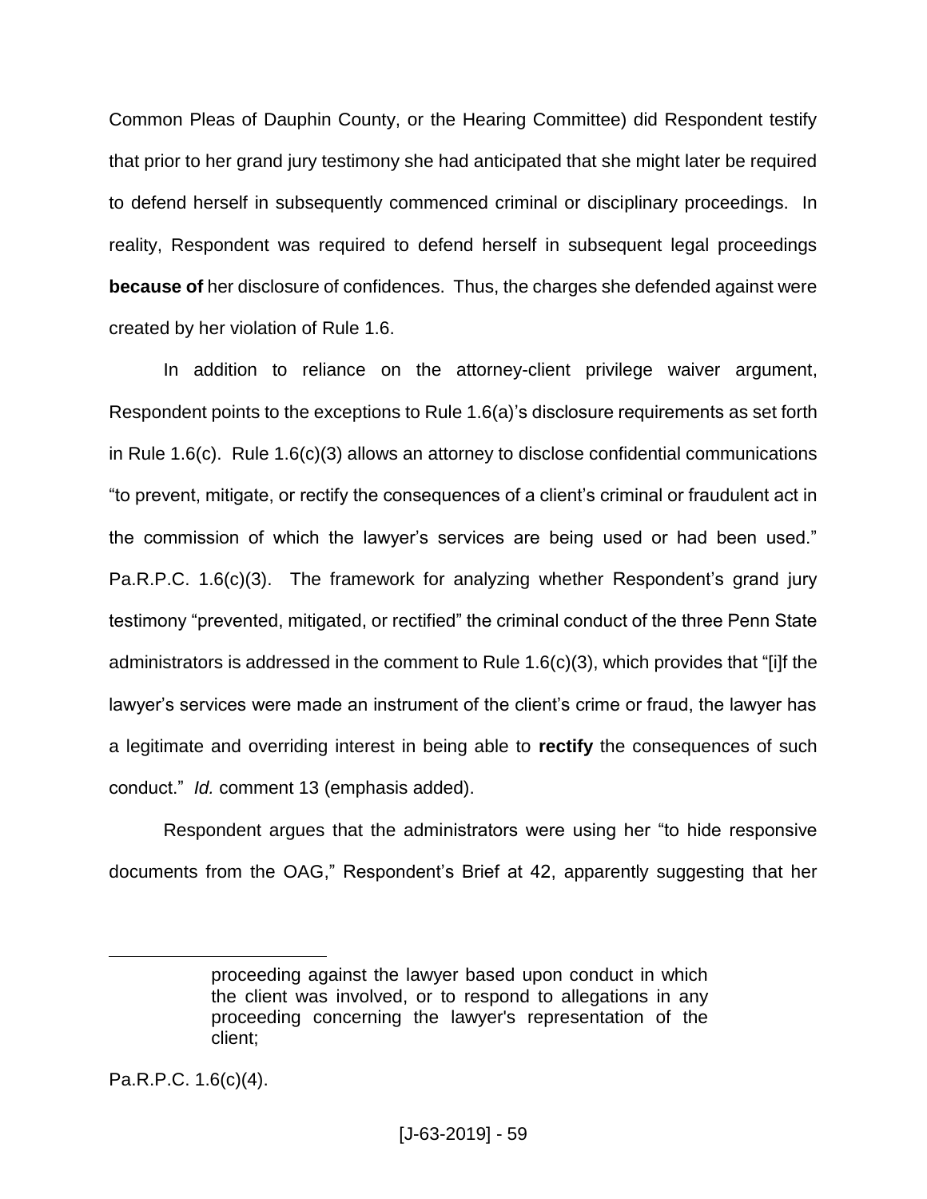Common Pleas of Dauphin County, or the Hearing Committee) did Respondent testify that prior to her grand jury testimony she had anticipated that she might later be required to defend herself in subsequently commenced criminal or disciplinary proceedings. In reality, Respondent was required to defend herself in subsequent legal proceedings **because of** her disclosure of confidences. Thus, the charges she defended against were created by her violation of Rule 1.6.

In addition to reliance on the attorney-client privilege waiver argument, Respondent points to the exceptions to Rule 1.6(a)'s disclosure requirements as set forth in Rule 1.6(c). Rule 1.6(c)(3) allows an attorney to disclose confidential communications "to prevent, mitigate, or rectify the consequences of a client's criminal or fraudulent act in the commission of which the lawyer's services are being used or had been used." Pa.R.P.C. 1.6(c)(3). The framework for analyzing whether Respondent's grand jury testimony "prevented, mitigated, or rectified" the criminal conduct of the three Penn State administrators is addressed in the comment to Rule 1.6(c)(3), which provides that "[i]f the lawyer's services were made an instrument of the client's crime or fraud, the lawyer has a legitimate and overriding interest in being able to **rectify** the consequences of such conduct." *Id.* comment 13 (emphasis added).

Respondent argues that the administrators were using her "to hide responsive documents from the OAG," Respondent's Brief at 42, apparently suggesting that her

---

> proceeding against the lawyer based upon conduct in which the client was involved, or to respond to allegations in any proceeding concerning the lawyer's representation of the client;

Pa.R.P.C. 1.6(c)(4).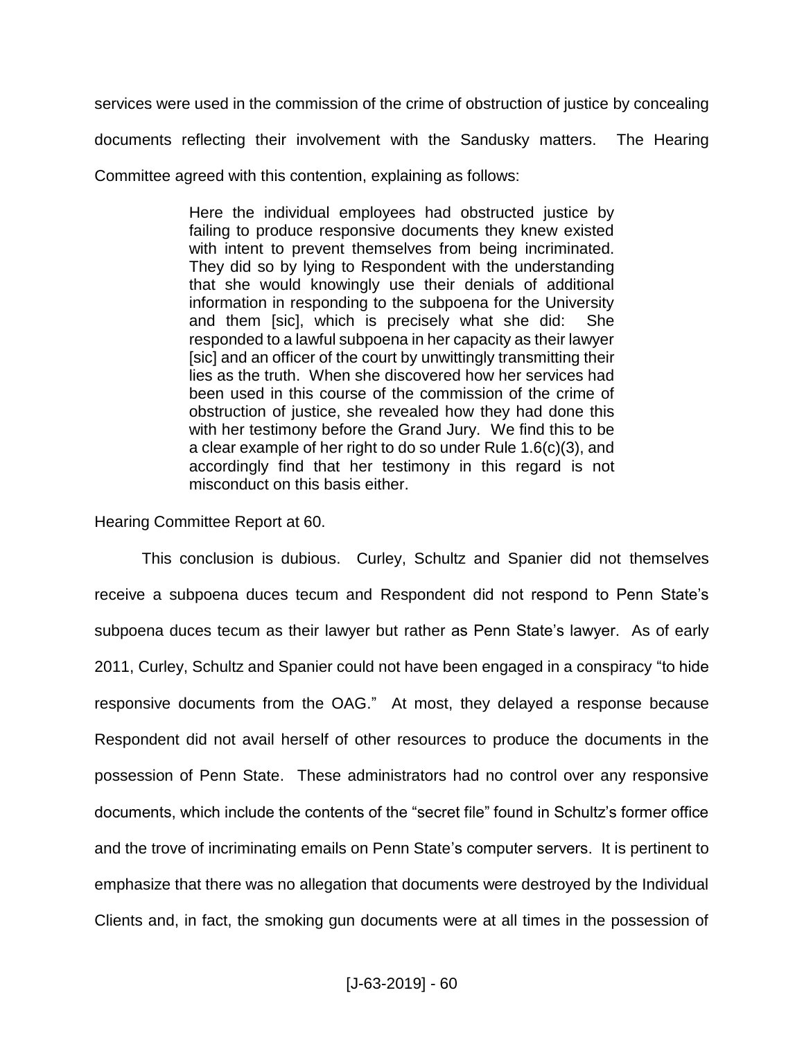services were used in the commission of the crime of obstruction of justice by concealing documents reflecting their involvement with the Sandusky matters. The Hearing Committee agreed with this contention, explaining as follows:

> Here the individual employees had obstructed justice by failing to produce responsive documents they knew existed with intent to prevent themselves from being incriminated. They did so by lying to Respondent with the understanding that she would knowingly use their denials of additional information in responding to the subpoena for the University and them [sic], which is precisely what she did: She responded to a lawful subpoena in her capacity as their lawyer [sic] and an officer of the court by unwittingly transmitting their lies as the truth. When she discovered how her services had been used in this course of the commission of the crime of obstruction of justice, she revealed how they had done this with her testimony before the Grand Jury. We find this to be a clear example of her right to do so under Rule 1.6(c)(3), and accordingly find that her testimony in this regard is not misconduct on this basis either.

Hearing Committee Report at 60.

This conclusion is dubious. Curley, Schultz and Spanier did not themselves receive a subpoena duces tecum and Respondent did not respond to Penn State's subpoena duces tecum as their lawyer but rather as Penn State's lawyer. As of early 2011, Curley, Schultz and Spanier could not have been engaged in a conspiracy "to hide responsive documents from the OAG." At most, they delayed a response because Respondent did not avail herself of other resources to produce the documents in the possession of Penn State. These administrators had no control over any responsive documents, which include the contents of the "secret file" found in Schultz's former office and the trove of incriminating emails on Penn State's computer servers. It is pertinent to emphasize that there was no allegation that documents were destroyed by the Individual Clients and, in fact, the smoking gun documents were at all times in the possession of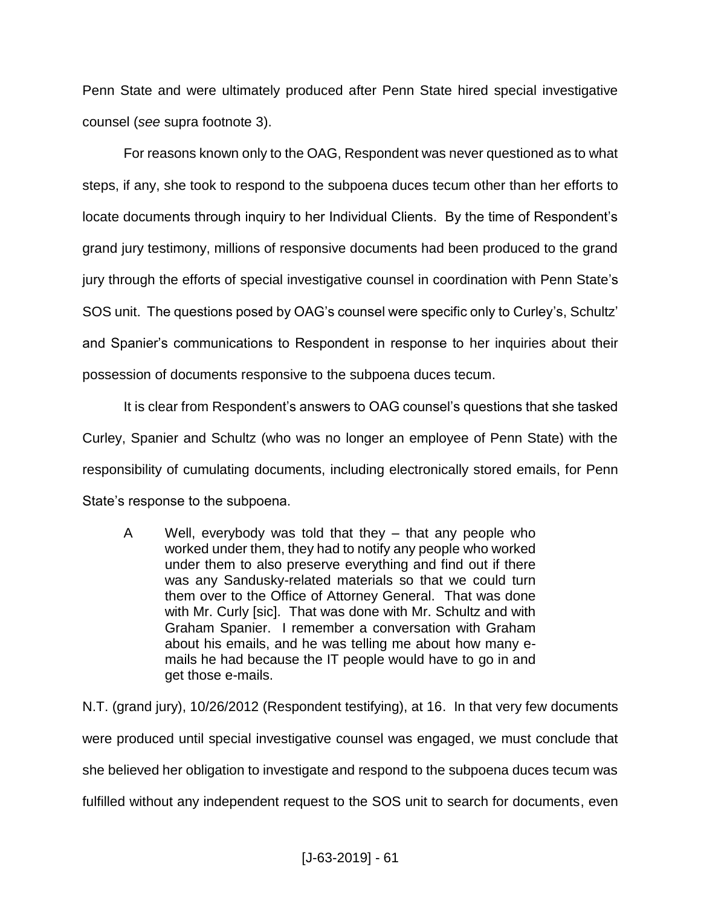Penn State and were ultimately produced after Penn State hired special investigative counsel (*see* supra footnote 3).

For reasons known only to the OAG, Respondent was never questioned as to what steps, if any, she took to respond to the subpoena duces tecum other than her efforts to locate documents through inquiry to her Individual Clients. By the time of Respondent's grand jury testimony, millions of responsive documents had been produced to the grand jury through the efforts of special investigative counsel in coordination with Penn State's SOS unit. The questions posed by OAG's counsel were specific only to Curley's, Schultz' and Spanier's communications to Respondent in response to her inquiries about their possession of documents responsive to the subpoena duces tecum.

It is clear from Respondent's answers to OAG counsel's questions that she tasked Curley, Spanier and Schultz (who was no longer an employee of Penn State) with the responsibility of cumulating documents, including electronically stored emails, for Penn State's response to the subpoena.

> A  Well, everybody was told that they – that any people who worked under them, they had to notify any people who worked under them to also preserve everything and find out if there was any Sandusky-related materials so that we could turn them over to the Office of Attorney General. That was done with Mr. Curly [sic]. That was done with Mr. Schultz and with Graham Spanier. I remember a conversation with Graham about his emails, and he was telling me about how many e-mails he had because the IT people would have to go in and get those e-mails.

N.T. (grand jury), 10/26/2012 (Respondent testifying), at 16. In that very few documents were produced until special investigative counsel was engaged, we must conclude that she believed her obligation to investigate and respond to the subpoena duces tecum was fulfilled without any independent request to the SOS unit to search for documents, even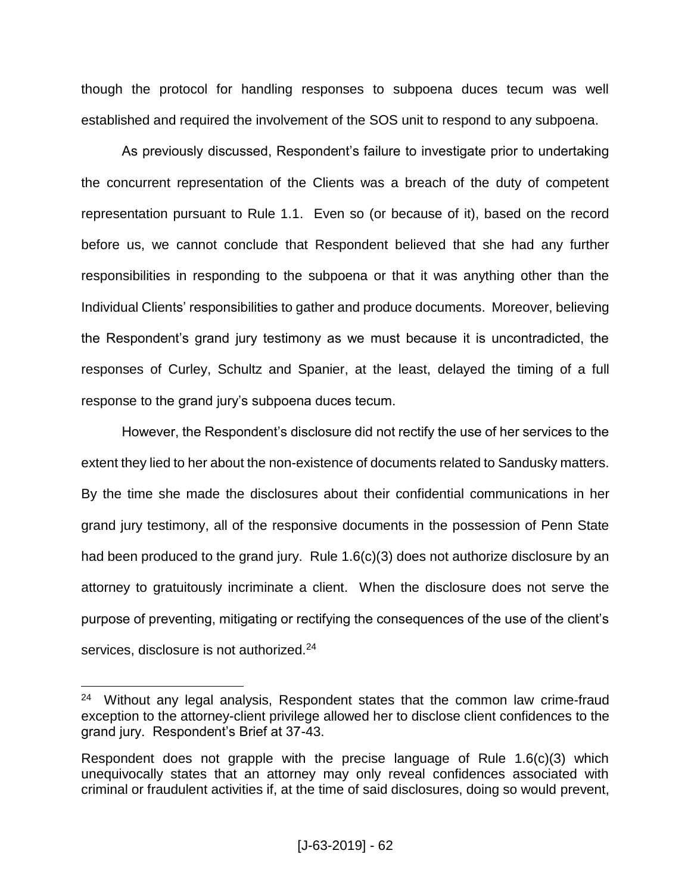though the protocol for handling responses to subpoena duces tecum was well established and required the involvement of the SOS unit to respond to any subpoena.

As previously discussed, Respondent's failure to investigate prior to undertaking the concurrent representation of the Clients was a breach of the duty of competent representation pursuant to Rule 1.1. Even so (or because of it), based on the record before us, we cannot conclude that Respondent believed that she had any further responsibilities in responding to the subpoena or that it was anything other than the Individual Clients' responsibilities to gather and produce documents. Moreover, believing the Respondent's grand jury testimony as we must because it is uncontradicted, the responses of Curley, Schultz and Spanier, at the least, delayed the timing of a full response to the grand jury's subpoena duces tecum.

However, the Respondent's disclosure did not rectify the use of her services to the extent they lied to her about the non-existence of documents related to Sandusky matters. By the time she made the disclosures about their confidential communications in her grand jury testimony, all of the responsive documents in the possession of Penn State had been produced to the grand jury. Rule 1.6(c)(3) does not authorize disclosure by an attorney to gratuitously incriminate a client. When the disclosure does not serve the purpose of preventing, mitigating or rectifying the consequences of the use of the client's services, disclosure is not authorized.[24]

---

[24] Without any legal analysis, Respondent states that the common law crime-fraud exception to the attorney-client privilege allowed her to disclose client confidences to the grand jury. Respondent's Brief at 37-43.

Respondent does not grapple with the precise language of Rule 1.6(c)(3) which unequivocally states that an attorney may only reveal confidences associated with criminal or fraudulent activities if, at the time of said disclosures, doing so would prevent,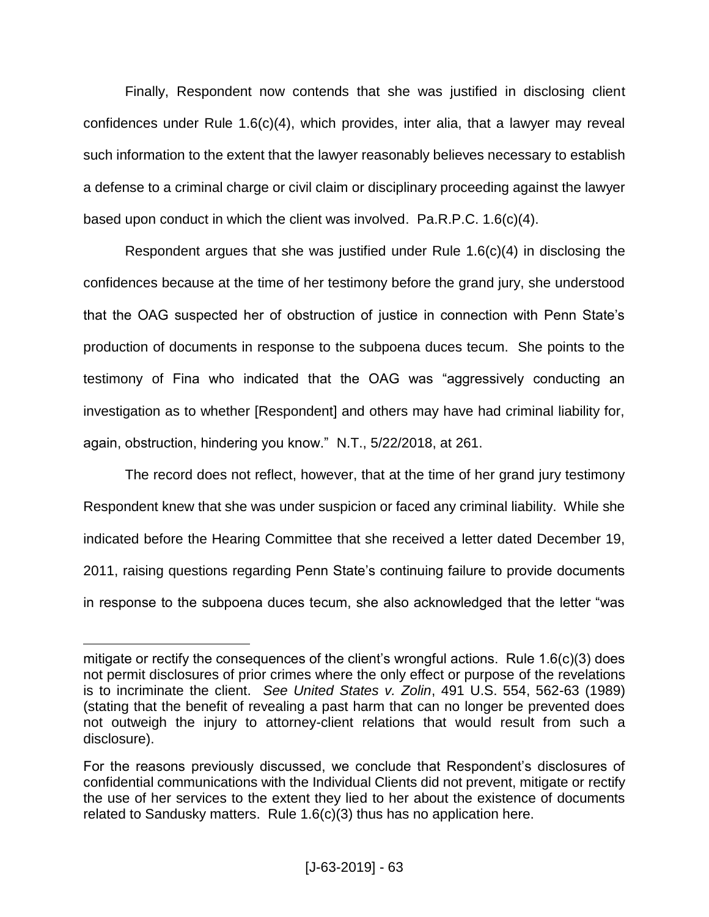Finally, Respondent now contends that she was justified in disclosing client confidences under Rule 1.6(c)(4), which provides, inter alia, that a lawyer may reveal such information to the extent that the lawyer reasonably believes necessary to establish a defense to a criminal charge or civil claim or disciplinary proceeding against the lawyer based upon conduct in which the client was involved. Pa.R.P.C. 1.6(c)(4).

Respondent argues that she was justified under Rule 1.6(c)(4) in disclosing the confidences because at the time of her testimony before the grand jury, she understood that the OAG suspected her of obstruction of justice in connection with Penn State's production of documents in response to the subpoena duces tecum. She points to the testimony of Fina who indicated that the OAG was "aggressively conducting an investigation as to whether [Respondent] and others may have had criminal liability for, again, obstruction, hindering you know." N.T., 5/22/2018, at 261.

The record does not reflect, however, that at the time of her grand jury testimony Respondent knew that she was under suspicion or faced any criminal liability. While she indicated before the Hearing Committee that she received a letter dated December 19, 2011, raising questions regarding Penn State's continuing failure to provide documents in response to the subpoena duces tecum, she also acknowledged that the letter "was

---

mitigate or rectify the consequences of the client's wrongful actions. Rule 1.6(c)(3) does not permit disclosures of prior crimes where the only effect or purpose of the revelations is to incriminate the client. *See United States v. Zolin*, 491 U.S. 554, 562-63 (1989) (stating that the benefit of revealing a past harm that can no longer be prevented does not outweigh the injury to attorney-client relations that would result from such a disclosure).

For the reasons previously discussed, we conclude that Respondent's disclosures of confidential communications with the Individual Clients did not prevent, mitigate or rectify the use of her services to the extent they lied to her about the existence of documents related to Sandusky matters. Rule 1.6(c)(3) thus has no application here.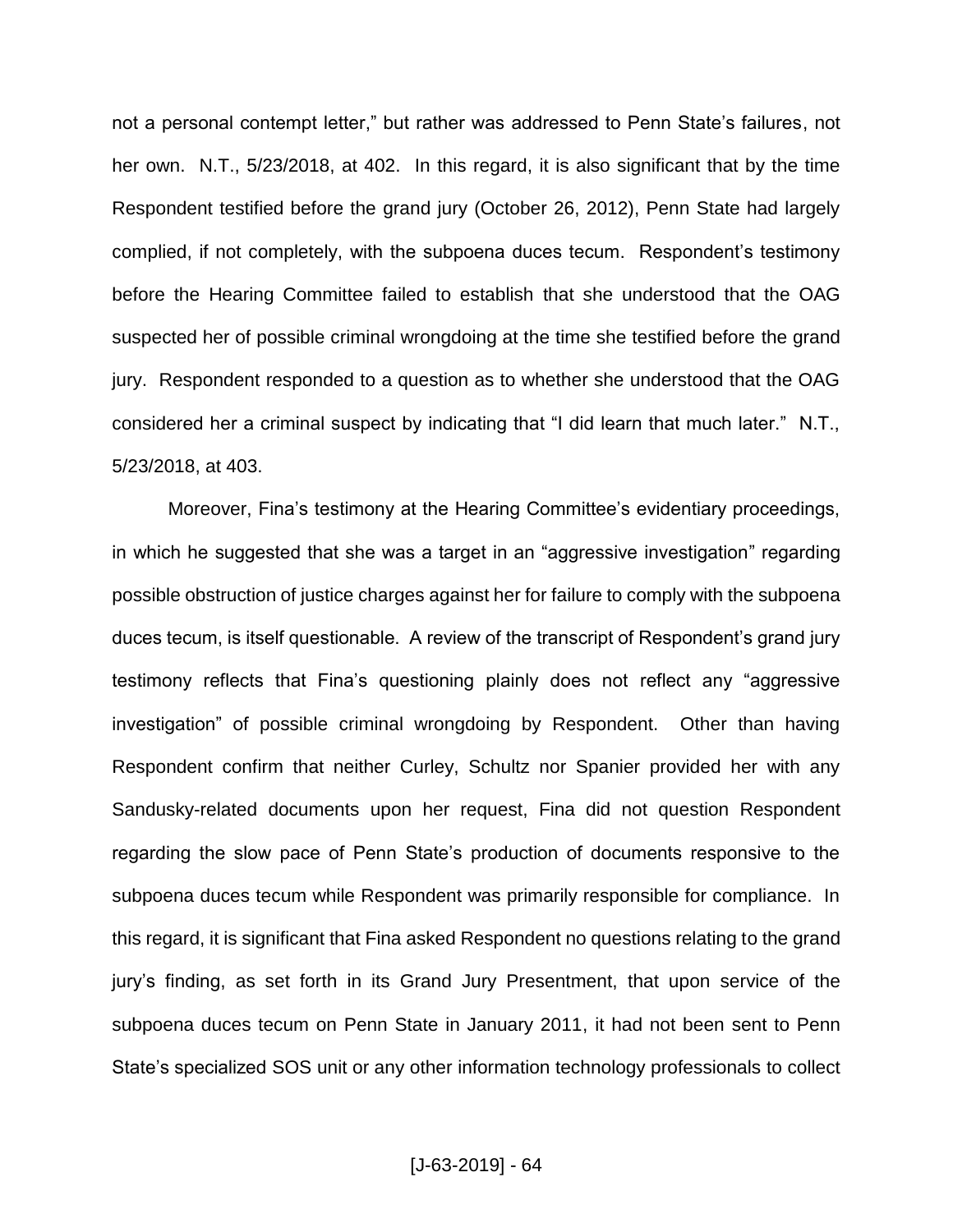not a personal contempt letter," but rather was addressed to Penn State's failures, not her own. N.T., 5/23/2018, at 402. In this regard, it is also significant that by the time Respondent testified before the grand jury (October 26, 2012), Penn State had largely complied, if not completely, with the subpoena duces tecum. Respondent's testimony before the Hearing Committee failed to establish that she understood that the OAG suspected her of possible criminal wrongdoing at the time she testified before the grand jury. Respondent responded to a question as to whether she understood that the OAG considered her a criminal suspect by indicating that "I did learn that much later." N.T., 5/23/2018, at 403.

Moreover, Fina's testimony at the Hearing Committee's evidentiary proceedings, in which he suggested that she was a target in an "aggressive investigation" regarding possible obstruction of justice charges against her for failure to comply with the subpoena duces tecum, is itself questionable. A review of the transcript of Respondent's grand jury testimony reflects that Fina's questioning plainly does not reflect any "aggressive investigation" of possible criminal wrongdoing by Respondent. Other than having Respondent confirm that neither Curley, Schultz nor Spanier provided her with any Sandusky-related documents upon her request, Fina did not question Respondent regarding the slow pace of Penn State's production of documents responsive to the subpoena duces tecum while Respondent was primarily responsible for compliance. In this regard, it is significant that Fina asked Respondent no questions relating to the grand jury's finding, as set forth in its Grand Jury Presentment, that upon service of the subpoena duces tecum on Penn State in January 2011, it had not been sent to Penn State's specialized SOS unit or any other information technology professionals to collect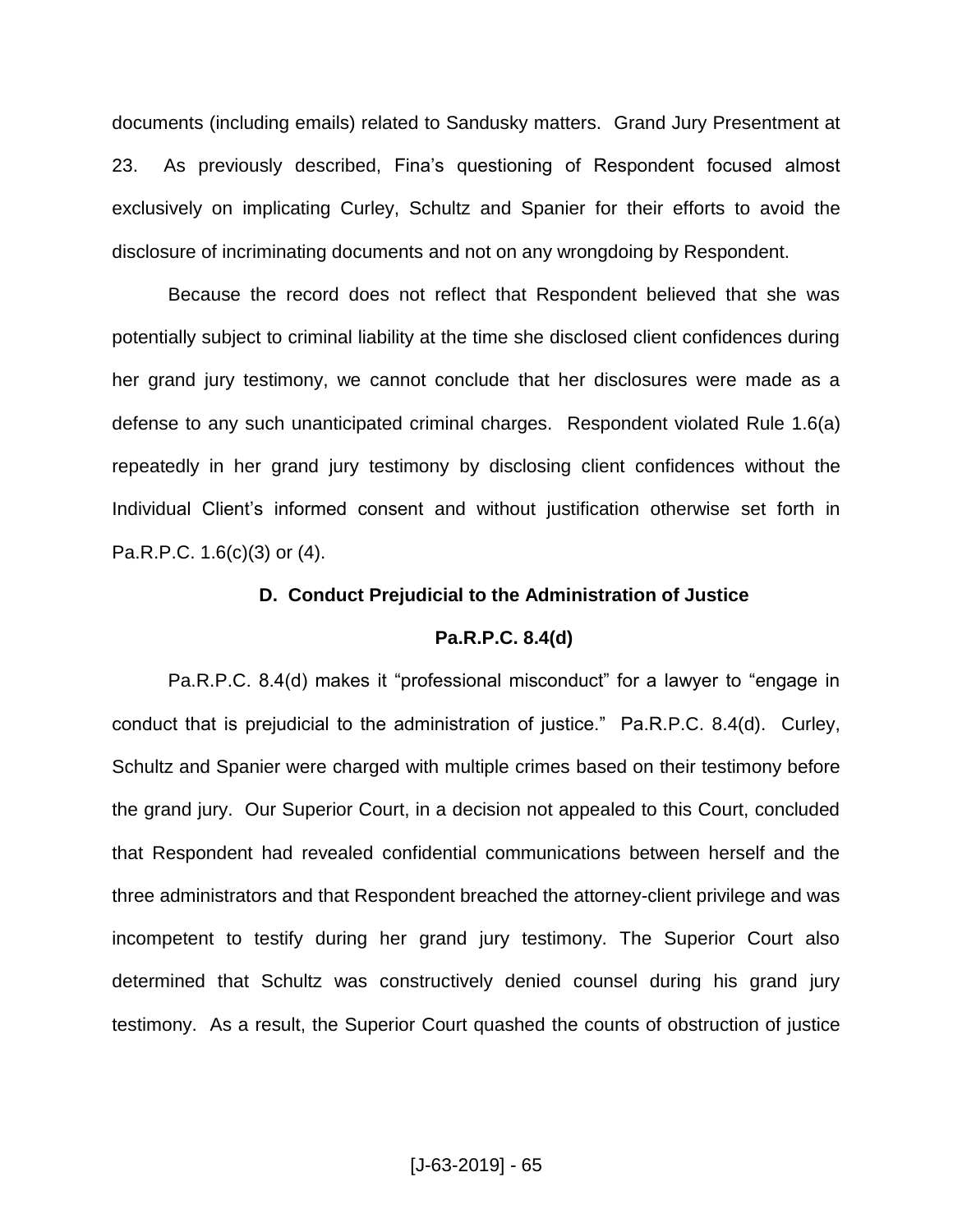documents (including emails) related to Sandusky matters. Grand Jury Presentment at 23. As previously described, Fina's questioning of Respondent focused almost exclusively on implicating Curley, Schultz and Spanier for their efforts to avoid the disclosure of incriminating documents and not on any wrongdoing by Respondent.

Because the record does not reflect that Respondent believed that she was potentially subject to criminal liability at the time she disclosed client confidences during her grand jury testimony, we cannot conclude that her disclosures were made as a defense to any such unanticipated criminal charges. Respondent violated Rule 1.6(a) repeatedly in her grand jury testimony by disclosing client confidences without the Individual Client's informed consent and without justification otherwise set forth in Pa.R.P.C. 1.6(c)(3) or (4).

**D. Conduct Prejudicial to the Administration of Justice**

**Pa.R.P.C. 8.4(d)**

Pa.R.P.C. 8.4(d) makes it "professional misconduct" for a lawyer to "engage in conduct that is prejudicial to the administration of justice." Pa.R.P.C. 8.4(d). Curley, Schultz and Spanier were charged with multiple crimes based on their testimony before the grand jury. Our Superior Court, in a decision not appealed to this Court, concluded that Respondent had revealed confidential communications between herself and the three administrators and that Respondent breached the attorney-client privilege and was incompetent to testify during her grand jury testimony. The Superior Court also determined that Schultz was constructively denied counsel during his grand jury testimony. As a result, the Superior Court quashed the counts of obstruction of justice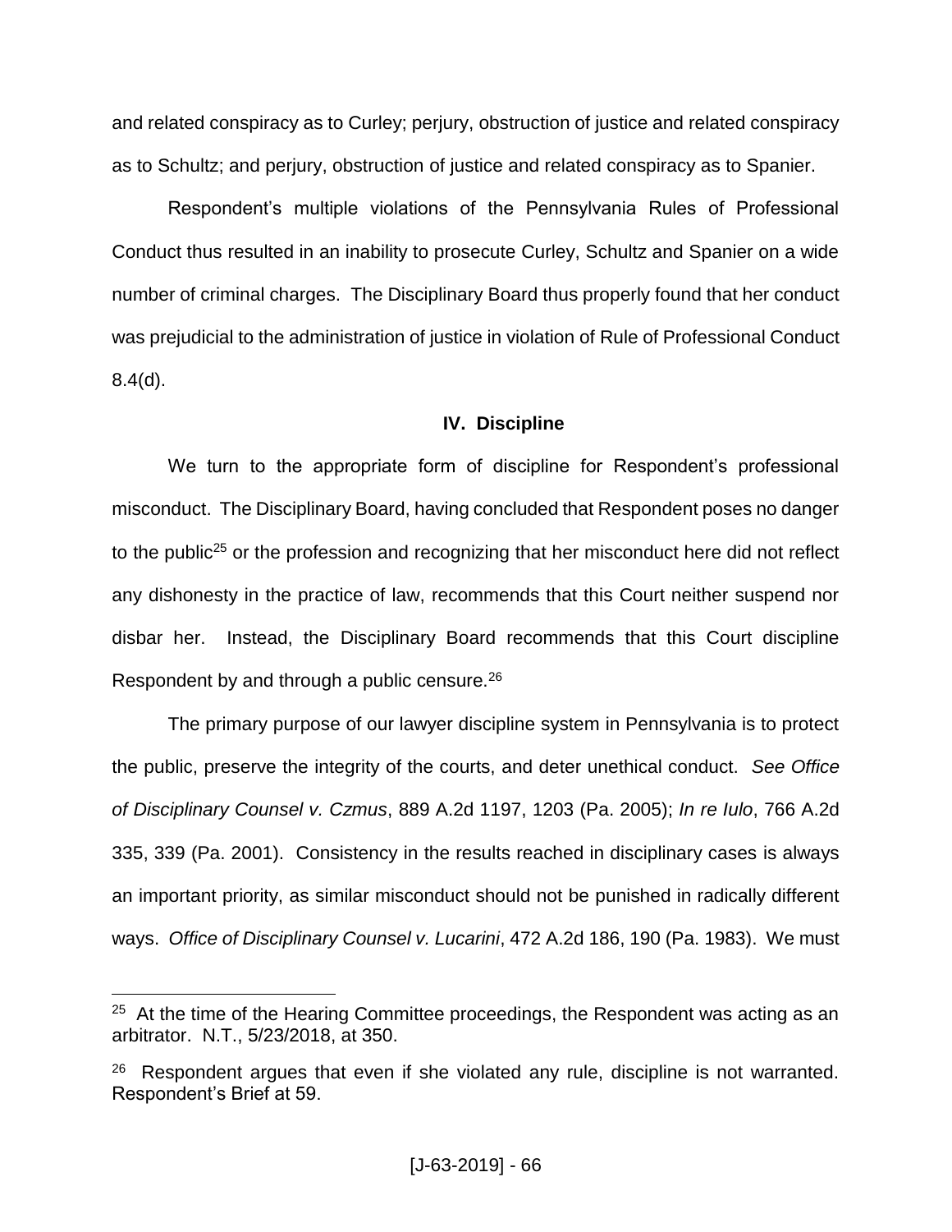and related conspiracy as to Curley; perjury, obstruction of justice and related conspiracy as to Schultz; and perjury, obstruction of justice and related conspiracy as to Spanier.

Respondent's multiple violations of the Pennsylvania Rules of Professional Conduct thus resulted in an inability to prosecute Curley, Schultz and Spanier on a wide number of criminal charges. The Disciplinary Board thus properly found that her conduct was prejudicial to the administration of justice in violation of Rule of Professional Conduct 8.4(d).

## IV. Discipline

We turn to the appropriate form of discipline for Respondent's professional misconduct. The Disciplinary Board, having concluded that Respondent poses no danger to the public[25] or the profession and recognizing that her misconduct here did not reflect any dishonesty in the practice of law, recommends that this Court neither suspend nor disbar her. Instead, the Disciplinary Board recommends that this Court discipline Respondent by and through a public censure.[26]

The primary purpose of our lawyer discipline system in Pennsylvania is to protect the public, preserve the integrity of the courts, and deter unethical conduct. *See Office of Disciplinary Counsel v. Czmus*, 889 A.2d 1197, 1203 (Pa. 2005); *In re Iulo*, 766 A.2d 335, 339 (Pa. 2001). Consistency in the results reached in disciplinary cases is always an important priority, as similar misconduct should not be punished in radically different ways. *Office of Disciplinary Counsel v. Lucarini*, 472 A.2d 186, 190 (Pa. 1983). We must

---

[25] At the time of the Hearing Committee proceedings, the Respondent was acting as an arbitrator. N.T., 5/23/2018, at 350.

[26] Respondent argues that even if she violated any rule, discipline is not warranted. Respondent's Brief at 59.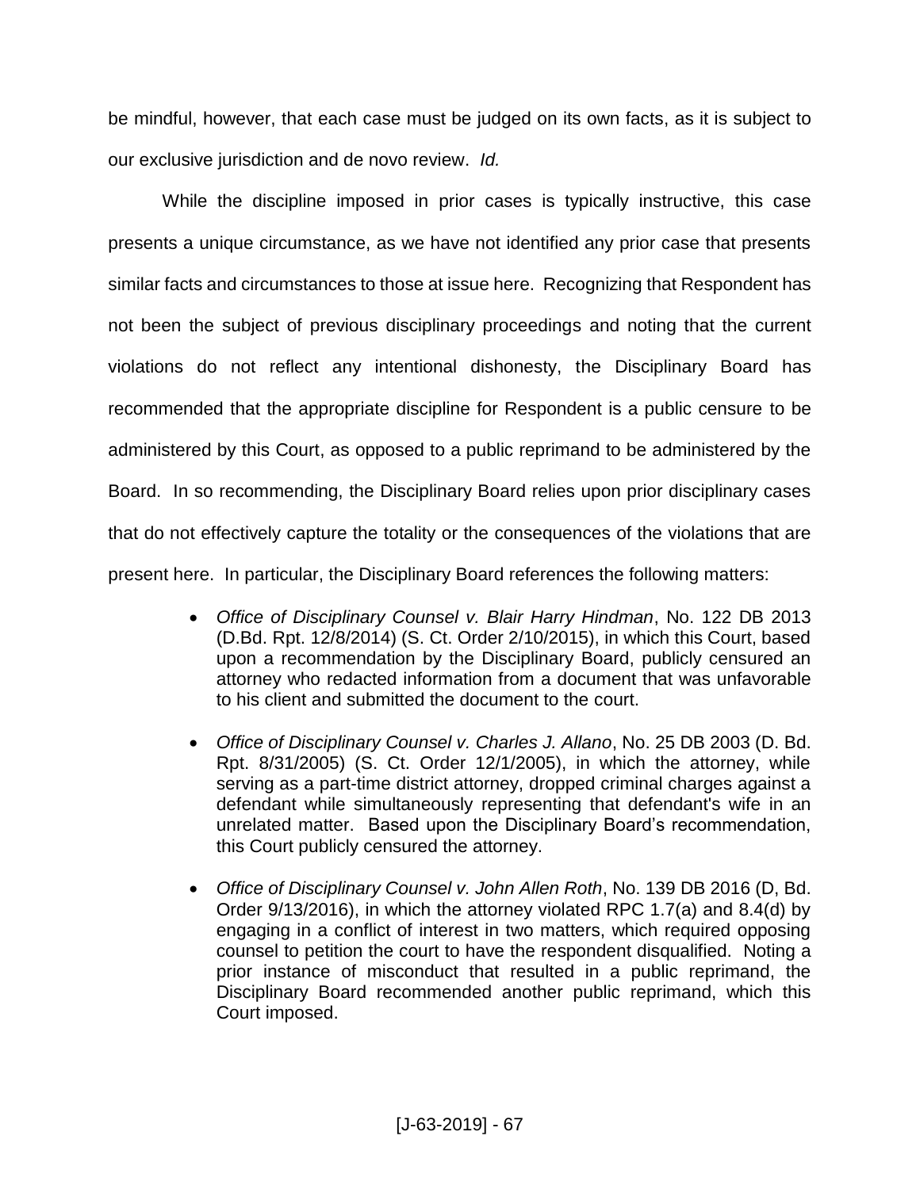be mindful, however, that each case must be judged on its own facts, as it is subject to our exclusive jurisdiction and de novo review. *Id.*

While the discipline imposed in prior cases is typically instructive, this case presents a unique circumstance, as we have not identified any prior case that presents similar facts and circumstances to those at issue here. Recognizing that Respondent has not been the subject of previous disciplinary proceedings and noting that the current violations do not reflect any intentional dishonesty, the Disciplinary Board has recommended that the appropriate discipline for Respondent is a public censure to be administered by this Court, as opposed to a public reprimand to be administered by the Board. In so recommending, the Disciplinary Board relies upon prior disciplinary cases that do not effectively capture the totality or the consequences of the violations that are present here. In particular, the Disciplinary Board references the following matters:

- *Office of Disciplinary Counsel v. Blair Harry Hindman*, No. 122 DB 2013 (D.Bd. Rpt. 12/8/2014) (S. Ct. Order 2/10/2015), in which this Court, based upon a recommendation by the Disciplinary Board, publicly censured an attorney who redacted information from a document that was unfavorable to his client and submitted the document to the court.
- *Office of Disciplinary Counsel v. Charles J. Allano*, No. 25 DB 2003 (D. Bd. Rpt. 8/31/2005) (S. Ct. Order 12/1/2005), in which the attorney, while serving as a part-time district attorney, dropped criminal charges against a defendant while simultaneously representing that defendant's wife in an unrelated matter. Based upon the Disciplinary Board's recommendation, this Court publicly censured the attorney.
- *Office of Disciplinary Counsel v. John Allen Roth*, No. 139 DB 2016 (D, Bd. Order 9/13/2016), in which the attorney violated RPC 1.7(a) and 8.4(d) by engaging in a conflict of interest in two matters, which required opposing counsel to petition the court to have the respondent disqualified. Noting a prior instance of misconduct that resulted in a public reprimand, the Disciplinary Board recommended another public reprimand, which this Court imposed.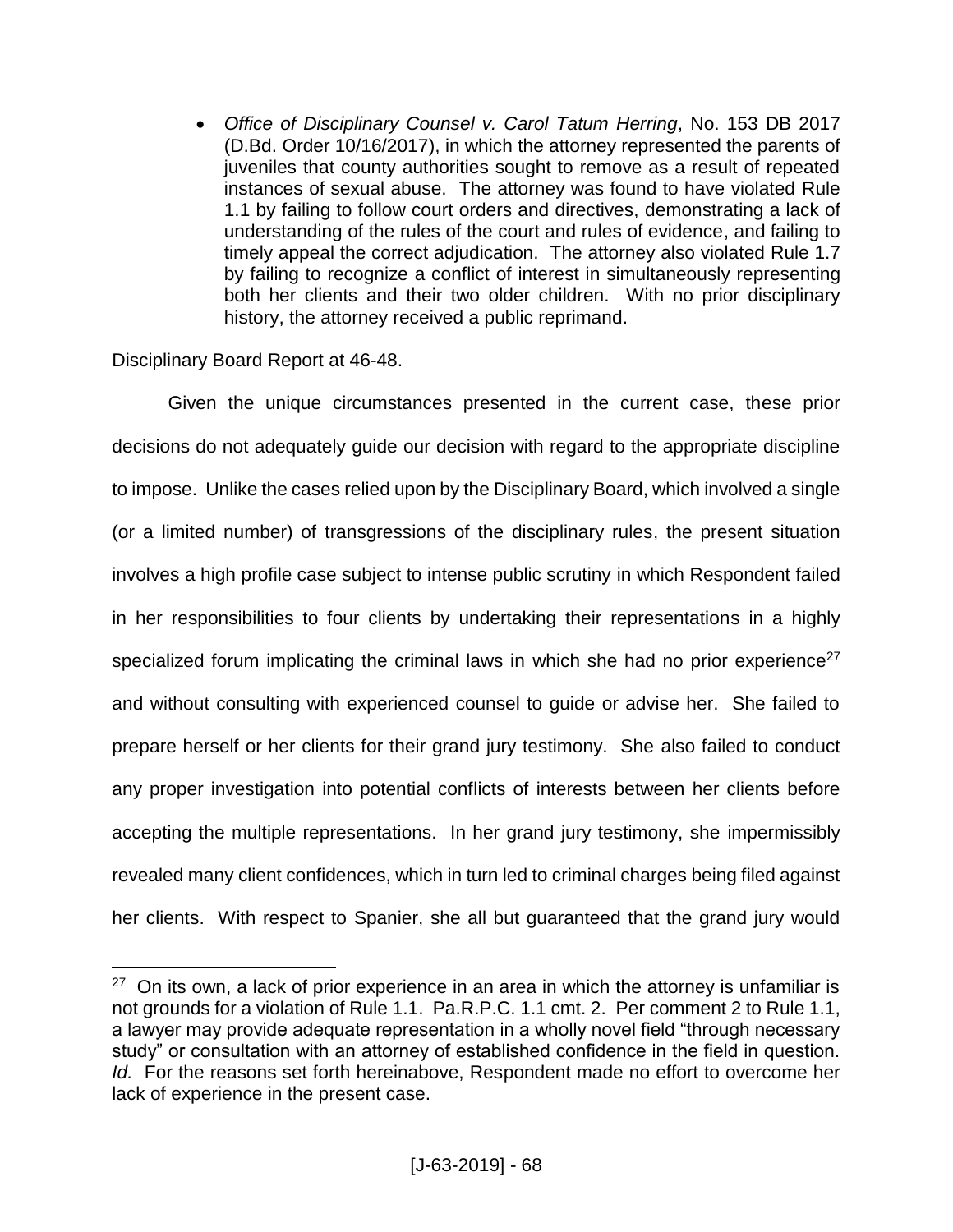- *Office of Disciplinary Counsel v. Carol Tatum Herring*, No. 153 DB 2017 (D.Bd. Order 10/16/2017), in which the attorney represented the parents of juveniles that county authorities sought to remove as a result of repeated instances of sexual abuse. The attorney was found to have violated Rule 1.1 by failing to follow court orders and directives, demonstrating a lack of understanding of the rules of the court and rules of evidence, and failing to timely appeal the correct adjudication. The attorney also violated Rule 1.7 by failing to recognize a conflict of interest in simultaneously representing both her clients and their two older children. With no prior disciplinary history, the attorney received a public reprimand.

Disciplinary Board Report at 46-48.

Given the unique circumstances presented in the current case, these prior decisions do not adequately guide our decision with regard to the appropriate discipline to impose. Unlike the cases relied upon by the Disciplinary Board, which involved a single (or a limited number) of transgressions of the disciplinary rules, the present situation involves a high profile case subject to intense public scrutiny in which Respondent failed in her responsibilities to four clients by undertaking their representations in a highly specialized forum implicating the criminal laws in which she had no prior experience[27] and without consulting with experienced counsel to guide or advise her. She failed to prepare herself or her clients for their grand jury testimony. She also failed to conduct any proper investigation into potential conflicts of interests between her clients before accepting the multiple representations. In her grand jury testimony, she impermissibly revealed many client confidences, which in turn led to criminal charges being filed against her clients. With respect to Spanier, she all but guaranteed that the grand jury would

[27] On its own, a lack of prior experience in an area in which the attorney is unfamiliar is not grounds for a violation of Rule 1.1. Pa.R.P.C. 1.1 cmt. 2. Per comment 2 to Rule 1.1, a lawyer may provide adequate representation in a wholly novel field "through necessary study" or consultation with an attorney of established confidence in the field in question. *Id.* For the reasons set forth hereinabove, Respondent made no effort to overcome her lack of experience in the present case.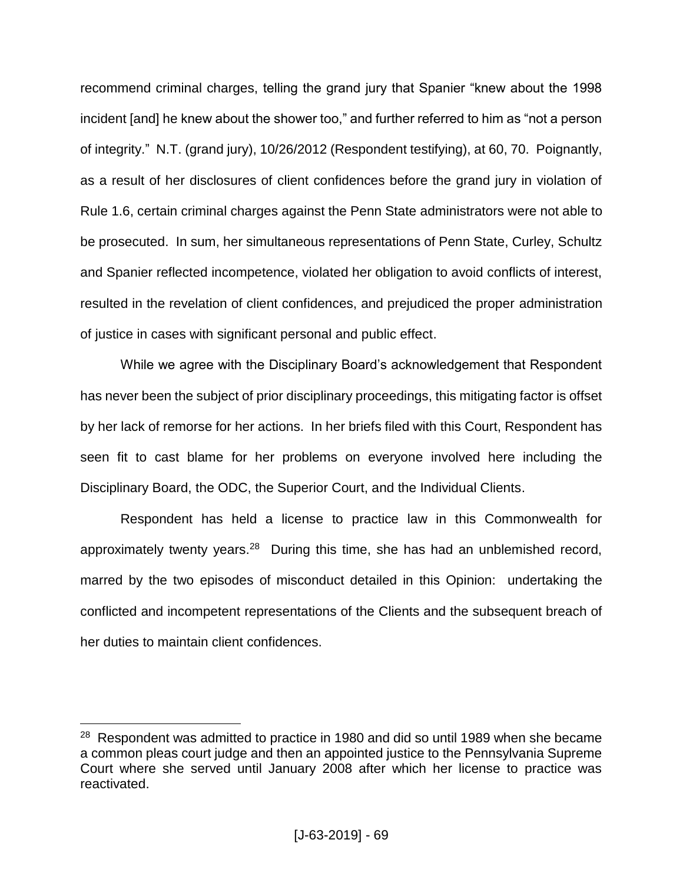recommend criminal charges, telling the grand jury that Spanier "knew about the 1998 incident [and] he knew about the shower too," and further referred to him as "not a person of integrity." N.T. (grand jury), 10/26/2012 (Respondent testifying), at 60, 70. Poignantly, as a result of her disclosures of client confidences before the grand jury in violation of Rule 1.6, certain criminal charges against the Penn State administrators were not able to be prosecuted. In sum, her simultaneous representations of Penn State, Curley, Schultz and Spanier reflected incompetence, violated her obligation to avoid conflicts of interest, resulted in the revelation of client confidences, and prejudiced the proper administration of justice in cases with significant personal and public effect.

While we agree with the Disciplinary Board's acknowledgement that Respondent has never been the subject of prior disciplinary proceedings, this mitigating factor is offset by her lack of remorse for her actions. In her briefs filed with this Court, Respondent has seen fit to cast blame for her problems on everyone involved here including the Disciplinary Board, the ODC, the Superior Court, and the Individual Clients.

Respondent has held a license to practice law in this Commonwealth for approximately twenty years.[28] During this time, she has had an unblemished record, marred by the two episodes of misconduct detailed in this Opinion: undertaking the conflicted and incompetent representations of the Clients and the subsequent breach of her duties to maintain client confidences.

---

[28] Respondent was admitted to practice in 1980 and did so until 1989 when she became a common pleas court judge and then an appointed justice to the Pennsylvania Supreme Court where she served until January 2008 after which her license to practice was reactivated.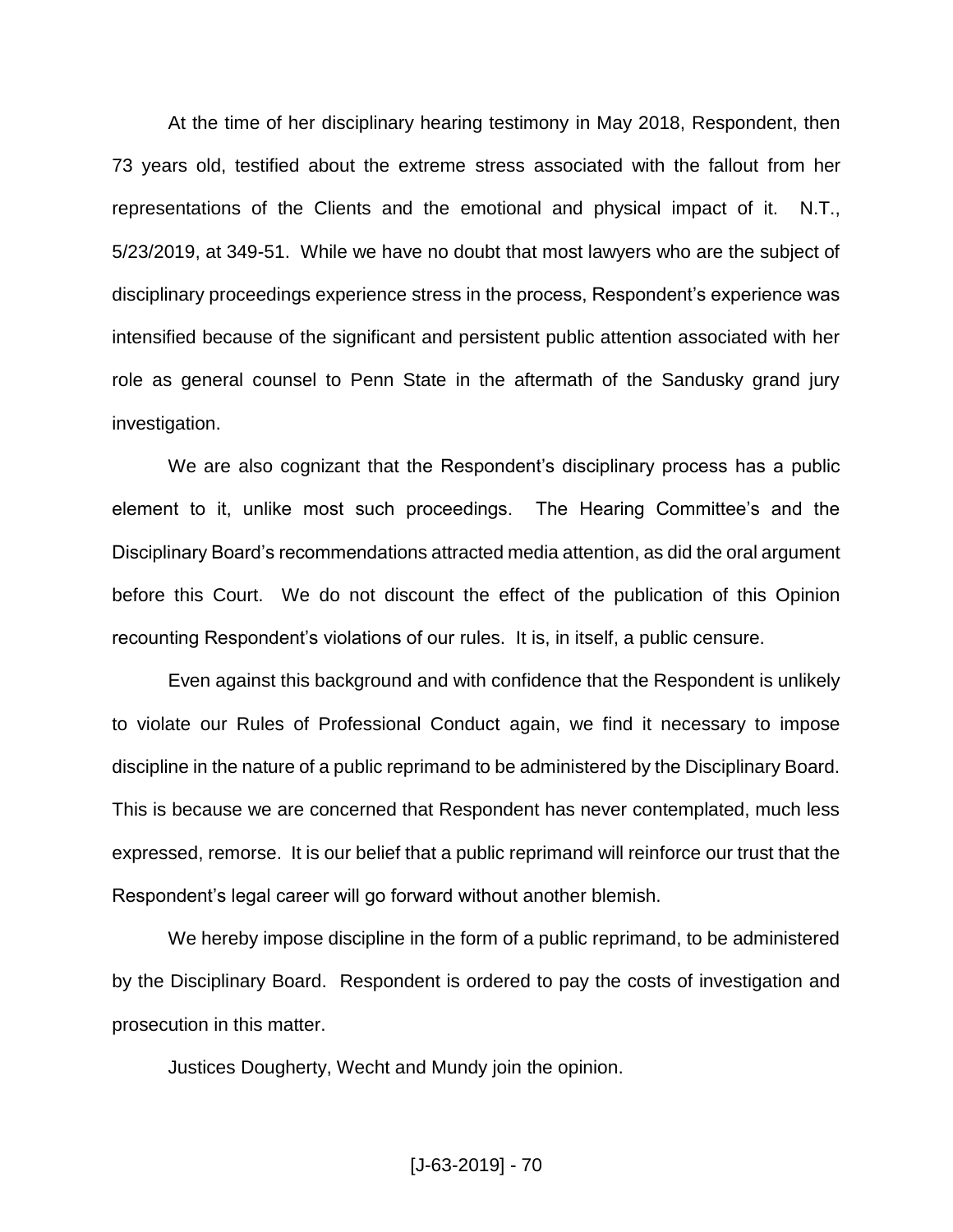At the time of her disciplinary hearing testimony in May 2018, Respondent, then 73 years old, testified about the extreme stress associated with the fallout from her representations of the Clients and the emotional and physical impact of it. N.T., 5/23/2019, at 349-51. While we have no doubt that most lawyers who are the subject of disciplinary proceedings experience stress in the process, Respondent's experience was intensified because of the significant and persistent public attention associated with her role as general counsel to Penn State in the aftermath of the Sandusky grand jury investigation.

We are also cognizant that the Respondent's disciplinary process has a public element to it, unlike most such proceedings. The Hearing Committee's and the Disciplinary Board's recommendations attracted media attention, as did the oral argument before this Court. We do not discount the effect of the publication of this Opinion recounting Respondent's violations of our rules. It is, in itself, a public censure.

Even against this background and with confidence that the Respondent is unlikely to violate our Rules of Professional Conduct again, we find it necessary to impose discipline in the nature of a public reprimand to be administered by the Disciplinary Board. This is because we are concerned that Respondent has never contemplated, much less expressed, remorse. It is our belief that a public reprimand will reinforce our trust that the Respondent's legal career will go forward without another blemish.

We hereby impose discipline in the form of a public reprimand, to be administered by the Disciplinary Board. Respondent is ordered to pay the costs of investigation and prosecution in this matter.

Justices Dougherty, Wecht and Mundy join the opinion.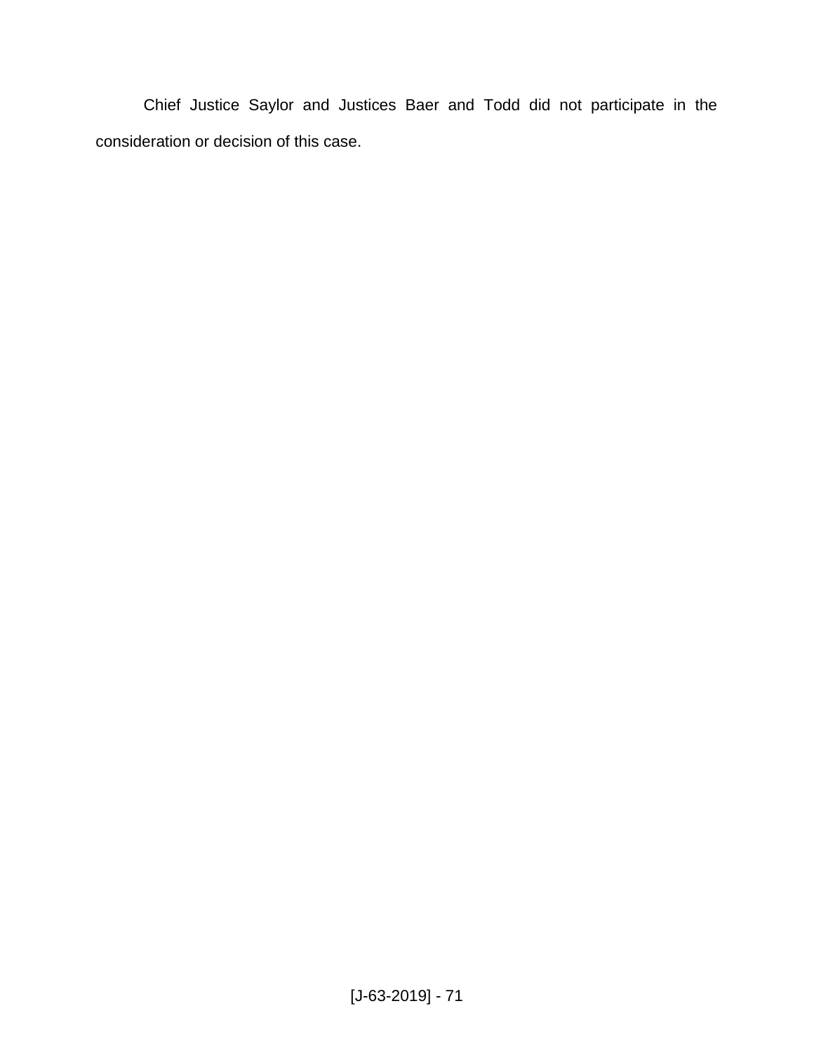Chief Justice Saylor and Justices Baer and Todd did not participate in the consideration or decision of this case.